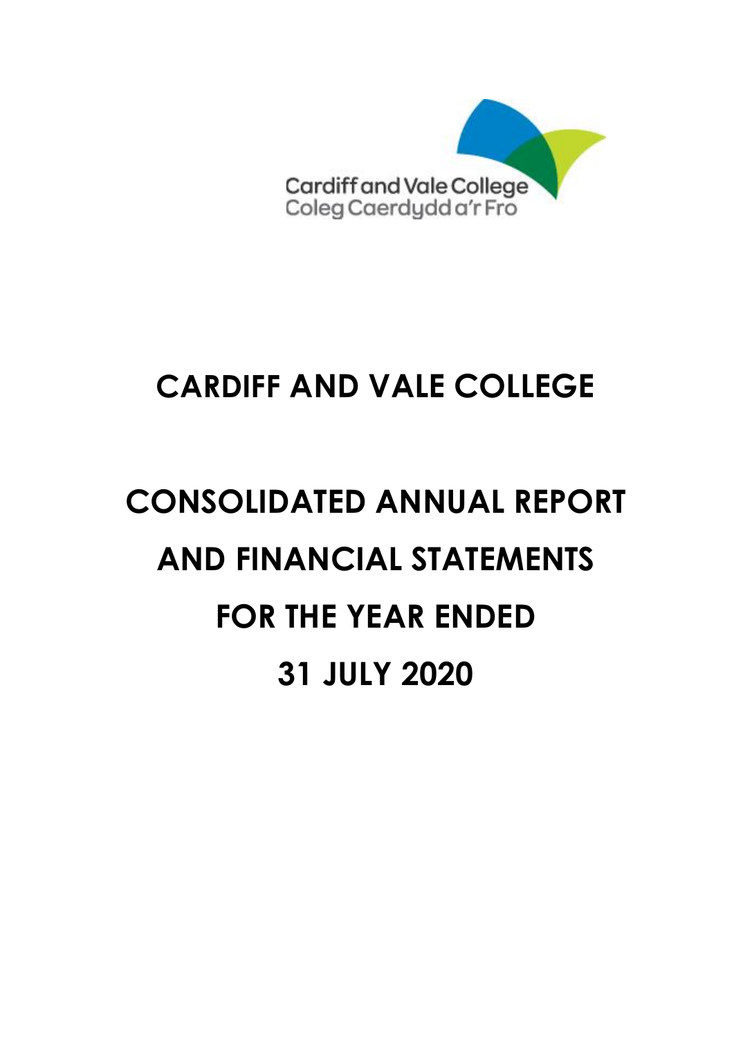Cardiff and Vale College
Coleg Caerdydd a'r Fro

# CARDIFF AND VALE COLLEGE

# CONSOLIDATED ANNUAL REPORT AND FINANCIAL STATEMENTS FOR THE YEAR ENDED 31 JULY 2020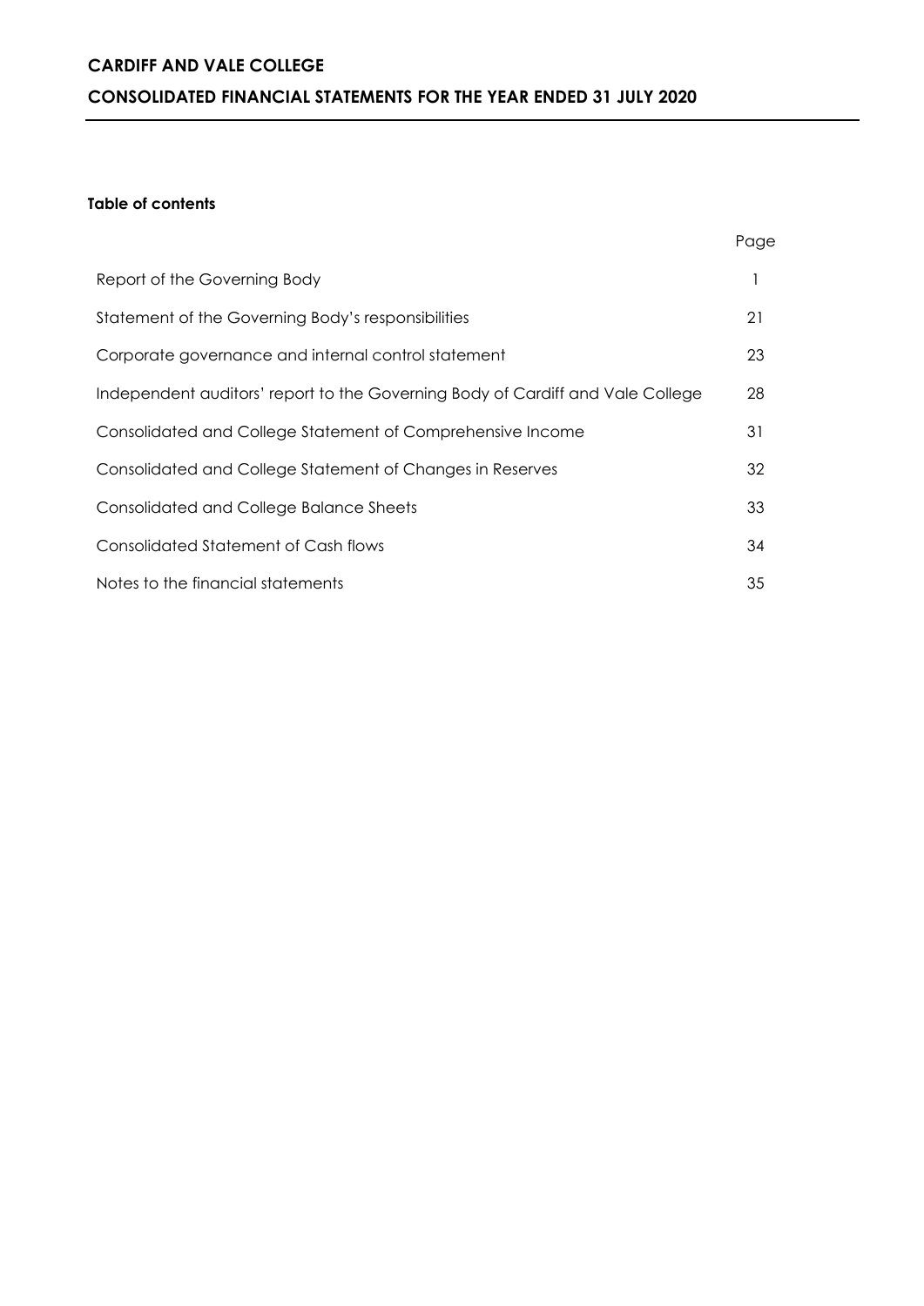# CARDIFF AND VALE COLLEGE

## CONSOLIDATED FINANCIAL STATEMENTS FOR THE YEAR ENDED 31 JULY 2020

**Table of contents**

| | Page |
|---|---|
| Report of the Governing Body | 1 |
| Statement of the Governing Body's responsibilities | 21 |
| Corporate governance and internal control statement | 23 |
| Independent auditors' report to the Governing Body of Cardiff and Vale College | 28 |
| Consolidated and College Statement of Comprehensive Income | 31 |
| Consolidated and College Statement of Changes in Reserves | 32 |
| Consolidated and College Balance Sheets | 33 |
| Consolidated Statement of Cash flows | 34 |
| Notes to the financial statements | 35 |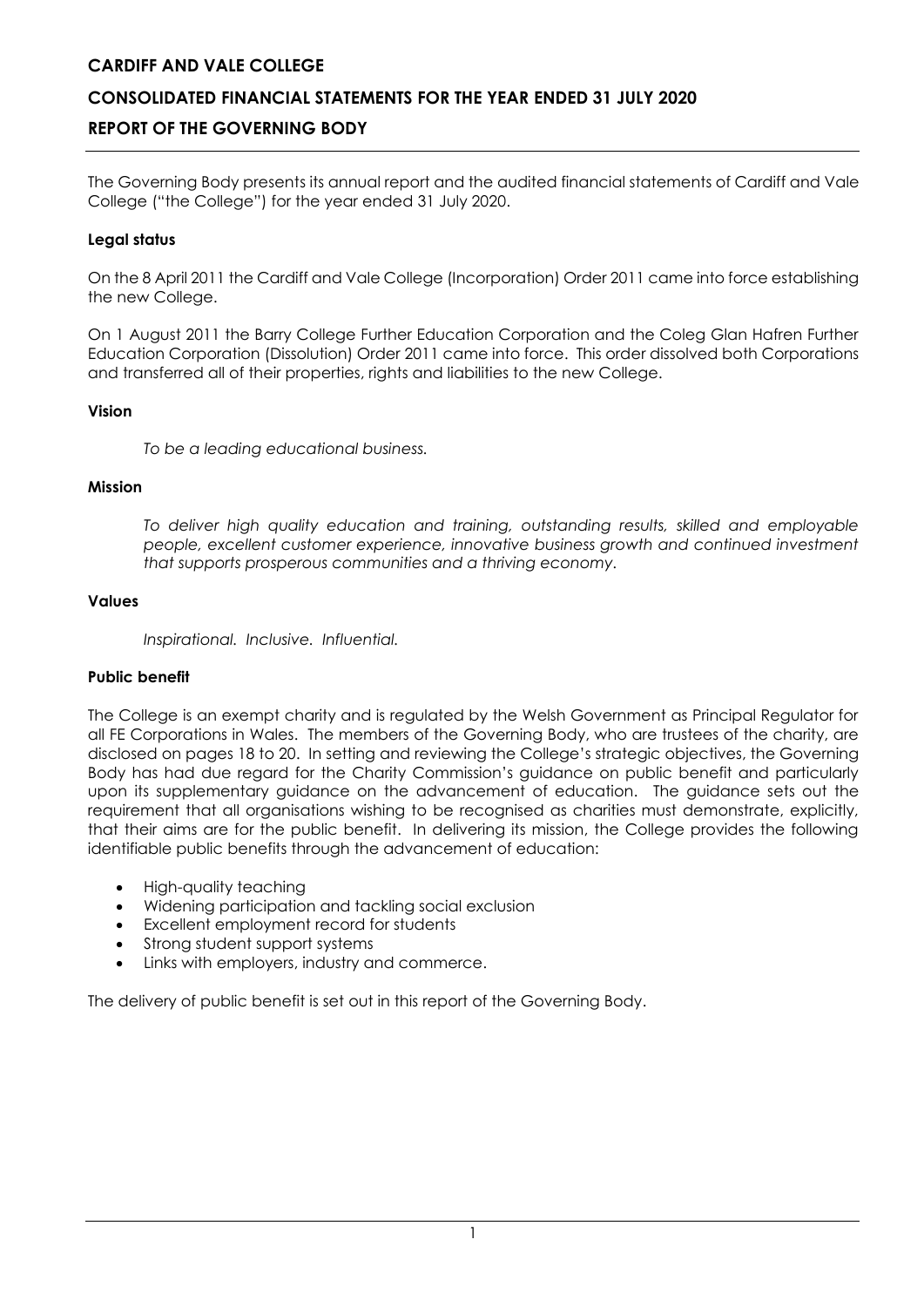# CARDIFF AND VALE COLLEGE

## CONSOLIDATED FINANCIAL STATEMENTS FOR THE YEAR ENDED 31 JULY 2020

## REPORT OF THE GOVERNING BODY

The Governing Body presents its annual report and the audited financial statements of Cardiff and Vale College ("the College") for the year ended 31 July 2020.

### Legal status

On the 8 April 2011 the Cardiff and Vale College (Incorporation) Order 2011 came into force establishing the new College.

On 1 August 2011 the Barry College Further Education Corporation and the Coleg Glan Hafren Further Education Corporation (Dissolution) Order 2011 came into force. This order dissolved both Corporations and transferred all of their properties, rights and liabilities to the new College.

### Vision

*To be a leading educational business.*

### Mission

*To deliver high quality education and training, outstanding results, skilled and employable people, excellent customer experience, innovative business growth and continued investment that supports prosperous communities and a thriving economy.*

### Values

*Inspirational. Inclusive. Influential.*

### Public benefit

The College is an exempt charity and is regulated by the Welsh Government as Principal Regulator for all FE Corporations in Wales. The members of the Governing Body, who are trustees of the charity, are disclosed on pages 18 to 20. In setting and reviewing the College's strategic objectives, the Governing Body has had due regard for the Charity Commission's guidance on public benefit and particularly upon its supplementary guidance on the advancement of education. The guidance sets out the requirement that all organisations wishing to be recognised as charities must demonstrate, explicitly, that their aims are for the public benefit. In delivering its mission, the College provides the following identifiable public benefits through the advancement of education:

- High-quality teaching
- Widening participation and tackling social exclusion
- Excellent employment record for students
- Strong student support systems
- Links with employers, industry and commerce.

The delivery of public benefit is set out in this report of the Governing Body.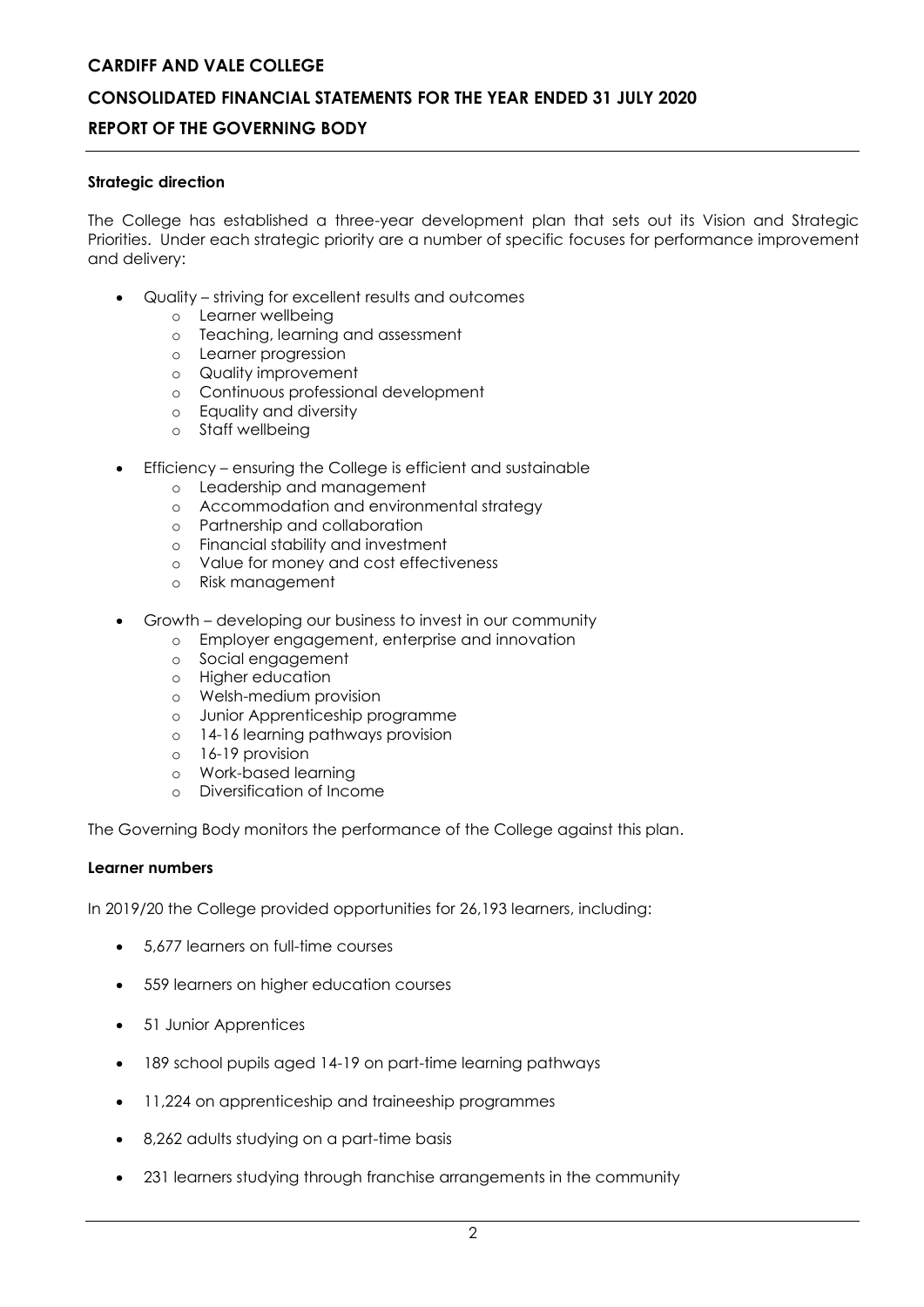### Strategic direction

The College has established a three-year development plan that sets out its Vision and Strategic Priorities. Under each strategic priority are a number of specific focuses for performance improvement and delivery:

- Quality – striving for excellent results and outcomes
  - Learner wellbeing
  - Teaching, learning and assessment
  - Learner progression
  - Quality improvement
  - Continuous professional development
  - Equality and diversity
  - Staff wellbeing
- Efficiency – ensuring the College is efficient and sustainable
  - Leadership and management
  - Accommodation and environmental strategy
  - Partnership and collaboration
  - Financial stability and investment
  - Value for money and cost effectiveness
  - Risk management
- Growth – developing our business to invest in our community
  - Employer engagement, enterprise and innovation
  - Social engagement
  - Higher education
  - Welsh-medium provision
  - Junior Apprenticeship programme
  - 14-16 learning pathways provision
  - 16-19 provision
  - Work-based learning
  - Diversification of Income

The Governing Body monitors the performance of the College against this plan.

### Learner numbers

In 2019/20 the College provided opportunities for 26,193 learners, including:

- 5,677 learners on full-time courses
- 559 learners on higher education courses
- 51 Junior Apprentices
- 189 school pupils aged 14-19 on part-time learning pathways
- 11,224 on apprenticeship and traineeship programmes
- 8,262 adults studying on a part-time basis
- 231 learners studying through franchise arrangements in the community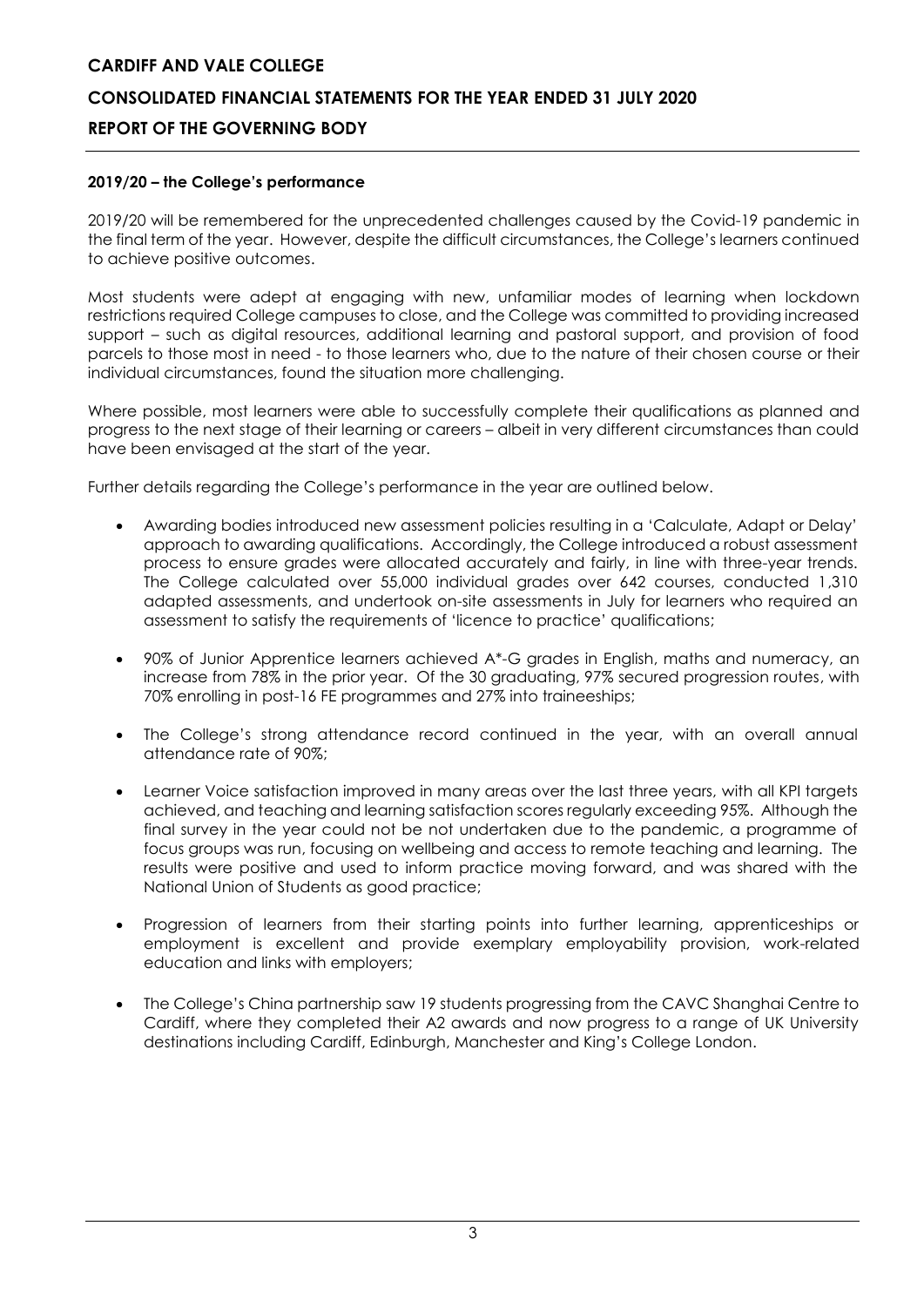**2019/20 – the College's performance**

2019/20 will be remembered for the unprecedented challenges caused by the Covid-19 pandemic in the final term of the year. However, despite the difficult circumstances, the College's learners continued to achieve positive outcomes.

Most students were adept at engaging with new, unfamiliar modes of learning when lockdown restrictions required College campuses to close, and the College was committed to providing increased support – such as digital resources, additional learning and pastoral support, and provision of food parcels to those most in need - to those learners who, due to the nature of their chosen course or their individual circumstances, found the situation more challenging.

Where possible, most learners were able to successfully complete their qualifications as planned and progress to the next stage of their learning or careers – albeit in very different circumstances than could have been envisaged at the start of the year.

Further details regarding the College's performance in the year are outlined below.

- Awarding bodies introduced new assessment policies resulting in a 'Calculate, Adapt or Delay' approach to awarding qualifications. Accordingly, the College introduced a robust assessment process to ensure grades were allocated accurately and fairly, in line with three-year trends. The College calculated over 55,000 individual grades over 642 courses, conducted 1,310 adapted assessments, and undertook on-site assessments in July for learners who required an assessment to satisfy the requirements of 'licence to practice' qualifications;

- 90% of Junior Apprentice learners achieved A*-G grades in English, maths and numeracy, an increase from 78% in the prior year. Of the 30 graduating, 97% secured progression routes, with 70% enrolling in post-16 FE programmes and 27% into traineeships;

- The College's strong attendance record continued in the year, with an overall annual attendance rate of 90%;

- Learner Voice satisfaction improved in many areas over the last three years, with all KPI targets achieved, and teaching and learning satisfaction scores regularly exceeding 95%. Although the final survey in the year could not be not undertaken due to the pandemic, a programme of focus groups was run, focusing on wellbeing and access to remote teaching and learning. The results were positive and used to inform practice moving forward, and was shared with the National Union of Students as good practice;

- Progression of learners from their starting points into further learning, apprenticeships or employment is excellent and provide exemplary employability provision, work-related education and links with employers;

- The College's China partnership saw 19 students progressing from the CAVC Shanghai Centre to Cardiff, where they completed their A2 awards and now progress to a range of UK University destinations including Cardiff, Edinburgh, Manchester and King's College London.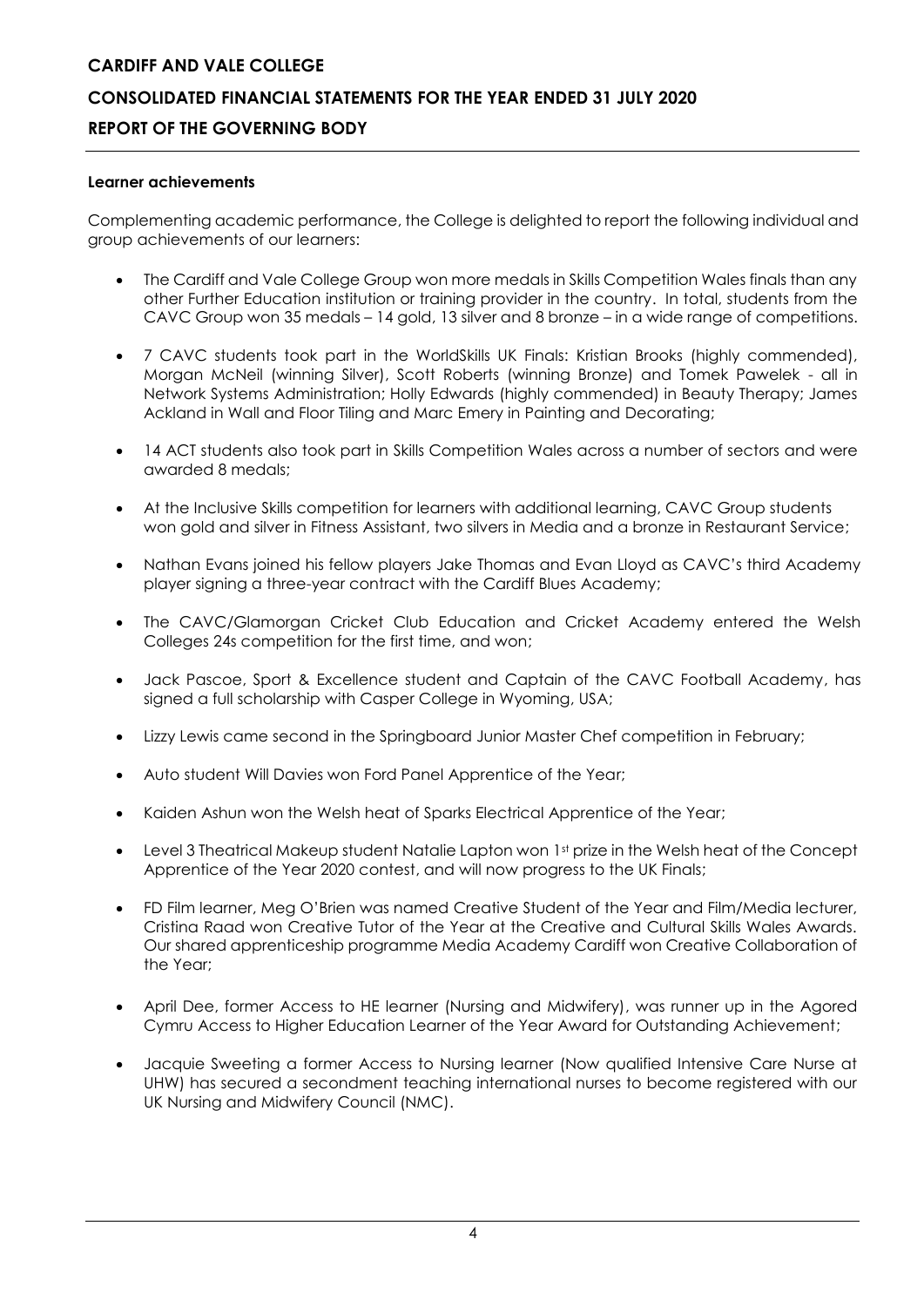**Learner achievements**

Complementing academic performance, the College is delighted to report the following individual and group achievements of our learners:

- The Cardiff and Vale College Group won more medals in Skills Competition Wales finals than any other Further Education institution or training provider in the country. In total, students from the CAVC Group won 35 medals – 14 gold, 13 silver and 8 bronze – in a wide range of competitions.
- 7 CAVC students took part in the WorldSkills UK Finals: Kristian Brooks (highly commended), Morgan McNeil (winning Silver), Scott Roberts (winning Bronze) and Tomek Pawelek - all in Network Systems Administration; Holly Edwards (highly commended) in Beauty Therapy; James Ackland in Wall and Floor Tiling and Marc Emery in Painting and Decorating;
- 14 ACT students also took part in Skills Competition Wales across a number of sectors and were awarded 8 medals;
- At the Inclusive Skills competition for learners with additional learning, CAVC Group students won gold and silver in Fitness Assistant, two silvers in Media and a bronze in Restaurant Service;
- Nathan Evans joined his fellow players Jake Thomas and Evan Lloyd as CAVC's third Academy player signing a three-year contract with the Cardiff Blues Academy;
- The CAVC/Glamorgan Cricket Club Education and Cricket Academy entered the Welsh Colleges 24s competition for the first time, and won;
- Jack Pascoe, Sport & Excellence student and Captain of the CAVC Football Academy, has signed a full scholarship with Casper College in Wyoming, USA;
- Lizzy Lewis came second in the Springboard Junior Master Chef competition in February;
- Auto student Will Davies won Ford Panel Apprentice of the Year;
- Kaiden Ashun won the Welsh heat of Sparks Electrical Apprentice of the Year;
- Level 3 Theatrical Makeup student Natalie Lapton won 1st prize in the Welsh heat of the Concept Apprentice of the Year 2020 contest, and will now progress to the UK Finals;
- FD Film learner, Meg O'Brien was named Creative Student of the Year and Film/Media lecturer, Cristina Raad won Creative Tutor of the Year at the Creative and Cultural Skills Wales Awards. Our shared apprenticeship programme Media Academy Cardiff won Creative Collaboration of the Year;
- April Dee, former Access to HE learner (Nursing and Midwifery), was runner up in the Agored Cymru Access to Higher Education Learner of the Year Award for Outstanding Achievement;
- Jacquie Sweeting a former Access to Nursing learner (Now qualified Intensive Care Nurse at UHW) has secured a secondment teaching international nurses to become registered with our UK Nursing and Midwifery Council (NMC).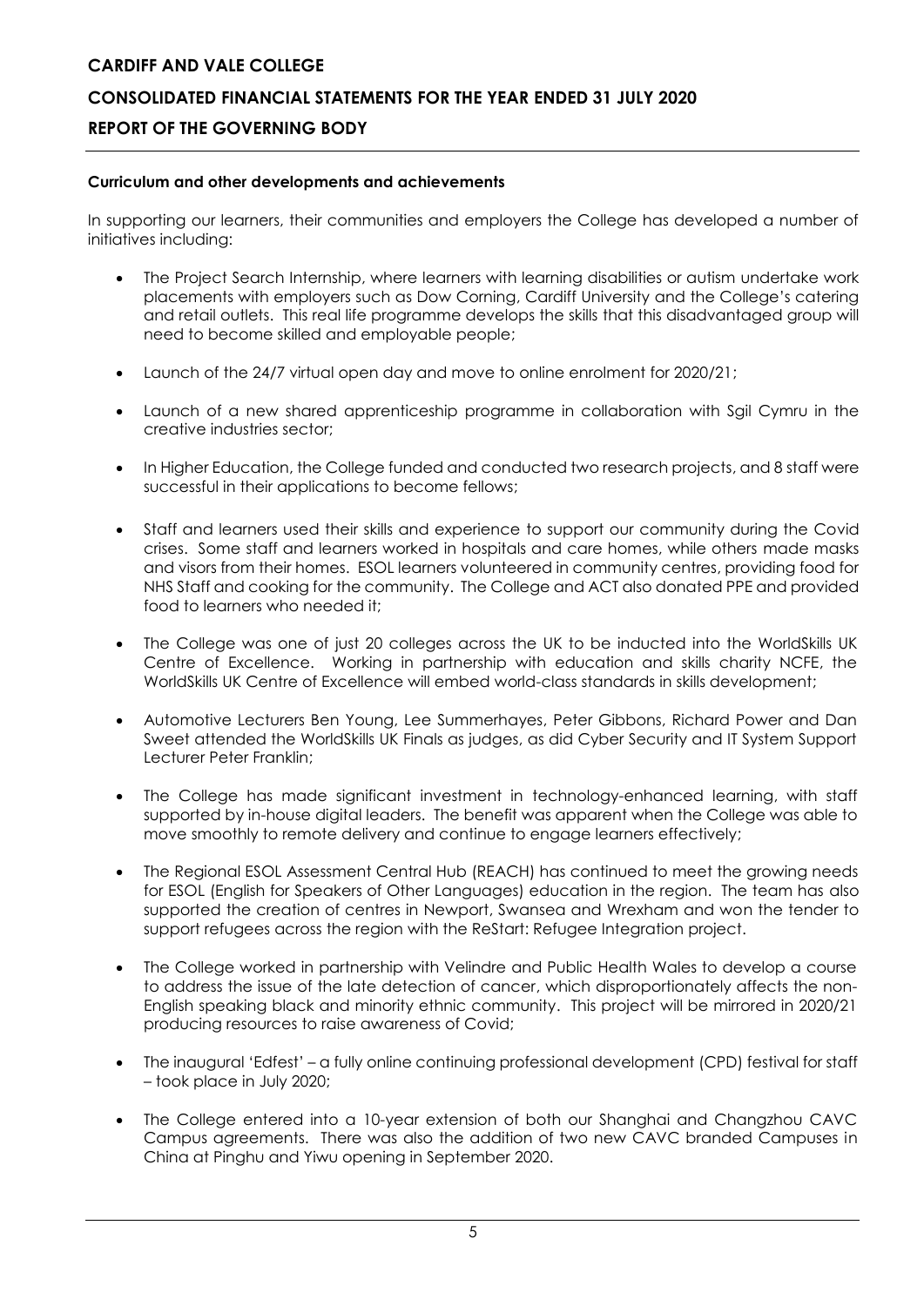#### Curriculum and other developments and achievements

In supporting our learners, their communities and employers the College has developed a number of initiatives including:

- The Project Search Internship, where learners with learning disabilities or autism undertake work placements with employers such as Dow Corning, Cardiff University and the College's catering and retail outlets. This real life programme develops the skills that this disadvantaged group will need to become skilled and employable people;

- Launch of the 24/7 virtual open day and move to online enrolment for 2020/21;

- Launch of a new shared apprenticeship programme in collaboration with Sgil Cymru in the creative industries sector;

- In Higher Education, the College funded and conducted two research projects, and 8 staff were successful in their applications to become fellows;

- Staff and learners used their skills and experience to support our community during the Covid crises. Some staff and learners worked in hospitals and care homes, while others made masks and visors from their homes. ESOL learners volunteered in community centres, providing food for NHS Staff and cooking for the community. The College and ACT also donated PPE and provided food to learners who needed it;

- The College was one of just 20 colleges across the UK to be inducted into the WorldSkills UK Centre of Excellence. Working in partnership with education and skills charity NCFE, the WorldSkills UK Centre of Excellence will embed world-class standards in skills development;

- Automotive Lecturers Ben Young, Lee Summerhayes, Peter Gibbons, Richard Power and Dan Sweet attended the WorldSkills UK Finals as judges, as did Cyber Security and IT System Support Lecturer Peter Franklin;

- The College has made significant investment in technology-enhanced learning, with staff supported by in-house digital leaders. The benefit was apparent when the College was able to move smoothly to remote delivery and continue to engage learners effectively;

- The Regional ESOL Assessment Central Hub (REACH) has continued to meet the growing needs for ESOL (English for Speakers of Other Languages) education in the region. The team has also supported the creation of centres in Newport, Swansea and Wrexham and won the tender to support refugees across the region with the ReStart: Refugee Integration project.

- The College worked in partnership with Velindre and Public Health Wales to develop a course to address the issue of the late detection of cancer, which disproportionately affects the non-English speaking black and minority ethnic community. This project will be mirrored in 2020/21 producing resources to raise awareness of Covid;

- The inaugural 'Edfest' – a fully online continuing professional development (CPD) festival for staff – took place in July 2020;

- The College entered into a 10-year extension of both our Shanghai and Changzhou CAVC Campus agreements. There was also the addition of two new CAVC branded Campuses in China at Pinghu and Yiwu opening in September 2020.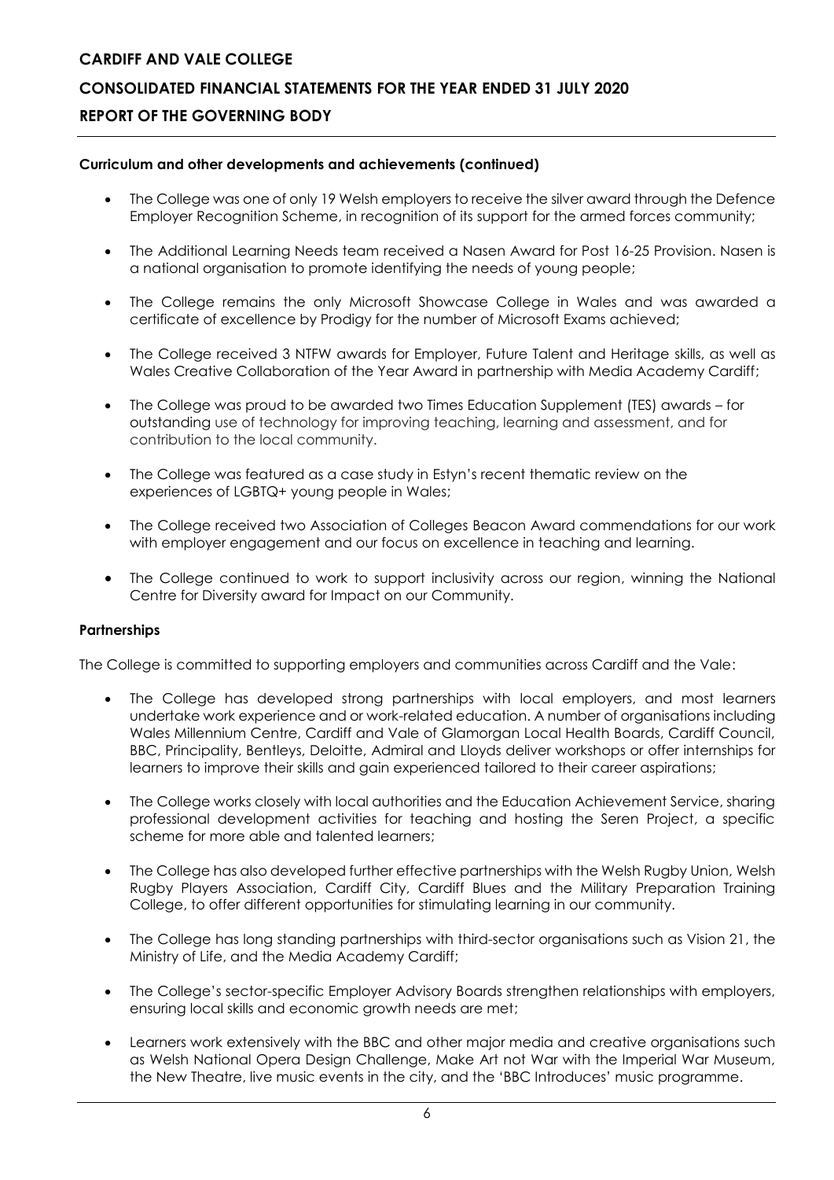**Curriculum and other developments and achievements (continued)**

- The College was one of only 19 Welsh employers to receive the silver award through the Defence Employer Recognition Scheme, in recognition of its support for the armed forces community;
- The Additional Learning Needs team received a Nasen Award for Post 16-25 Provision. Nasen is a national organisation to promote identifying the needs of young people;
- The College remains the only Microsoft Showcase College in Wales and was awarded a certificate of excellence by Prodigy for the number of Microsoft Exams achieved;
- The College received 3 NTFW awards for Employer, Future Talent and Heritage skills, as well as Wales Creative Collaboration of the Year Award in partnership with Media Academy Cardiff;
- The College was proud to be awarded two Times Education Supplement (TES) awards – for outstanding use of technology for improving teaching, learning and assessment, and for contribution to the local community.
- The College was featured as a case study in Estyn's recent thematic review on the experiences of LGBTQ+ young people in Wales;
- The College received two Association of Colleges Beacon Award commendations for our work with employer engagement and our focus on excellence in teaching and learning.
- The College continued to work to support inclusivity across our region, winning the National Centre for Diversity award for Impact on our Community.

**Partnerships**

The College is committed to supporting employers and communities across Cardiff and the Vale:

- The College has developed strong partnerships with local employers, and most learners undertake work experience and or work-related education. A number of organisations including Wales Millennium Centre, Cardiff and Vale of Glamorgan Local Health Boards, Cardiff Council, BBC, Principality, Bentleys, Deloitte, Admiral and Lloyds deliver workshops or offer internships for learners to improve their skills and gain experienced tailored to their career aspirations;
- The College works closely with local authorities and the Education Achievement Service, sharing professional development activities for teaching and hosting the Seren Project, a specific scheme for more able and talented learners;
- The College has also developed further effective partnerships with the Welsh Rugby Union, Welsh Rugby Players Association, Cardiff City, Cardiff Blues and the Military Preparation Training College, to offer different opportunities for stimulating learning in our community.
- The College has long standing partnerships with third-sector organisations such as Vision 21, the Ministry of Life, and the Media Academy Cardiff;
- The College's sector-specific Employer Advisory Boards strengthen relationships with employers, ensuring local skills and economic growth needs are met;
- Learners work extensively with the BBC and other major media and creative organisations such as Welsh National Opera Design Challenge, Make Art not War with the Imperial War Museum, the New Theatre, live music events in the city, and the 'BBC Introduces' music programme.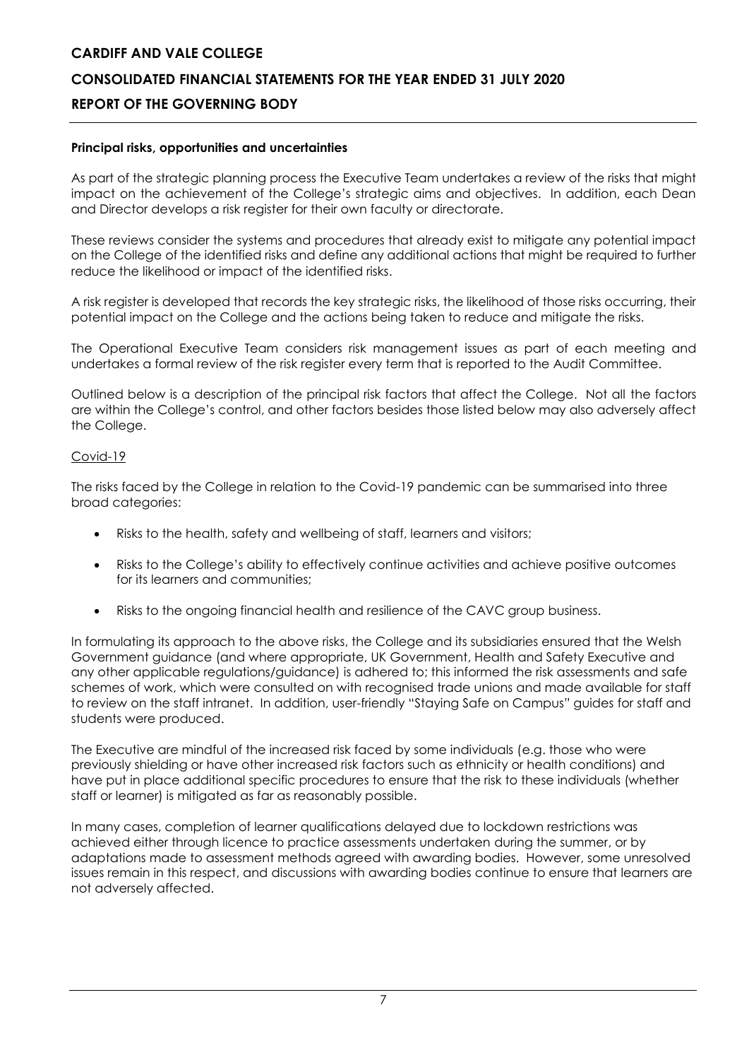### Principal risks, opportunities and uncertainties

As part of the strategic planning process the Executive Team undertakes a review of the risks that might impact on the achievement of the College's strategic aims and objectives. In addition, each Dean and Director develops a risk register for their own faculty or directorate.

These reviews consider the systems and procedures that already exist to mitigate any potential impact on the College of the identified risks and define any additional actions that might be required to further reduce the likelihood or impact of the identified risks.

A risk register is developed that records the key strategic risks, the likelihood of those risks occurring, their potential impact on the College and the actions being taken to reduce and mitigate the risks.

The Operational Executive Team considers risk management issues as part of each meeting and undertakes a formal review of the risk register every term that is reported to the Audit Committee.

Outlined below is a description of the principal risk factors that affect the College. Not all the factors are within the College's control, and other factors besides those listed below may also adversely affect the College.

#### Covid-19

The risks faced by the College in relation to the Covid-19 pandemic can be summarised into three broad categories:

- Risks to the health, safety and wellbeing of staff, learners and visitors;
- Risks to the College's ability to effectively continue activities and achieve positive outcomes for its learners and communities;
- Risks to the ongoing financial health and resilience of the CAVC group business.

In formulating its approach to the above risks, the College and its subsidiaries ensured that the Welsh Government guidance (and where appropriate, UK Government, Health and Safety Executive and any other applicable regulations/guidance) is adhered to; this informed the risk assessments and safe schemes of work, which were consulted on with recognised trade unions and made available for staff to review on the staff intranet. In addition, user-friendly "Staying Safe on Campus" guides for staff and students were produced.

The Executive are mindful of the increased risk faced by some individuals (e.g. those who were previously shielding or have other increased risk factors such as ethnicity or health conditions) and have put in place additional specific procedures to ensure that the risk to these individuals (whether staff or learner) is mitigated as far as reasonably possible.

In many cases, completion of learner qualifications delayed due to lockdown restrictions was achieved either through licence to practice assessments undertaken during the summer, or by adaptations made to assessment methods agreed with awarding bodies. However, some unresolved issues remain in this respect, and discussions with awarding bodies continue to ensure that learners are not adversely affected.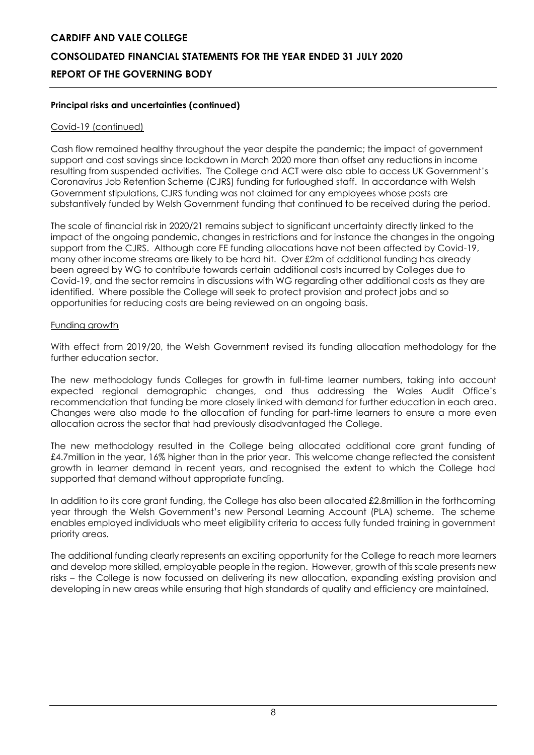### Principal risks and uncertainties (continued)

Covid-19 (continued)

Cash flow remained healthy throughout the year despite the pandemic; the impact of government support and cost savings since lockdown in March 2020 more than offset any reductions in income resulting from suspended activities. The College and ACT were also able to access UK Government's Coronavirus Job Retention Scheme (CJRS) funding for furloughed staff. In accordance with Welsh Government stipulations, CJRS funding was not claimed for any employees whose posts are substantively funded by Welsh Government funding that continued to be received during the period.

The scale of financial risk in 2020/21 remains subject to significant uncertainty directly linked to the impact of the ongoing pandemic, changes in restrictions and for instance the changes in the ongoing support from the CJRS. Although core FE funding allocations have not been affected by Covid-19, many other income streams are likely to be hard hit. Over £2m of additional funding has already been agreed by WG to contribute towards certain additional costs incurred by Colleges due to Covid-19, and the sector remains in discussions with WG regarding other additional costs as they are identified. Where possible the College will seek to protect provision and protect jobs and so opportunities for reducing costs are being reviewed on an ongoing basis.

Funding growth

With effect from 2019/20, the Welsh Government revised its funding allocation methodology for the further education sector.

The new methodology funds Colleges for growth in full-time learner numbers, taking into account expected regional demographic changes, and thus addressing the Wales Audit Office's recommendation that funding be more closely linked with demand for further education in each area. Changes were also made to the allocation of funding for part-time learners to ensure a more even allocation across the sector that had previously disadvantaged the College.

The new methodology resulted in the College being allocated additional core grant funding of £4.7million in the year, 16% higher than in the prior year. This welcome change reflected the consistent growth in learner demand in recent years, and recognised the extent to which the College had supported that demand without appropriate funding.

In addition to its core grant funding, the College has also been allocated £2.8million in the forthcoming year through the Welsh Government's new Personal Learning Account (PLA) scheme. The scheme enables employed individuals who meet eligibility criteria to access fully funded training in government priority areas.

The additional funding clearly represents an exciting opportunity for the College to reach more learners and develop more skilled, employable people in the region. However, growth of this scale presents new risks – the College is now focussed on delivering its new allocation, expanding existing provision and developing in new areas while ensuring that high standards of quality and efficiency are maintained.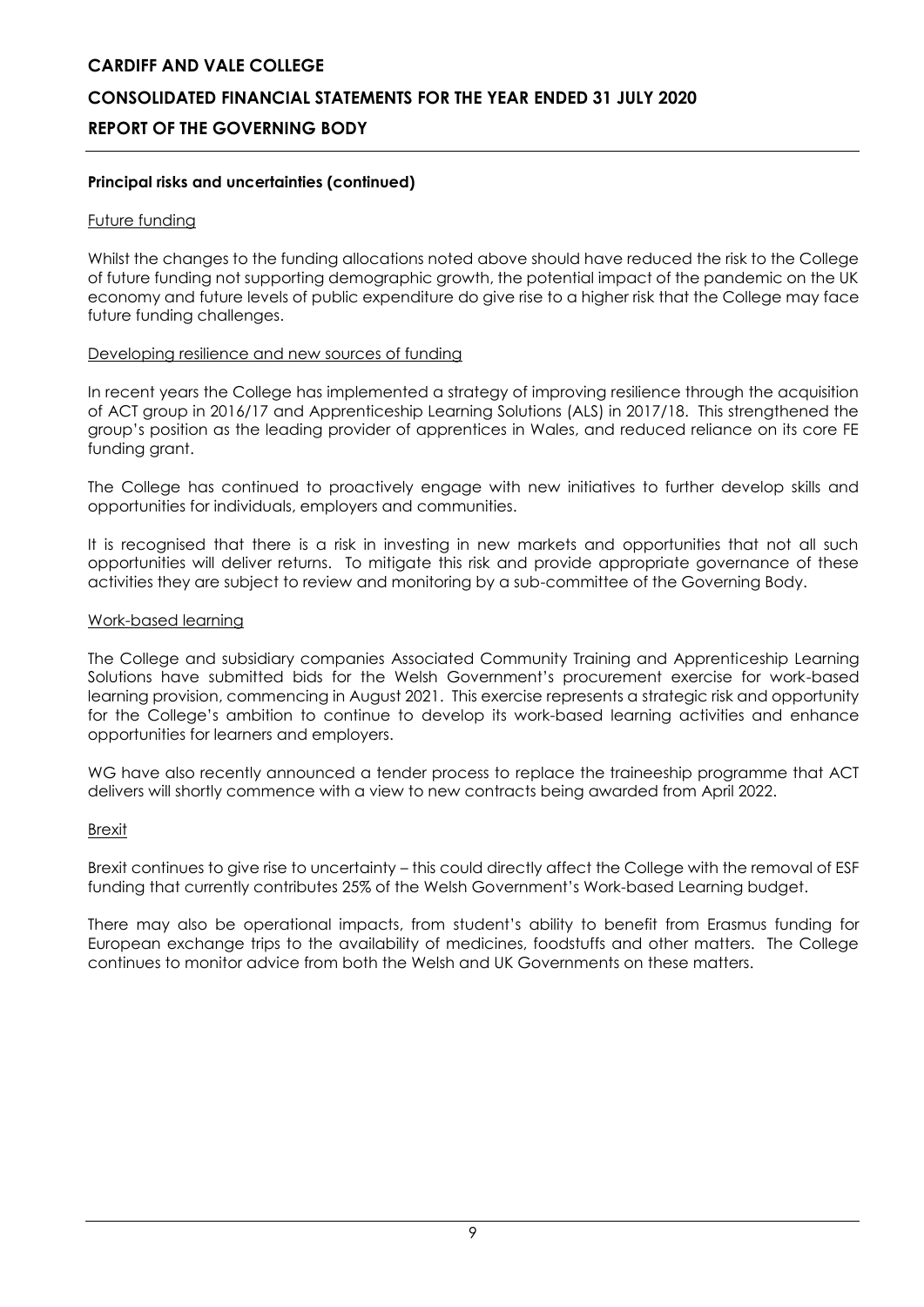**Principal risks and uncertainties (continued)**

Future funding

Whilst the changes to the funding allocations noted above should have reduced the risk to the College of future funding not supporting demographic growth, the potential impact of the pandemic on the UK economy and future levels of public expenditure do give rise to a higher risk that the College may face future funding challenges.

Developing resilience and new sources of funding

In recent years the College has implemented a strategy of improving resilience through the acquisition of ACT group in 2016/17 and Apprenticeship Learning Solutions (ALS) in 2017/18. This strengthened the group's position as the leading provider of apprentices in Wales, and reduced reliance on its core FE funding grant.

The College has continued to proactively engage with new initiatives to further develop skills and opportunities for individuals, employers and communities.

It is recognised that there is a risk in investing in new markets and opportunities that not all such opportunities will deliver returns. To mitigate this risk and provide appropriate governance of these activities they are subject to review and monitoring by a sub-committee of the Governing Body.

Work-based learning

The College and subsidiary companies Associated Community Training and Apprenticeship Learning Solutions have submitted bids for the Welsh Government's procurement exercise for work-based learning provision, commencing in August 2021. This exercise represents a strategic risk and opportunity for the College's ambition to continue to develop its work-based learning activities and enhance opportunities for learners and employers.

WG have also recently announced a tender process to replace the traineeship programme that ACT delivers will shortly commence with a view to new contracts being awarded from April 2022.

Brexit

Brexit continues to give rise to uncertainty – this could directly affect the College with the removal of ESF funding that currently contributes 25% of the Welsh Government's Work-based Learning budget.

There may also be operational impacts, from student's ability to benefit from Erasmus funding for European exchange trips to the availability of medicines, foodstuffs and other matters. The College continues to monitor advice from both the Welsh and UK Governments on these matters.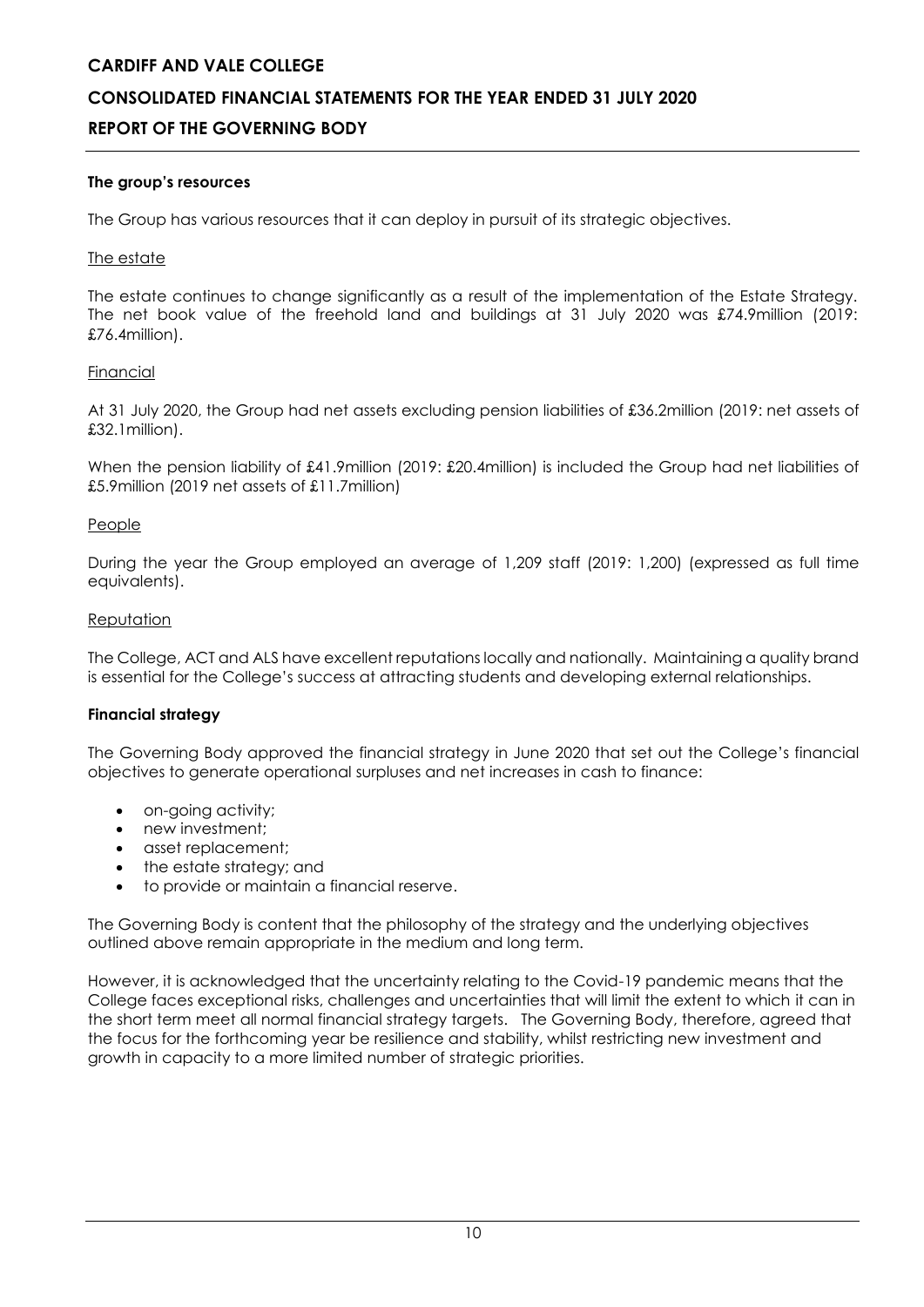### The group's resources

The Group has various resources that it can deploy in pursuit of its strategic objectives.

The estate

The estate continues to change significantly as a result of the implementation of the Estate Strategy. The net book value of the freehold land and buildings at 31 July 2020 was £74.9million (2019: £76.4million).

Financial

At 31 July 2020, the Group had net assets excluding pension liabilities of £36.2million (2019: net assets of £32.1million).

When the pension liability of £41.9million (2019: £20.4million) is included the Group had net liabilities of £5.9million (2019 net assets of £11.7million)

People

During the year the Group employed an average of 1,209 staff (2019: 1,200) (expressed as full time equivalents).

Reputation

The College, ACT and ALS have excellent reputations locally and nationally. Maintaining a quality brand is essential for the College's success at attracting students and developing external relationships.

### Financial strategy

The Governing Body approved the financial strategy in June 2020 that set out the College's financial objectives to generate operational surpluses and net increases in cash to finance:

- on-going activity;
- new investment;
- asset replacement;
- the estate strategy; and
- to provide or maintain a financial reserve.

The Governing Body is content that the philosophy of the strategy and the underlying objectives outlined above remain appropriate in the medium and long term.

However, it is acknowledged that the uncertainty relating to the Covid-19 pandemic means that the College faces exceptional risks, challenges and uncertainties that will limit the extent to which it can in the short term meet all normal financial strategy targets. The Governing Body, therefore, agreed that the focus for the forthcoming year be resilience and stability, whilst restricting new investment and growth in capacity to a more limited number of strategic priorities.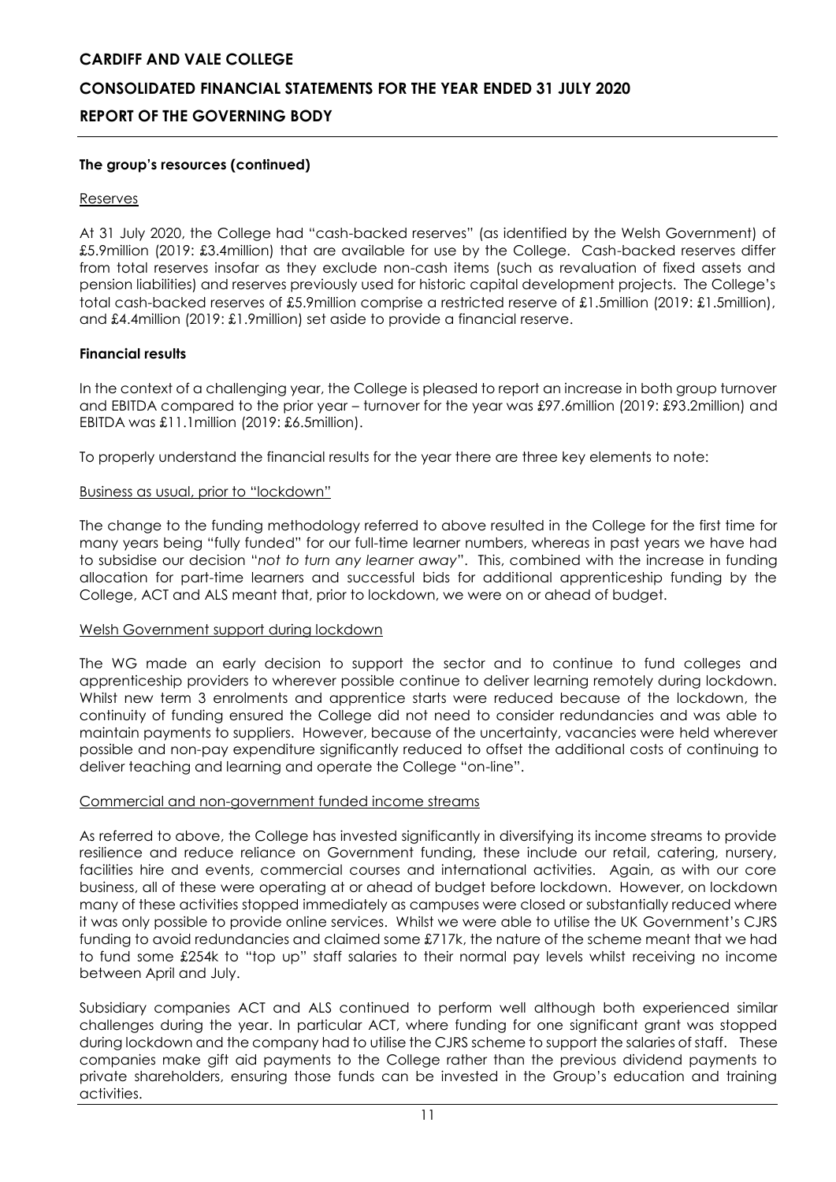### The group's resources (continued)

#### Reserves

At 31 July 2020, the College had "cash-backed reserves" (as identified by the Welsh Government) of £5.9million (2019: £3.4million) that are available for use by the College. Cash-backed reserves differ from total reserves insofar as they exclude non-cash items (such as revaluation of fixed assets and pension liabilities) and reserves previously used for historic capital development projects. The College's total cash-backed reserves of £5.9million comprise a restricted reserve of £1.5million (2019: £1.5million), and £4.4million (2019: £1.9million) set aside to provide a financial reserve.

### Financial results

In the context of a challenging year, the College is pleased to report an increase in both group turnover and EBITDA compared to the prior year – turnover for the year was £97.6million (2019: £93.2million) and EBITDA was £11.1million (2019: £6.5million).

To properly understand the financial results for the year there are three key elements to note:

#### Business as usual, prior to "lockdown"

The change to the funding methodology referred to above resulted in the College for the first time for many years being "fully funded" for our full-time learner numbers, whereas in past years we have had to subsidise our decision "*not to turn any learner away*". This, combined with the increase in funding allocation for part-time learners and successful bids for additional apprenticeship funding by the College, ACT and ALS meant that, prior to lockdown, we were on or ahead of budget.

#### Welsh Government support during lockdown

The WG made an early decision to support the sector and to continue to fund colleges and apprenticeship providers to wherever possible continue to deliver learning remotely during lockdown. Whilst new term 3 enrolments and apprentice starts were reduced because of the lockdown, the continuity of funding ensured the College did not need to consider redundancies and was able to maintain payments to suppliers. However, because of the uncertainty, vacancies were held wherever possible and non-pay expenditure significantly reduced to offset the additional costs of continuing to deliver teaching and learning and operate the College "on-line".

#### Commercial and non-government funded income streams

As referred to above, the College has invested significantly in diversifying its income streams to provide resilience and reduce reliance on Government funding, these include our retail, catering, nursery, facilities hire and events, commercial courses and international activities. Again, as with our core business, all of these were operating at or ahead of budget before lockdown. However, on lockdown many of these activities stopped immediately as campuses were closed or substantially reduced where it was only possible to provide online services. Whilst we were able to utilise the UK Government's CJRS funding to avoid redundancies and claimed some £717k, the nature of the scheme meant that we had to fund some £254k to "top up" staff salaries to their normal pay levels whilst receiving no income between April and July.

Subsidiary companies ACT and ALS continued to perform well although both experienced similar challenges during the year. In particular ACT, where funding for one significant grant was stopped during lockdown and the company had to utilise the CJRS scheme to support the salaries of staff. These companies make gift aid payments to the College rather than the previous dividend payments to private shareholders, ensuring those funds can be invested in the Group's education and training activities.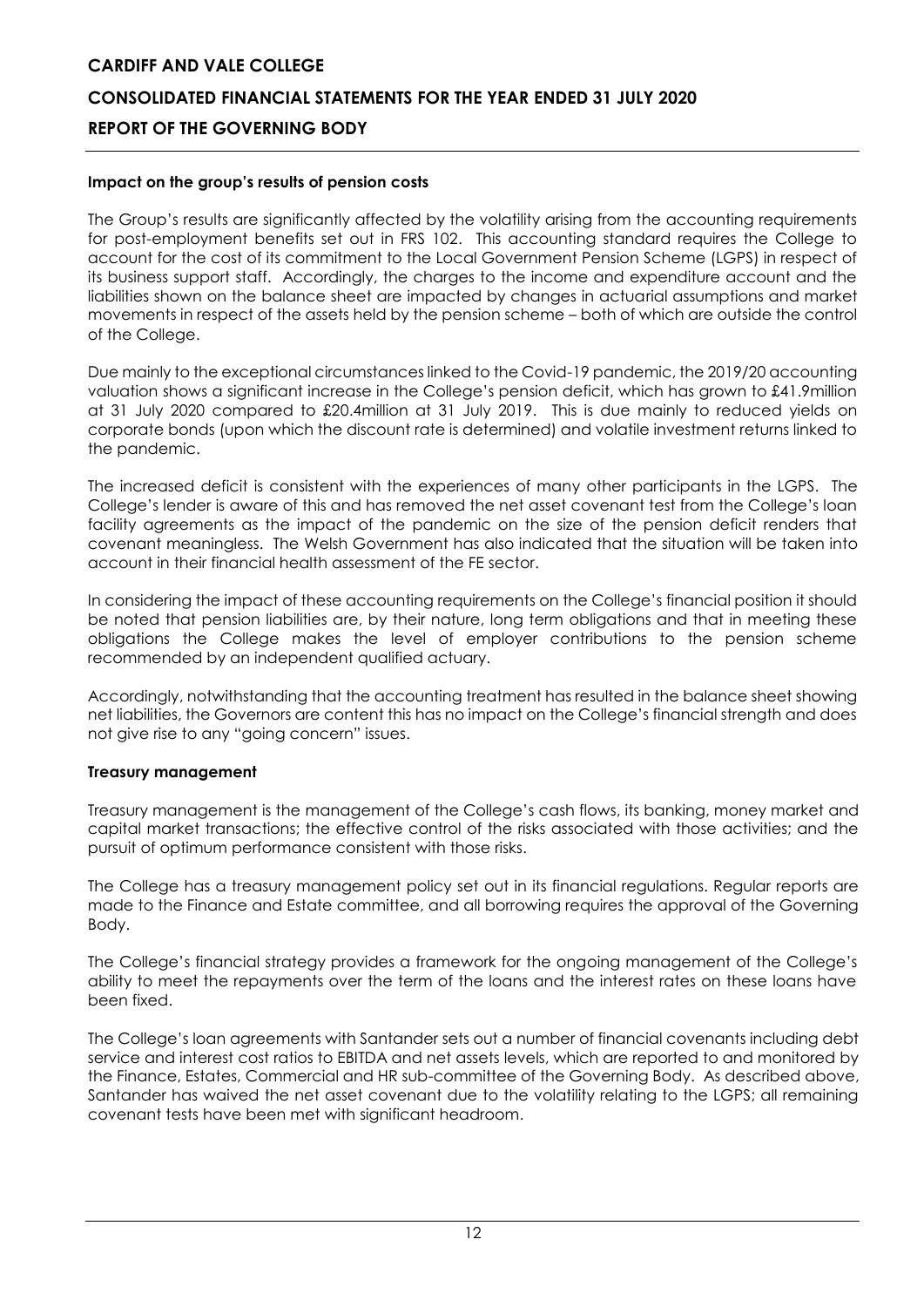### Impact on the group's results of pension costs

The Group's results are significantly affected by the volatility arising from the accounting requirements for post-employment benefits set out in FRS 102. This accounting standard requires the College to account for the cost of its commitment to the Local Government Pension Scheme (LGPS) in respect of its business support staff. Accordingly, the charges to the income and expenditure account and the liabilities shown on the balance sheet are impacted by changes in actuarial assumptions and market movements in respect of the assets held by the pension scheme – both of which are outside the control of the College.

Due mainly to the exceptional circumstances linked to the Covid-19 pandemic, the 2019/20 accounting valuation shows a significant increase in the College's pension deficit, which has grown to £41.9million at 31 July 2020 compared to £20.4million at 31 July 2019. This is due mainly to reduced yields on corporate bonds (upon which the discount rate is determined) and volatile investment returns linked to the pandemic.

The increased deficit is consistent with the experiences of many other participants in the LGPS. The College's lender is aware of this and has removed the net asset covenant test from the College's loan facility agreements as the impact of the pandemic on the size of the pension deficit renders that covenant meaningless. The Welsh Government has also indicated that the situation will be taken into account in their financial health assessment of the FE sector.

In considering the impact of these accounting requirements on the College's financial position it should be noted that pension liabilities are, by their nature, long term obligations and that in meeting these obligations the College makes the level of employer contributions to the pension scheme recommended by an independent qualified actuary.

Accordingly, notwithstanding that the accounting treatment has resulted in the balance sheet showing net liabilities, the Governors are content this has no impact on the College's financial strength and does not give rise to any "going concern" issues.

### Treasury management

Treasury management is the management of the College's cash flows, its banking, money market and capital market transactions; the effective control of the risks associated with those activities; and the pursuit of optimum performance consistent with those risks.

The College has a treasury management policy set out in its financial regulations. Regular reports are made to the Finance and Estate committee, and all borrowing requires the approval of the Governing Body.

The College's financial strategy provides a framework for the ongoing management of the College's ability to meet the repayments over the term of the loans and the interest rates on these loans have been fixed.

The College's loan agreements with Santander sets out a number of financial covenants including debt service and interest cost ratios to EBITDA and net assets levels, which are reported to and monitored by the Finance, Estates, Commercial and HR sub-committee of the Governing Body. As described above, Santander has waived the net asset covenant due to the volatility relating to the LGPS; all remaining covenant tests have been met with significant headroom.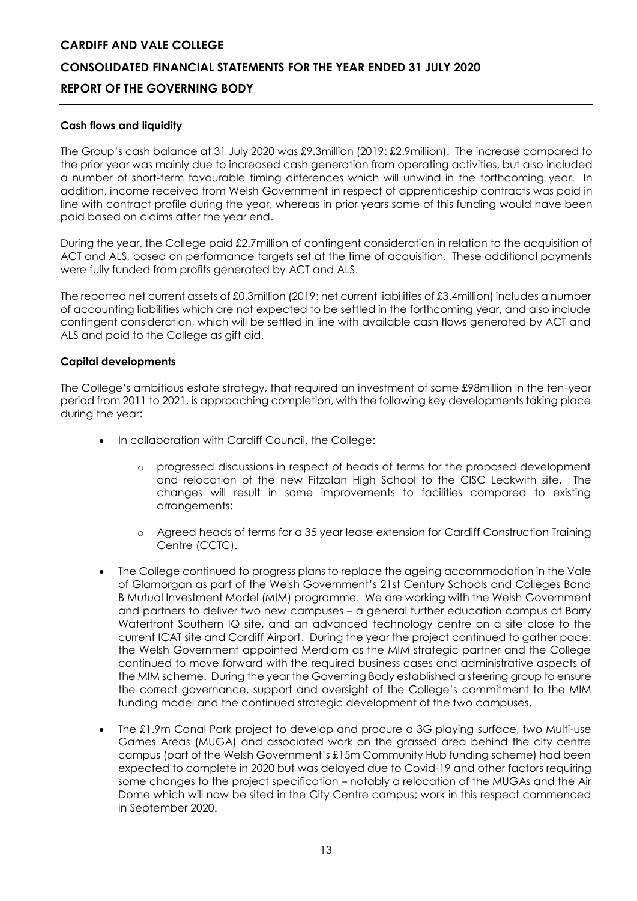### Cash flows and liquidity

The Group's cash balance at 31 July 2020 was £9.3million (2019: £2.9million). The increase compared to the prior year was mainly due to increased cash generation from operating activities, but also included a number of short-term favourable timing differences which will unwind in the forthcoming year. In addition, income received from Welsh Government in respect of apprenticeship contracts was paid in line with contract profile during the year, whereas in prior years some of this funding would have been paid based on claims after the year end.

During the year, the College paid £2.7million of contingent consideration in relation to the acquisition of ACT and ALS, based on performance targets set at the time of acquisition. These additional payments were fully funded from profits generated by ACT and ALS.

The reported net current assets of £0.3million (2019: net current liabilities of £3.4million) includes a number of accounting liabilities which are not expected to be settled in the forthcoming year, and also include contingent consideration, which will be settled in line with available cash flows generated by ACT and ALS and paid to the College as gift aid.

### Capital developments

The College's ambitious estate strategy, that required an investment of some £98million in the ten-year period from 2011 to 2021, is approaching completion, with the following key developments taking place during the year:

- In collaboration with Cardiff Council, the College:
  - progressed discussions in respect of heads of terms for the proposed development and relocation of the new Fitzalan High School to the CISC Leckwith site. The changes will result in some improvements to facilities compared to existing arrangements;
  - Agreed heads of terms for a 35 year lease extension for Cardiff Construction Training Centre (CCTC).
- The College continued to progress plans to replace the ageing accommodation in the Vale of Glamorgan as part of the Welsh Government's 21st Century Schools and Colleges Band B Mutual Investment Model (MIM) programme. We are working with the Welsh Government and partners to deliver two new campuses – a general further education campus at Barry Waterfront Southern IQ site, and an advanced technology centre on a site close to the current ICAT site and Cardiff Airport. During the year the project continued to gather pace: the Welsh Government appointed Merdiam as the MIM strategic partner and the College continued to move forward with the required business cases and administrative aspects of the MIM scheme. During the year the Governing Body established a steering group to ensure the correct governance, support and oversight of the College's commitment to the MIM funding model and the continued strategic development of the two campuses.
- The £1.9m Canal Park project to develop and procure a 3G playing surface, two Multi-use Games Areas (MUGA) and associated work on the grassed area behind the city centre campus (part of the Welsh Government's £15m Community Hub funding scheme) had been expected to complete in 2020 but was delayed due to Covid-19 and other factors requiring some changes to the project specification – notably a relocation of the MUGAs and the Air Dome which will now be sited in the City Centre campus; work in this respect commenced in September 2020.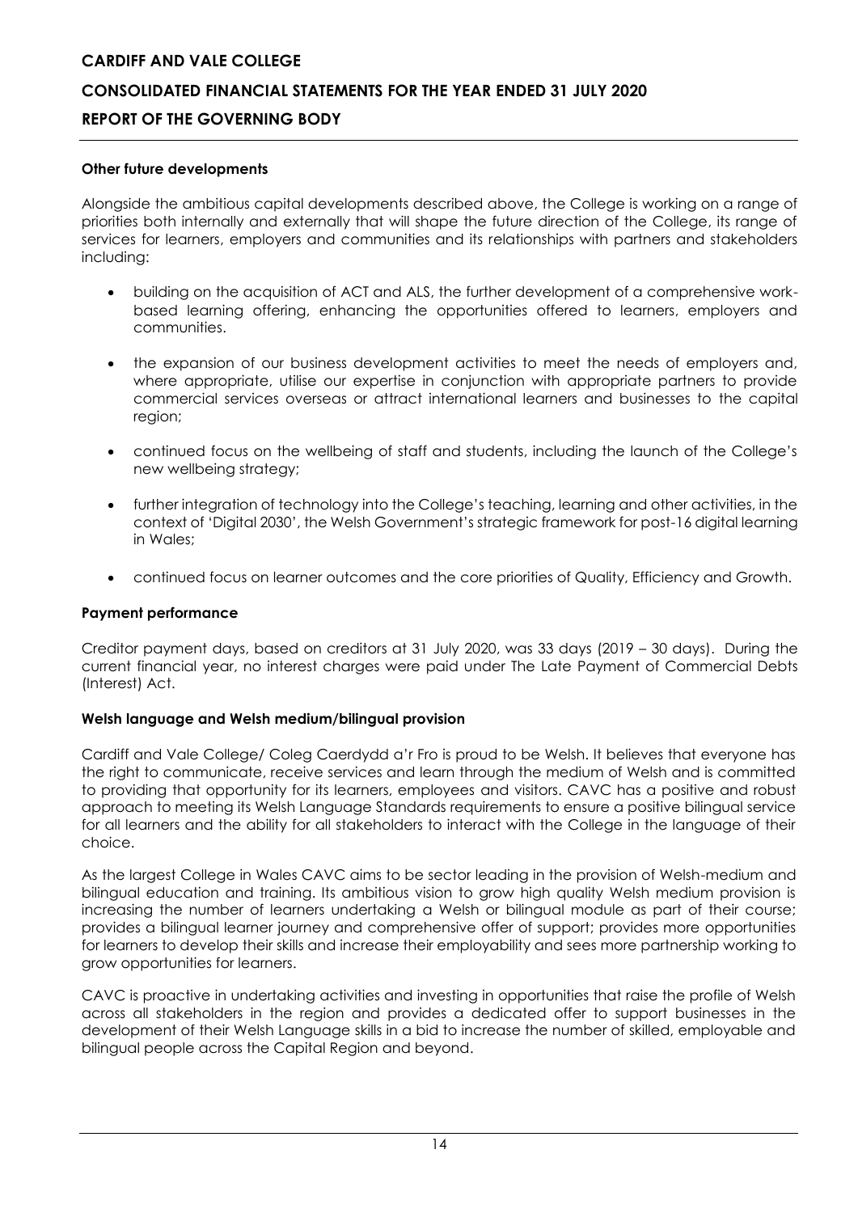### Other future developments

Alongside the ambitious capital developments described above, the College is working on a range of priorities both internally and externally that will shape the future direction of the College, its range of services for learners, employers and communities and its relationships with partners and stakeholders including:

- building on the acquisition of ACT and ALS, the further development of a comprehensive work-based learning offering, enhancing the opportunities offered to learners, employers and communities.
- the expansion of our business development activities to meet the needs of employers and, where appropriate, utilise our expertise in conjunction with appropriate partners to provide commercial services overseas or attract international learners and businesses to the capital region;
- continued focus on the wellbeing of staff and students, including the launch of the College's new wellbeing strategy;
- further integration of technology into the College's teaching, learning and other activities, in the context of 'Digital 2030', the Welsh Government's strategic framework for post-16 digital learning in Wales;
- continued focus on learner outcomes and the core priorities of Quality, Efficiency and Growth.

### Payment performance

Creditor payment days, based on creditors at 31 July 2020, was 33 days (2019 – 30 days). During the current financial year, no interest charges were paid under The Late Payment of Commercial Debts (Interest) Act.

### Welsh language and Welsh medium/bilingual provision

Cardiff and Vale College/ Coleg Caerdydd a'r Fro is proud to be Welsh. It believes that everyone has the right to communicate, receive services and learn through the medium of Welsh and is committed to providing that opportunity for its learners, employees and visitors. CAVC has a positive and robust approach to meeting its Welsh Language Standards requirements to ensure a positive bilingual service for all learners and the ability for all stakeholders to interact with the College in the language of their choice.

As the largest College in Wales CAVC aims to be sector leading in the provision of Welsh-medium and bilingual education and training. Its ambitious vision to grow high quality Welsh medium provision is increasing the number of learners undertaking a Welsh or bilingual module as part of their course; provides a bilingual learner journey and comprehensive offer of support; provides more opportunities for learners to develop their skills and increase their employability and sees more partnership working to grow opportunities for learners.

CAVC is proactive in undertaking activities and investing in opportunities that raise the profile of Welsh across all stakeholders in the region and provides a dedicated offer to support businesses in the development of their Welsh Language skills in a bid to increase the number of skilled, employable and bilingual people across the Capital Region and beyond.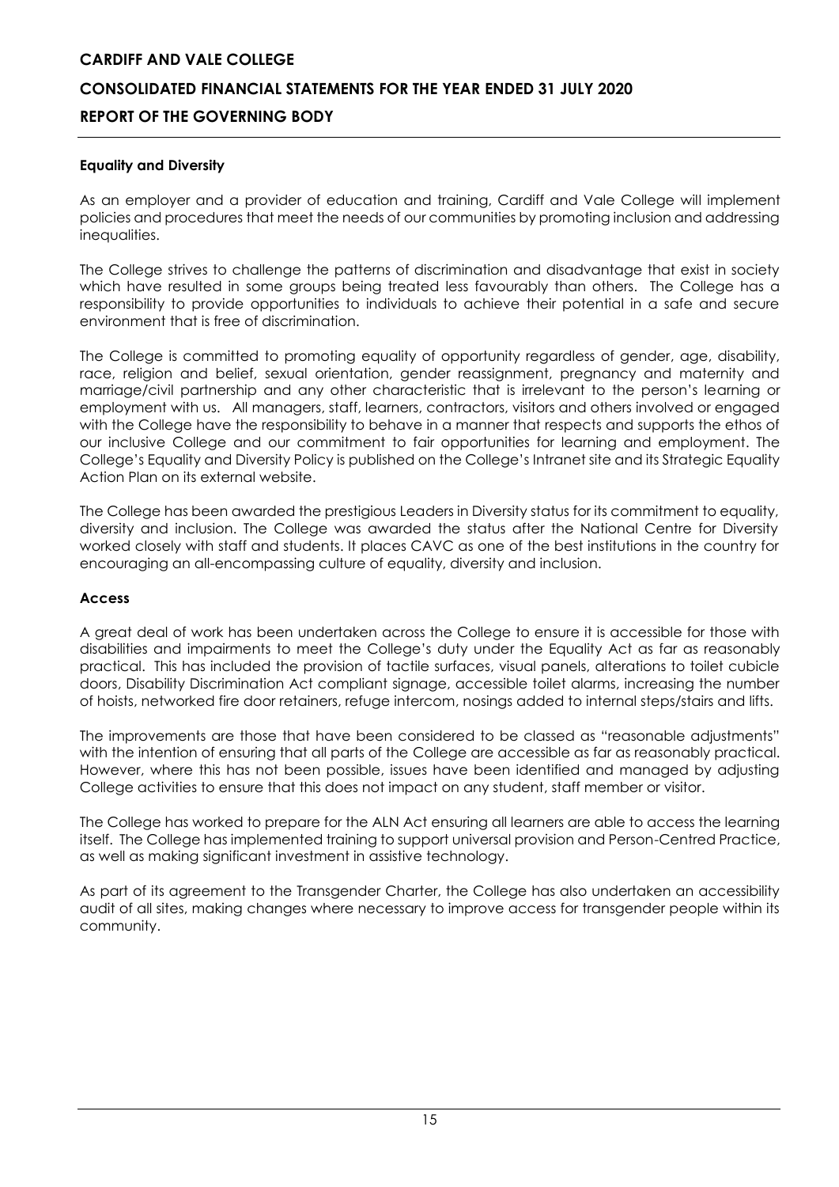## Equality and Diversity

As an employer and a provider of education and training, Cardiff and Vale College will implement policies and procedures that meet the needs of our communities by promoting inclusion and addressing inequalities.

The College strives to challenge the patterns of discrimination and disadvantage that exist in society which have resulted in some groups being treated less favourably than others. The College has a responsibility to provide opportunities to individuals to achieve their potential in a safe and secure environment that is free of discrimination.

The College is committed to promoting equality of opportunity regardless of gender, age, disability, race, religion and belief, sexual orientation, gender reassignment, pregnancy and maternity and marriage/civil partnership and any other characteristic that is irrelevant to the person's learning or employment with us. All managers, staff, learners, contractors, visitors and others involved or engaged with the College have the responsibility to behave in a manner that respects and supports the ethos of our inclusive College and our commitment to fair opportunities for learning and employment. The College's Equality and Diversity Policy is published on the College's Intranet site and its Strategic Equality Action Plan on its external website.

The College has been awarded the prestigious Leaders in Diversity status for its commitment to equality, diversity and inclusion. The College was awarded the status after the National Centre for Diversity worked closely with staff and students. It places CAVC as one of the best institutions in the country for encouraging an all-encompassing culture of equality, diversity and inclusion.

## Access

A great deal of work has been undertaken across the College to ensure it is accessible for those with disabilities and impairments to meet the College's duty under the Equality Act as far as reasonably practical. This has included the provision of tactile surfaces, visual panels, alterations to toilet cubicle doors, Disability Discrimination Act compliant signage, accessible toilet alarms, increasing the number of hoists, networked fire door retainers, refuge intercom, nosings added to internal steps/stairs and lifts.

The improvements are those that have been considered to be classed as "reasonable adjustments" with the intention of ensuring that all parts of the College are accessible as far as reasonably practical. However, where this has not been possible, issues have been identified and managed by adjusting College activities to ensure that this does not impact on any student, staff member or visitor.

The College has worked to prepare for the ALN Act ensuring all learners are able to access the learning itself. The College has implemented training to support universal provision and Person-Centred Practice, as well as making significant investment in assistive technology.

As part of its agreement to the Transgender Charter, the College has also undertaken an accessibility audit of all sites, making changes where necessary to improve access for transgender people within its community.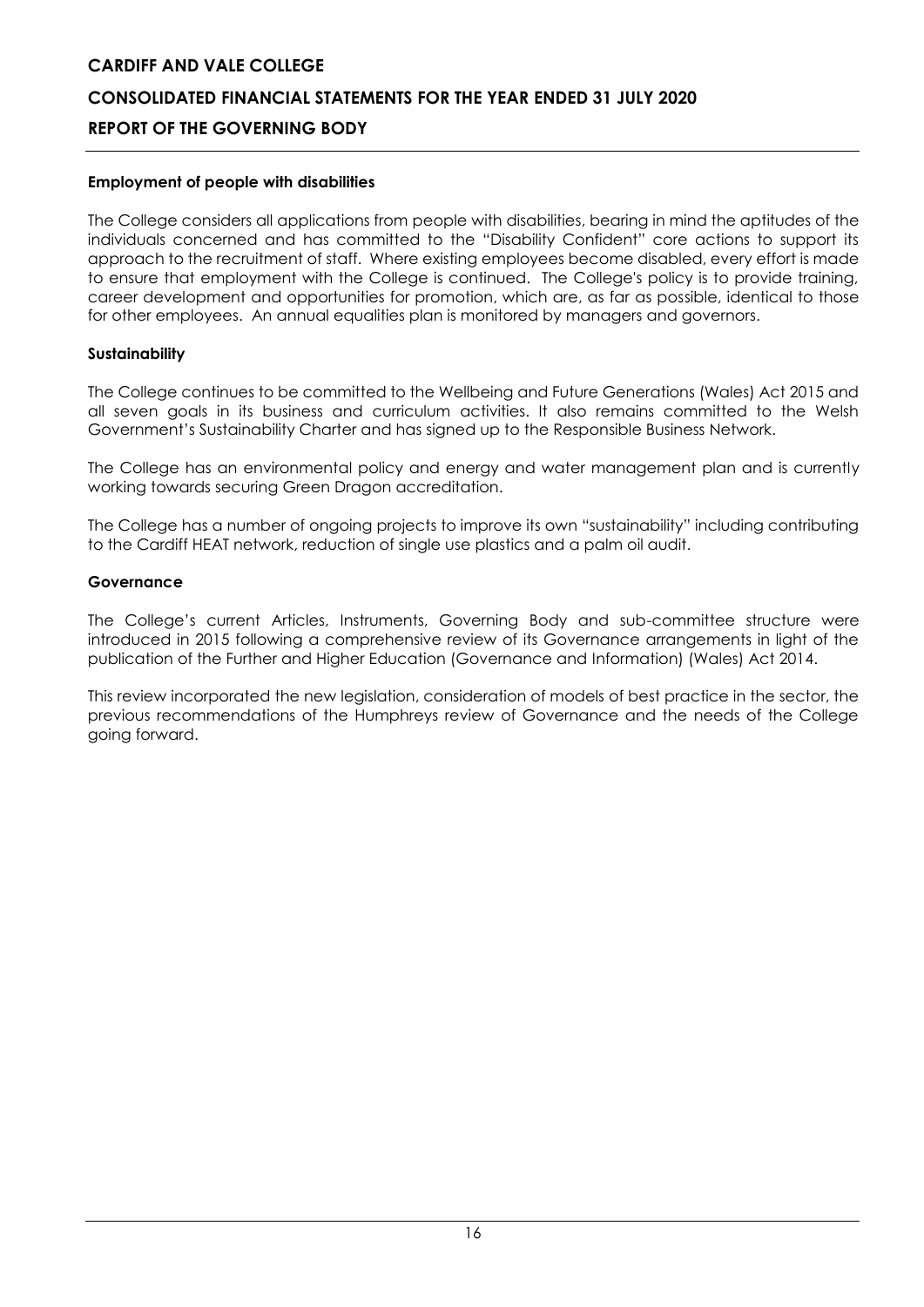**Employment of people with disabilities**

The College considers all applications from people with disabilities, bearing in mind the aptitudes of the individuals concerned and has committed to the "Disability Confident" core actions to support its approach to the recruitment of staff. Where existing employees become disabled, every effort is made to ensure that employment with the College is continued. The College's policy is to provide training, career development and opportunities for promotion, which are, as far as possible, identical to those for other employees. An annual equalities plan is monitored by managers and governors.

**Sustainability**

The College continues to be committed to the Wellbeing and Future Generations (Wales) Act 2015 and all seven goals in its business and curriculum activities. It also remains committed to the Welsh Government's Sustainability Charter and has signed up to the Responsible Business Network.

The College has an environmental policy and energy and water management plan and is currently working towards securing Green Dragon accreditation.

The College has a number of ongoing projects to improve its own "sustainability" including contributing to the Cardiff HEAT network, reduction of single use plastics and a palm oil audit.

**Governance**

The College's current Articles, Instruments, Governing Body and sub-committee structure were introduced in 2015 following a comprehensive review of its Governance arrangements in light of the publication of the Further and Higher Education (Governance and Information) (Wales) Act 2014.

This review incorporated the new legislation, consideration of models of best practice in the sector, the previous recommendations of the Humphreys review of Governance and the needs of the College going forward.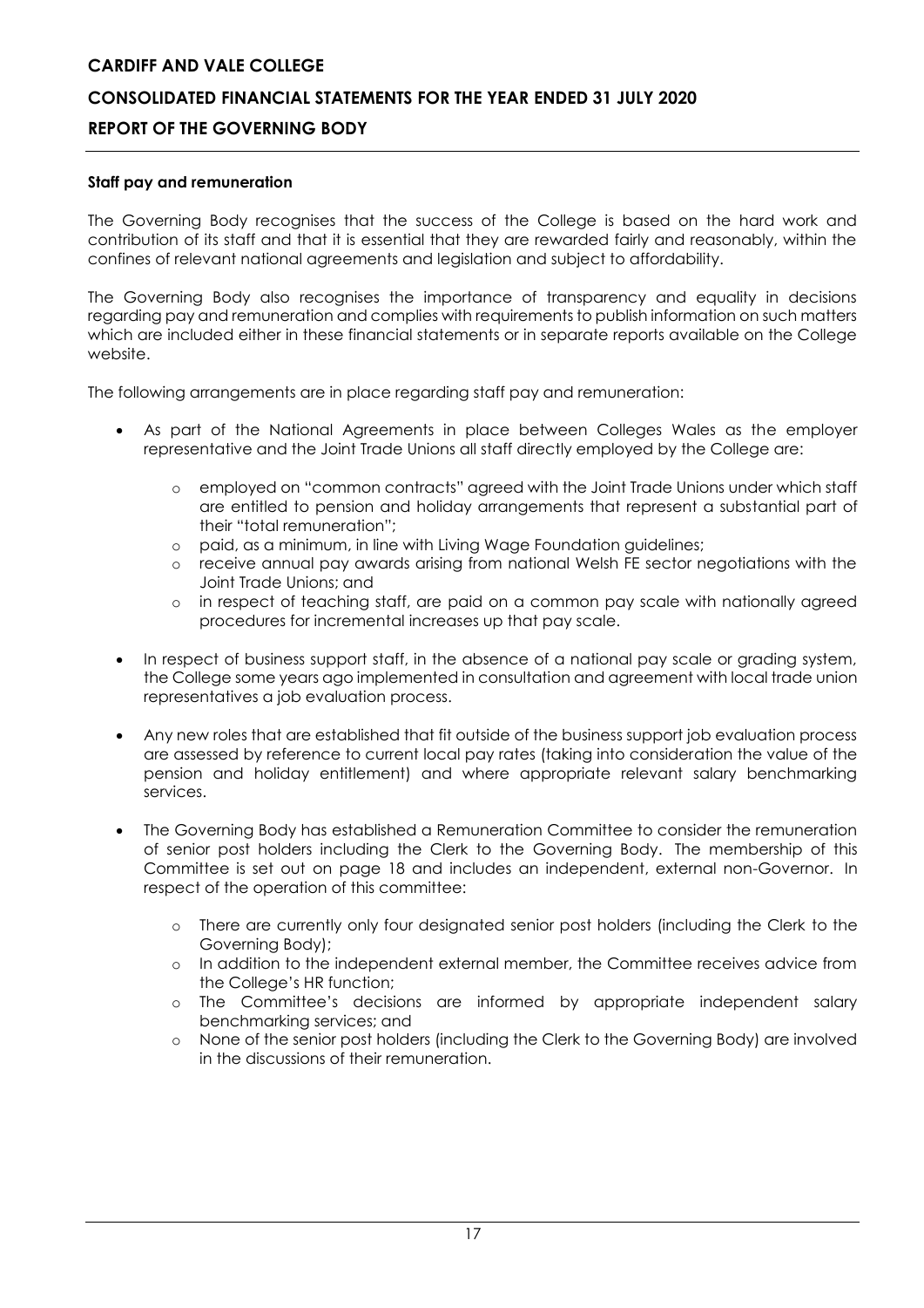### Staff pay and remuneration

The Governing Body recognises that the success of the College is based on the hard work and contribution of its staff and that it is essential that they are rewarded fairly and reasonably, within the confines of relevant national agreements and legislation and subject to affordability.

The Governing Body also recognises the importance of transparency and equality in decisions regarding pay and remuneration and complies with requirements to publish information on such matters which are included either in these financial statements or in separate reports available on the College website.

The following arrangements are in place regarding staff pay and remuneration:

- As part of the National Agreements in place between Colleges Wales as the employer representative and the Joint Trade Unions all staff directly employed by the College are:
  - employed on "common contracts" agreed with the Joint Trade Unions under which staff are entitled to pension and holiday arrangements that represent a substantial part of their "total remuneration";
  - paid, as a minimum, in line with Living Wage Foundation guidelines;
  - receive annual pay awards arising from national Welsh FE sector negotiations with the Joint Trade Unions; and
  - in respect of teaching staff, are paid on a common pay scale with nationally agreed procedures for incremental increases up that pay scale.
- In respect of business support staff, in the absence of a national pay scale or grading system, the College some years ago implemented in consultation and agreement with local trade union representatives a job evaluation process.
- Any new roles that are established that fit outside of the business support job evaluation process are assessed by reference to current local pay rates (taking into consideration the value of the pension and holiday entitlement) and where appropriate relevant salary benchmarking services.
- The Governing Body has established a Remuneration Committee to consider the remuneration of senior post holders including the Clerk to the Governing Body. The membership of this Committee is set out on page 18 and includes an independent, external non-Governor. In respect of the operation of this committee:
  - There are currently only four designated senior post holders (including the Clerk to the Governing Body);
  - In addition to the independent external member, the Committee receives advice from the College's HR function;
  - The Committee's decisions are informed by appropriate independent salary benchmarking services; and
  - None of the senior post holders (including the Clerk to the Governing Body) are involved in the discussions of their remuneration.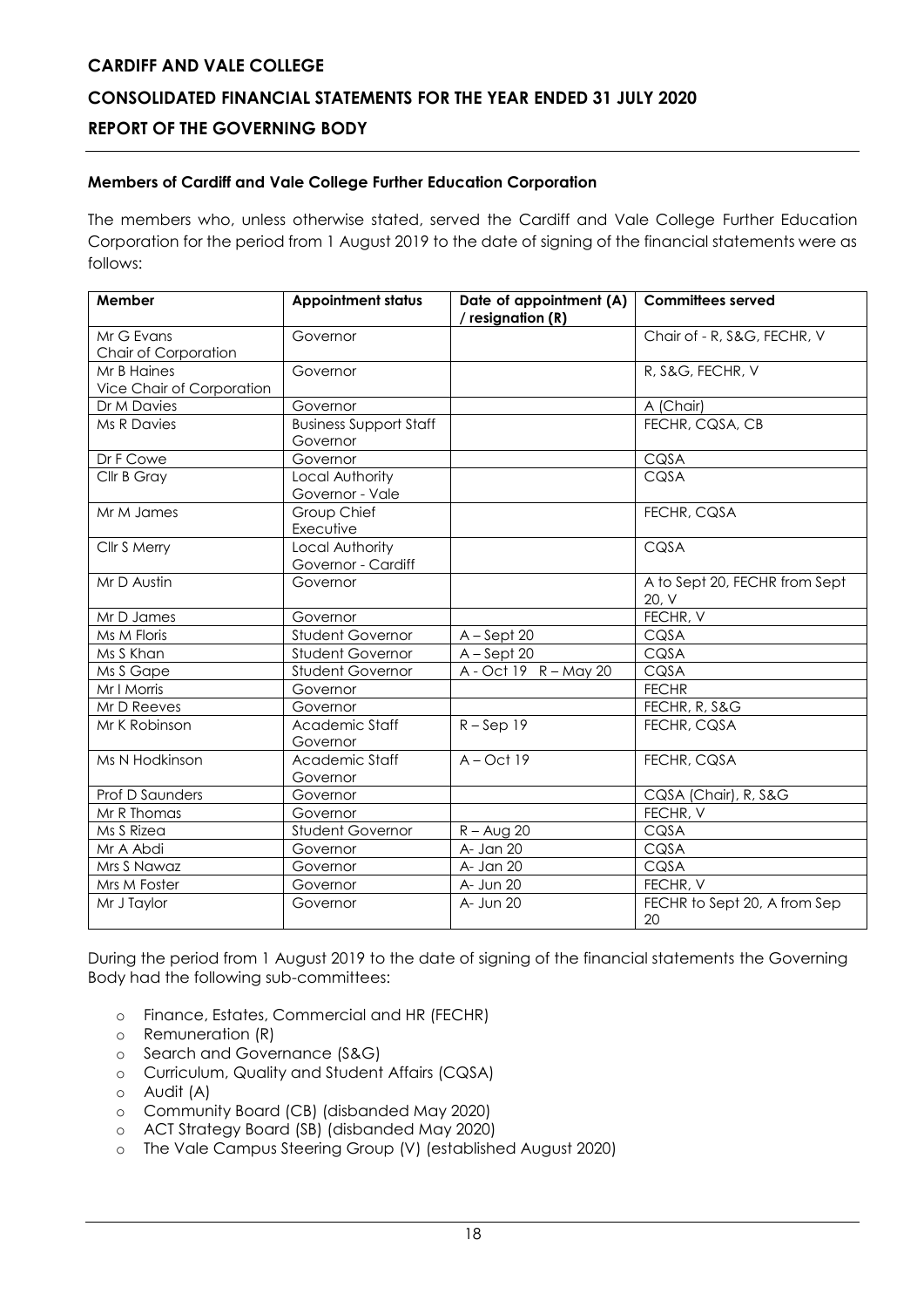## Members of Cardiff and Vale College Further Education Corporation

The members who, unless otherwise stated, served the Cardiff and Vale College Further Education Corporation for the period from 1 August 2019 to the date of signing of the financial statements were as follows:

| Member | Appointment status | Date of appointment (A) / resignation (R) | Committees served |
|---|---|---|---|
| Mr G Evans Chair of Corporation | Governor | | Chair of - R, S&G, FECHR, V |
| Mr B Haines Vice Chair of Corporation | Governor | | R, S&G, FECHR, V |
| Dr M Davies | Governor | | A (Chair) |
| Ms R Davies | Business Support Staff Governor | | FECHR, CQSA, CB |
| Dr F Cowe | Governor | | CQSA |
| Cllr B Gray | Local Authority Governor - Vale | | CQSA |
| Mr M James | Group Chief Executive | | FECHR, CQSA |
| Cllr S Merry | Local Authority Governor - Cardiff | | CQSA |
| Mr D Austin | Governor | | A to Sept 20, FECHR from Sept 20, V |
| Mr D James | Governor | | FECHR, V |
| Ms M Floris | Student Governor | A – Sept 20 | CQSA |
| Ms S Khan | Student Governor | A – Sept 20 | CQSA |
| Ms S Gape | Student Governor | A - Oct 19 R – May 20 | CQSA |
| Mr I Morris | Governor | | FECHR |
| Mr D Reeves | Governor | | FECHR, R, S&G |
| Mr K Robinson | Academic Staff Governor | R – Sep 19 | FECHR, CQSA |
| Ms N Hodkinson | Academic Staff Governor | A – Oct 19 | FECHR, CQSA |
| Prof D Saunders | Governor | | CQSA (Chair), R, S&G |
| Mr R Thomas | Governor | | FECHR, V |
| Ms S Rizea | Student Governor | R – Aug 20 | CQSA |
| Mr A Abdi | Governor | A- Jan 20 | CQSA |
| Mrs S Nawaz | Governor | A- Jan 20 | CQSA |
| Mrs M Foster | Governor | A- Jun 20 | FECHR, V |
| Mr J Taylor | Governor | A- Jun 20 | FECHR to Sept 20, A from Sep 20 |

During the period from 1 August 2019 to the date of signing of the financial statements the Governing Body had the following sub-committees:

- Finance, Estates, Commercial and HR (FECHR)
- Remuneration (R)
- Search and Governance (S&G)
- Curriculum, Quality and Student Affairs (CQSA)
- Audit (A)
- Community Board (CB) (disbanded May 2020)
- ACT Strategy Board (SB) (disbanded May 2020)
- The Vale Campus Steering Group (V) (established August 2020)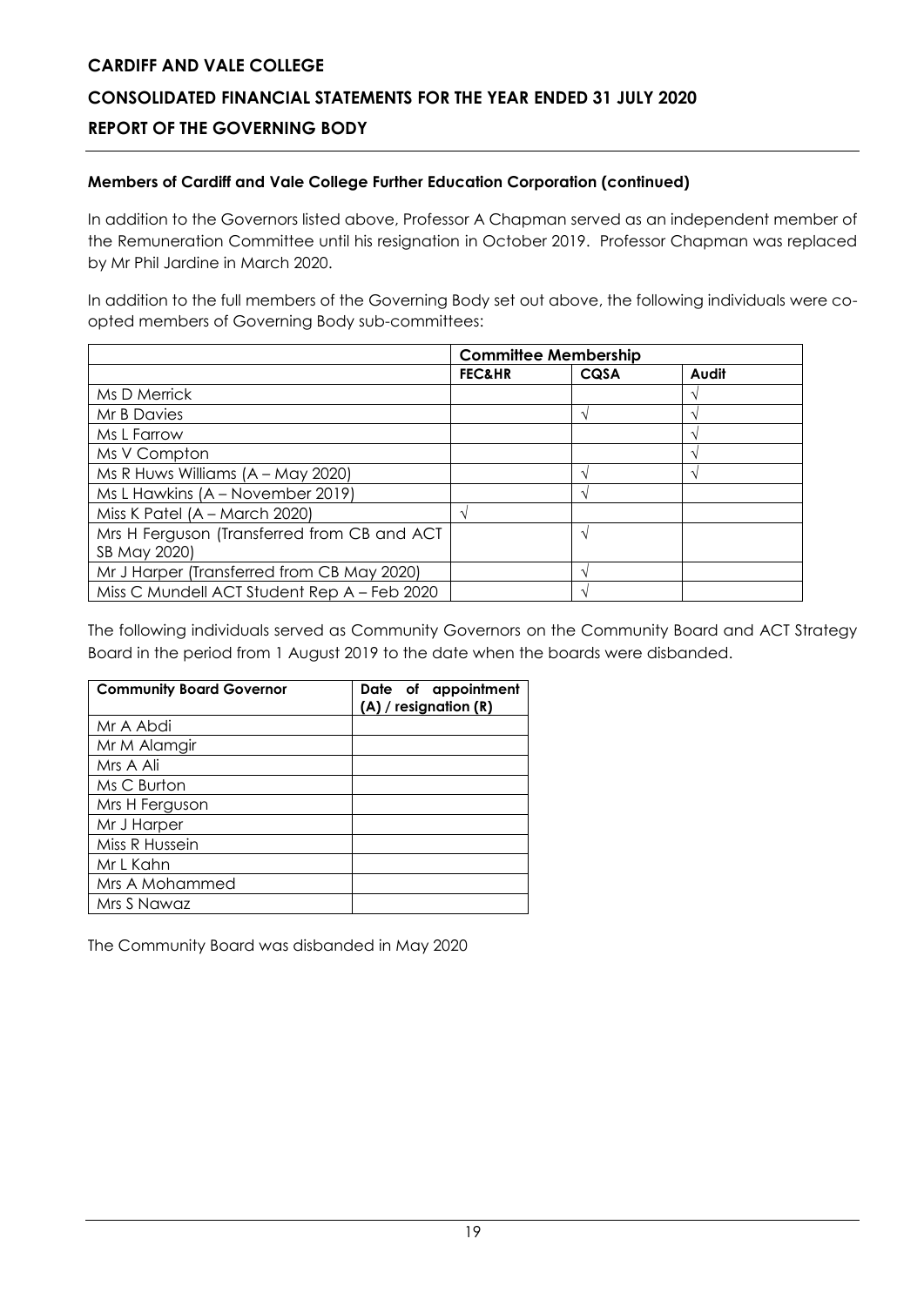**Members of Cardiff and Vale College Further Education Corporation (continued)**

In addition to the Governors listed above, Professor A Chapman served as an independent member of the Remuneration Committee until his resignation in October 2019. Professor Chapman was replaced by Mr Phil Jardine in March 2020.

In addition to the full members of the Governing Body set out above, the following individuals were co-opted members of Governing Body sub-committees:

| | Committee Membership | | |
|---|---|---|---|
| | **FEC&HR** | **CQSA** | **Audit** |
| Ms D Merrick | | | √ |
| Mr B Davies | | √ | √ |
| Ms L Farrow | | | √ |
| Ms V Compton | | | √ |
| Ms R Huws Williams (A – May 2020) | | √ | √ |
| Ms L Hawkins (A – November 2019) | | √ | |
| Miss K Patel (A – March 2020) | √ | | |
| Mrs H Ferguson (Transferred from CB and ACT SB May 2020) | | √ | |
| Mr J Harper (Transferred from CB May 2020) | | √ | |
| Miss C Mundell ACT Student Rep A – Feb 2020 | | √ | |

The following individuals served as Community Governors on the Community Board and ACT Strategy Board in the period from 1 August 2019 to the date when the boards were disbanded.

| Community Board Governor | Date of appointment (A) / resignation (R) |
|---|---|
| Mr A Abdi | |
| Mr M Alamgir | |
| Mrs A Ali | |
| Ms C Burton | |
| Mrs H Ferguson | |
| Mr J Harper | |
| Miss R Hussein | |
| Mr L Kahn | |
| Mrs A Mohammed | |
| Mrs S Nawaz | |

The Community Board was disbanded in May 2020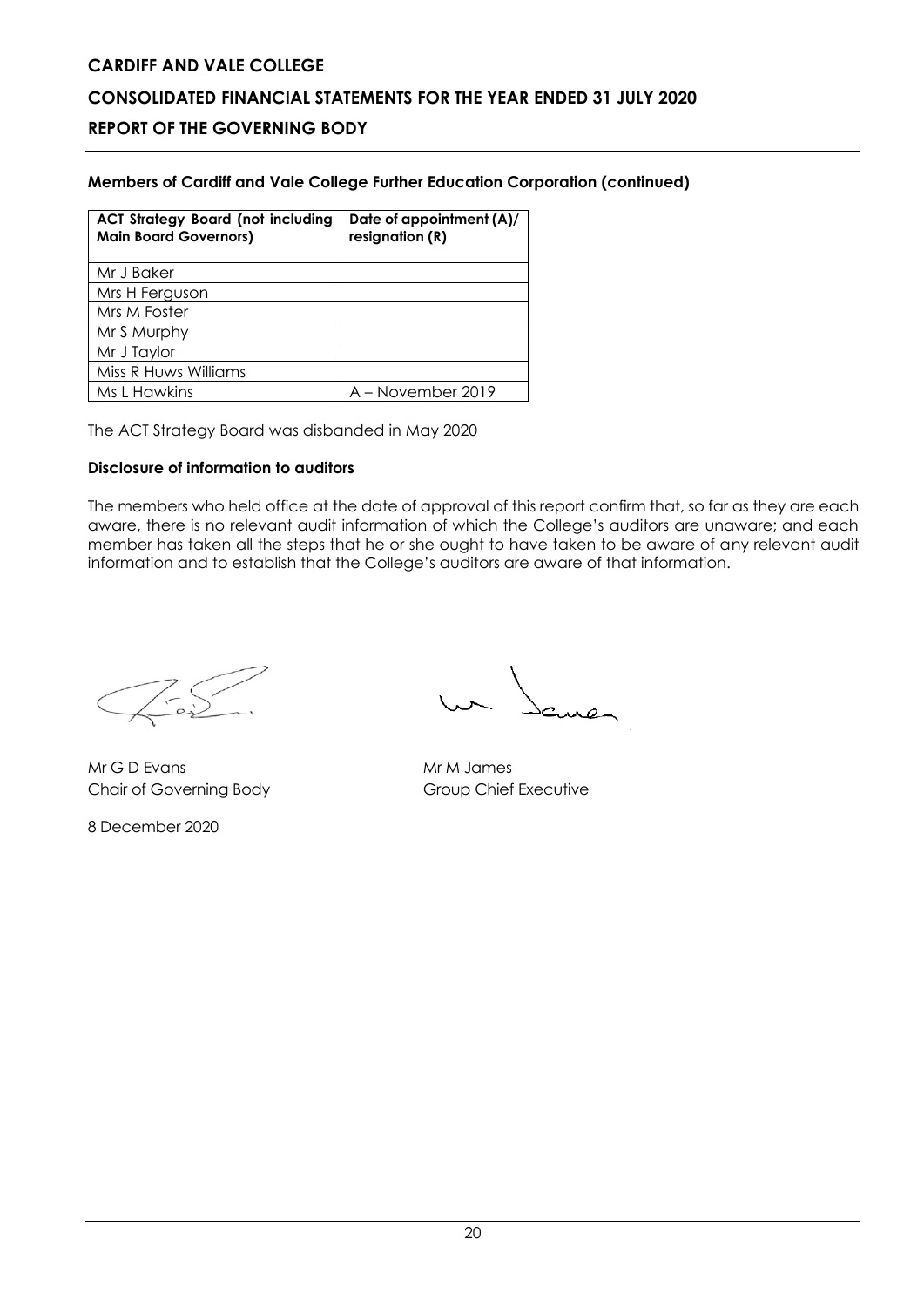**Members of Cardiff and Vale College Further Education Corporation (continued)**

| ACT Strategy Board (not including Main Board Governors) | Date of appointment (A)/ resignation (R) |
|---|---|
| Mr J Baker | |
| Mrs H Ferguson | |
| Mrs M Foster | |
| Mr S Murphy | |
| Mr J Taylor | |
| Miss R Huws Williams | |
| Ms L Hawkins | A – November 2019 |

The ACT Strategy Board was disbanded in May 2020

**Disclosure of information to auditors**

The members who held office at the date of approval of this report confirm that, so far as they are each aware, there is no relevant audit information of which the College's auditors are unaware; and each member has taken all the steps that he or she ought to have taken to be aware of any relevant audit information and to establish that the College's auditors are aware of that information.

Mr G D Evans
Chair of Governing Body

Mr M James
Group Chief Executive

8 December 2020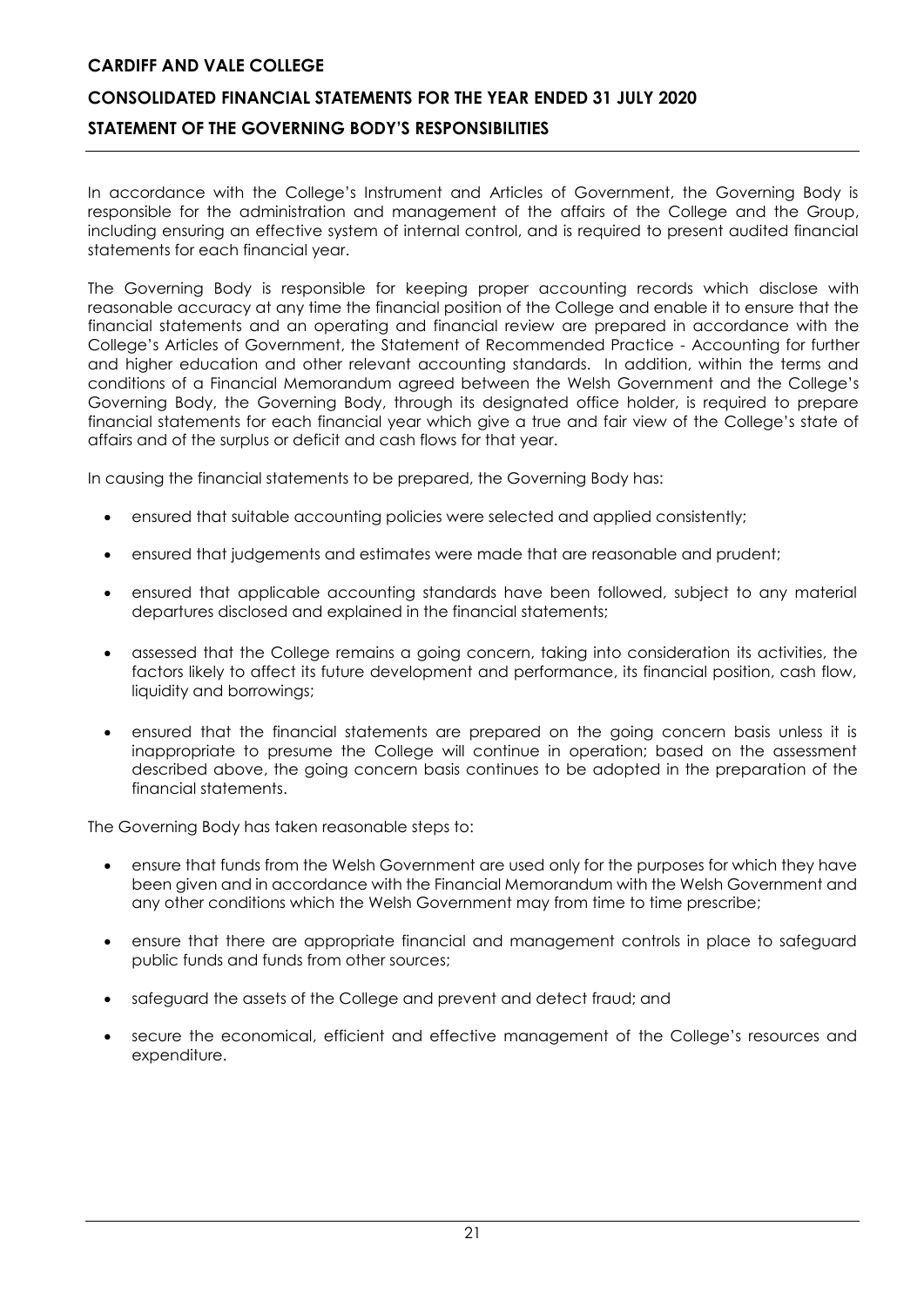**CARDIFF AND VALE COLLEGE**

**CONSOLIDATED FINANCIAL STATEMENTS FOR THE YEAR ENDED 31 JULY 2020**

## STATEMENT OF THE GOVERNING BODY'S RESPONSIBILITIES

In accordance with the College's Instrument and Articles of Government, the Governing Body is responsible for the administration and management of the affairs of the College and the Group, including ensuring an effective system of internal control, and is required to present audited financial statements for each financial year.

The Governing Body is responsible for keeping proper accounting records which disclose with reasonable accuracy at any time the financial position of the College and enable it to ensure that the financial statements and an operating and financial review are prepared in accordance with the College's Articles of Government, the Statement of Recommended Practice - Accounting for further and higher education and other relevant accounting standards. In addition, within the terms and conditions of a Financial Memorandum agreed between the Welsh Government and the College's Governing Body, the Governing Body, through its designated office holder, is required to prepare financial statements for each financial year which give a true and fair view of the College's state of affairs and of the surplus or deficit and cash flows for that year.

In causing the financial statements to be prepared, the Governing Body has:

- ensured that suitable accounting policies were selected and applied consistently;
- ensured that judgements and estimates were made that are reasonable and prudent;
- ensured that applicable accounting standards have been followed, subject to any material departures disclosed and explained in the financial statements;
- assessed that the College remains a going concern, taking into consideration its activities, the factors likely to affect its future development and performance, its financial position, cash flow, liquidity and borrowings;
- ensured that the financial statements are prepared on the going concern basis unless it is inappropriate to presume the College will continue in operation; based on the assessment described above, the going concern basis continues to be adopted in the preparation of the financial statements.

The Governing Body has taken reasonable steps to:

- ensure that funds from the Welsh Government are used only for the purposes for which they have been given and in accordance with the Financial Memorandum with the Welsh Government and any other conditions which the Welsh Government may from time to time prescribe;
- ensure that there are appropriate financial and management controls in place to safeguard public funds and funds from other sources;
- safeguard the assets of the College and prevent and detect fraud; and
- secure the economical, efficient and effective management of the College's resources and expenditure.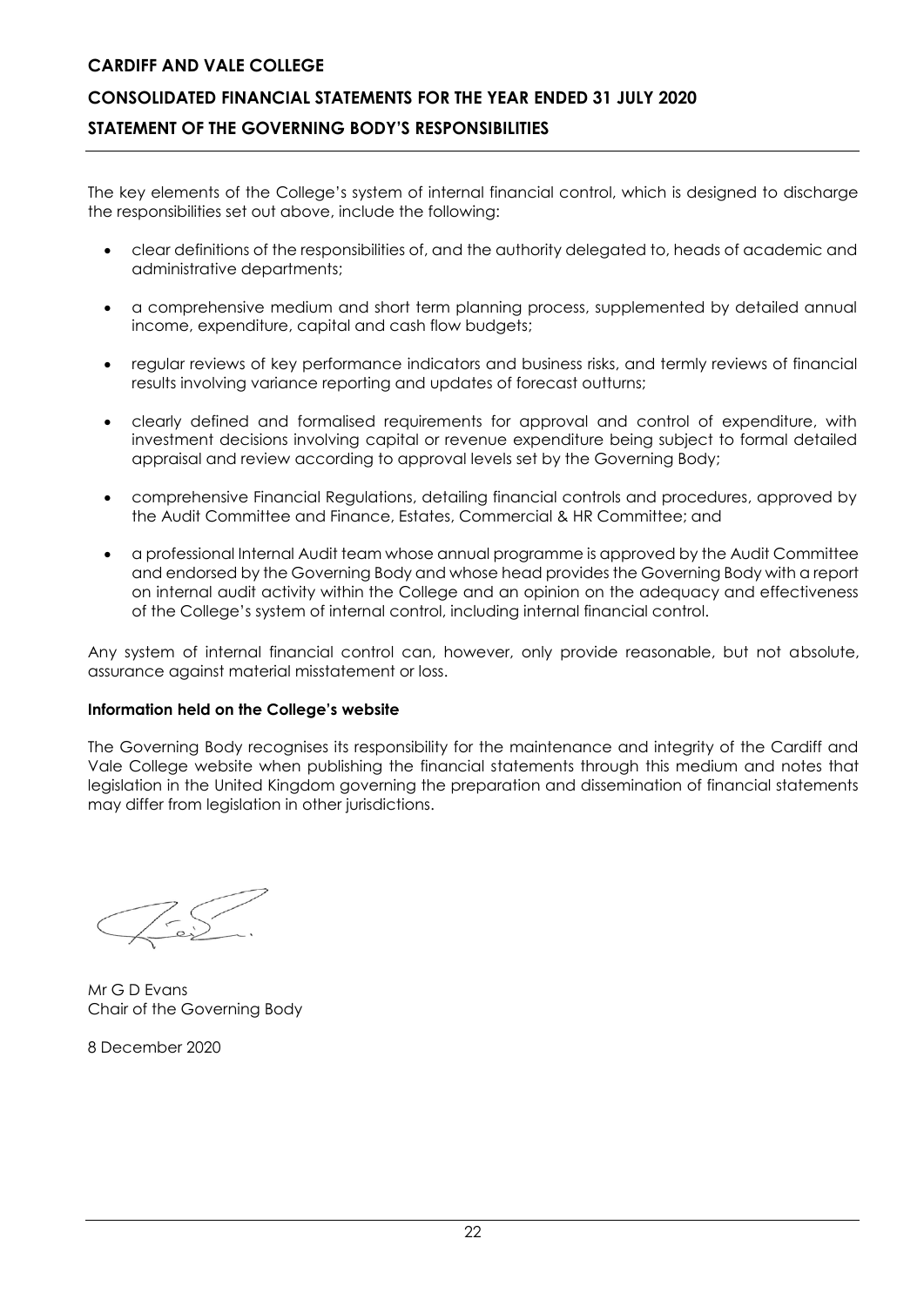The key elements of the College's system of internal financial control, which is designed to discharge the responsibilities set out above, include the following:

- clear definitions of the responsibilities of, and the authority delegated to, heads of academic and administrative departments;
- a comprehensive medium and short term planning process, supplemented by detailed annual income, expenditure, capital and cash flow budgets;
- regular reviews of key performance indicators and business risks, and termly reviews of financial results involving variance reporting and updates of forecast outturns;
- clearly defined and formalised requirements for approval and control of expenditure, with investment decisions involving capital or revenue expenditure being subject to formal detailed appraisal and review according to approval levels set by the Governing Body;
- comprehensive Financial Regulations, detailing financial controls and procedures, approved by the Audit Committee and Finance, Estates, Commercial & HR Committee; and
- a professional Internal Audit team whose annual programme is approved by the Audit Committee and endorsed by the Governing Body and whose head provides the Governing Body with a report on internal audit activity within the College and an opinion on the adequacy and effectiveness of the College's system of internal control, including internal financial control.

Any system of internal financial control can, however, only provide reasonable, but not absolute, assurance against material misstatement or loss.

**Information held on the College's website**

The Governing Body recognises its responsibility for the maintenance and integrity of the Cardiff and Vale College website when publishing the financial statements through this medium and notes that legislation in the United Kingdom governing the preparation and dissemination of financial statements may differ from legislation in other jurisdictions.

Mr G D Evans
Chair of the Governing Body

8 December 2020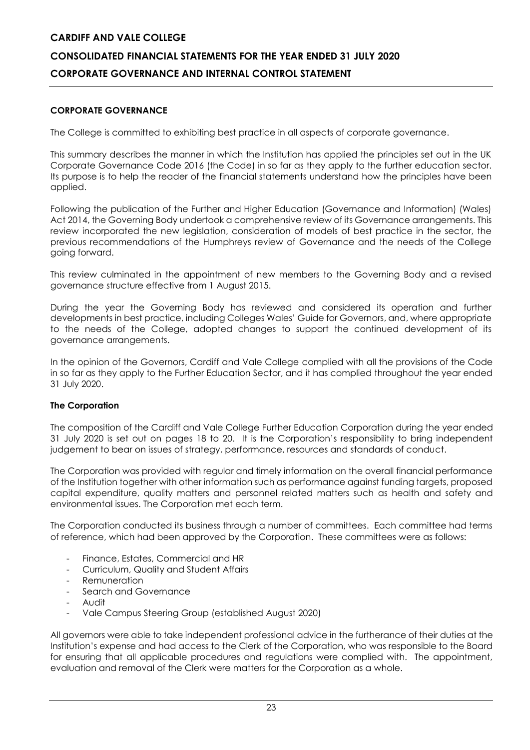## CORPORATE GOVERNANCE

The College is committed to exhibiting best practice in all aspects of corporate governance.

This summary describes the manner in which the Institution has applied the principles set out in the UK Corporate Governance Code 2016 (the Code) in so far as they apply to the further education sector. Its purpose is to help the reader of the financial statements understand how the principles have been applied.

Following the publication of the Further and Higher Education (Governance and Information) (Wales) Act 2014, the Governing Body undertook a comprehensive review of its Governance arrangements. This review incorporated the new legislation, consideration of models of best practice in the sector, the previous recommendations of the Humphreys review of Governance and the needs of the College going forward.

This review culminated in the appointment of new members to the Governing Body and a revised governance structure effective from 1 August 2015.

During the year the Governing Body has reviewed and considered its operation and further developments in best practice, including Colleges Wales' Guide for Governors, and, where appropriate to the needs of the College, adopted changes to support the continued development of its governance arrangements.

In the opinion of the Governors, Cardiff and Vale College complied with all the provisions of the Code in so far as they apply to the Further Education Sector, and it has complied throughout the year ended 31 July 2020.

### The Corporation

The composition of the Cardiff and Vale College Further Education Corporation during the year ended 31 July 2020 is set out on pages 18 to 20. It is the Corporation's responsibility to bring independent judgement to bear on issues of strategy, performance, resources and standards of conduct.

The Corporation was provided with regular and timely information on the overall financial performance of the Institution together with other information such as performance against funding targets, proposed capital expenditure, quality matters and personnel related matters such as health and safety and environmental issues. The Corporation met each term.

The Corporation conducted its business through a number of committees. Each committee had terms of reference, which had been approved by the Corporation. These committees were as follows:

- Finance, Estates, Commercial and HR
- Curriculum, Quality and Student Affairs
- Remuneration
- Search and Governance
- Audit
- Vale Campus Steering Group (established August 2020)

All governors were able to take independent professional advice in the furtherance of their duties at the Institution's expense and had access to the Clerk of the Corporation, who was responsible to the Board for ensuring that all applicable procedures and regulations were complied with. The appointment, evaluation and removal of the Clerk were matters for the Corporation as a whole.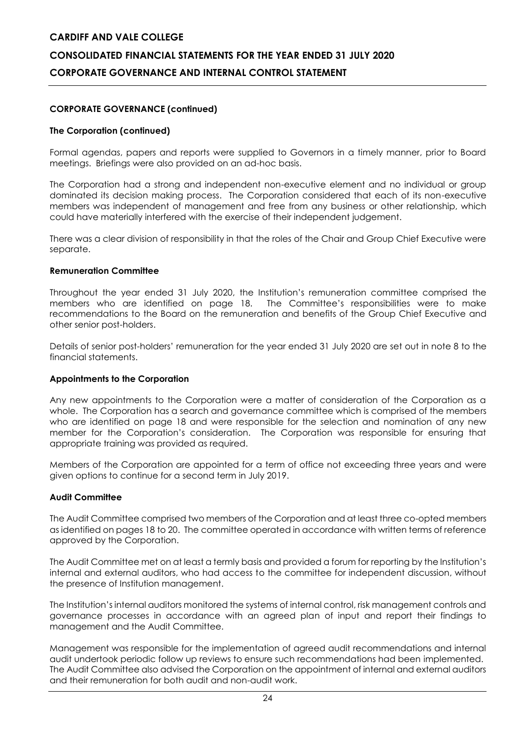## CORPORATE GOVERNANCE (continued)

### The Corporation (continued)

Formal agendas, papers and reports were supplied to Governors in a timely manner, prior to Board meetings. Briefings were also provided on an ad-hoc basis.

The Corporation had a strong and independent non-executive element and no individual or group dominated its decision making process. The Corporation considered that each of its non-executive members was independent of management and free from any business or other relationship, which could have materially interfered with the exercise of their independent judgement.

There was a clear division of responsibility in that the roles of the Chair and Group Chief Executive were separate.

### Remuneration Committee

Throughout the year ended 31 July 2020, the Institution's remuneration committee comprised the members who are identified on page 18. The Committee's responsibilities were to make recommendations to the Board on the remuneration and benefits of the Group Chief Executive and other senior post-holders.

Details of senior post-holders' remuneration for the year ended 31 July 2020 are set out in note 8 to the financial statements.

### Appointments to the Corporation

Any new appointments to the Corporation were a matter of consideration of the Corporation as a whole. The Corporation has a search and governance committee which is comprised of the members who are identified on page 18 and were responsible for the selection and nomination of any new member for the Corporation's consideration. The Corporation was responsible for ensuring that appropriate training was provided as required.

Members of the Corporation are appointed for a term of office not exceeding three years and were given options to continue for a second term in July 2019.

### Audit Committee

The Audit Committee comprised two members of the Corporation and at least three co-opted members as identified on pages 18 to 20. The committee operated in accordance with written terms of reference approved by the Corporation.

The Audit Committee met on at least a termly basis and provided a forum for reporting by the Institution's internal and external auditors, who had access to the committee for independent discussion, without the presence of Institution management.

The Institution's internal auditors monitored the systems of internal control, risk management controls and governance processes in accordance with an agreed plan of input and report their findings to management and the Audit Committee.

Management was responsible for the implementation of agreed audit recommendations and internal audit undertook periodic follow up reviews to ensure such recommendations had been implemented. The Audit Committee also advised the Corporation on the appointment of internal and external auditors and their remuneration for both audit and non-audit work.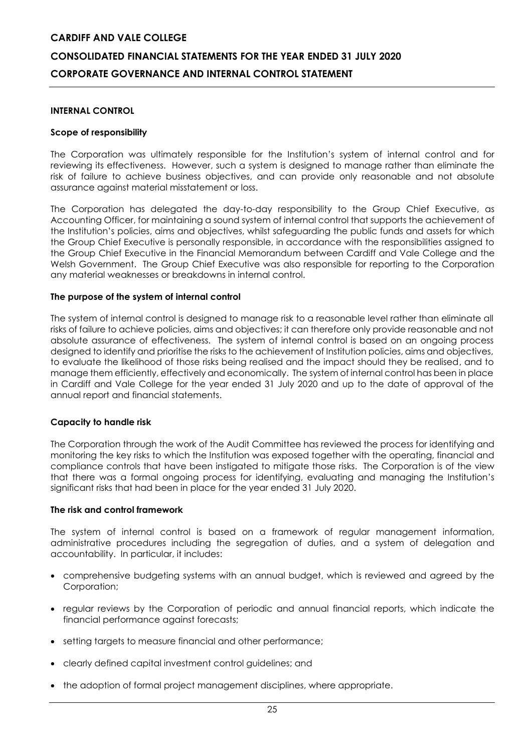## INTERNAL CONTROL

### Scope of responsibility

The Corporation was ultimately responsible for the Institution's system of internal control and for reviewing its effectiveness. However, such a system is designed to manage rather than eliminate the risk of failure to achieve business objectives, and can provide only reasonable and not absolute assurance against material misstatement or loss.

The Corporation has delegated the day-to-day responsibility to the Group Chief Executive, as Accounting Officer, for maintaining a sound system of internal control that supports the achievement of the Institution's policies, aims and objectives, whilst safeguarding the public funds and assets for which the Group Chief Executive is personally responsible, in accordance with the responsibilities assigned to the Group Chief Executive in the Financial Memorandum between Cardiff and Vale College and the Welsh Government. The Group Chief Executive was also responsible for reporting to the Corporation any material weaknesses or breakdowns in internal control.

### The purpose of the system of internal control

The system of internal control is designed to manage risk to a reasonable level rather than eliminate all risks of failure to achieve policies, aims and objectives; it can therefore only provide reasonable and not absolute assurance of effectiveness. The system of internal control is based on an ongoing process designed to identify and prioritise the risks to the achievement of Institution policies, aims and objectives, to evaluate the likelihood of those risks being realised and the impact should they be realised, and to manage them efficiently, effectively and economically. The system of internal control has been in place in Cardiff and Vale College for the year ended 31 July 2020 and up to the date of approval of the annual report and financial statements.

### Capacity to handle risk

The Corporation through the work of the Audit Committee has reviewed the process for identifying and monitoring the key risks to which the Institution was exposed together with the operating, financial and compliance controls that have been instigated to mitigate those risks. The Corporation is of the view that there was a formal ongoing process for identifying, evaluating and managing the Institution's significant risks that had been in place for the year ended 31 July 2020.

### The risk and control framework

The system of internal control is based on a framework of regular management information, administrative procedures including the segregation of duties, and a system of delegation and accountability. In particular, it includes:

- comprehensive budgeting systems with an annual budget, which is reviewed and agreed by the Corporation;
- regular reviews by the Corporation of periodic and annual financial reports, which indicate the financial performance against forecasts;
- setting targets to measure financial and other performance;
- clearly defined capital investment control guidelines; and
- the adoption of formal project management disciplines, where appropriate.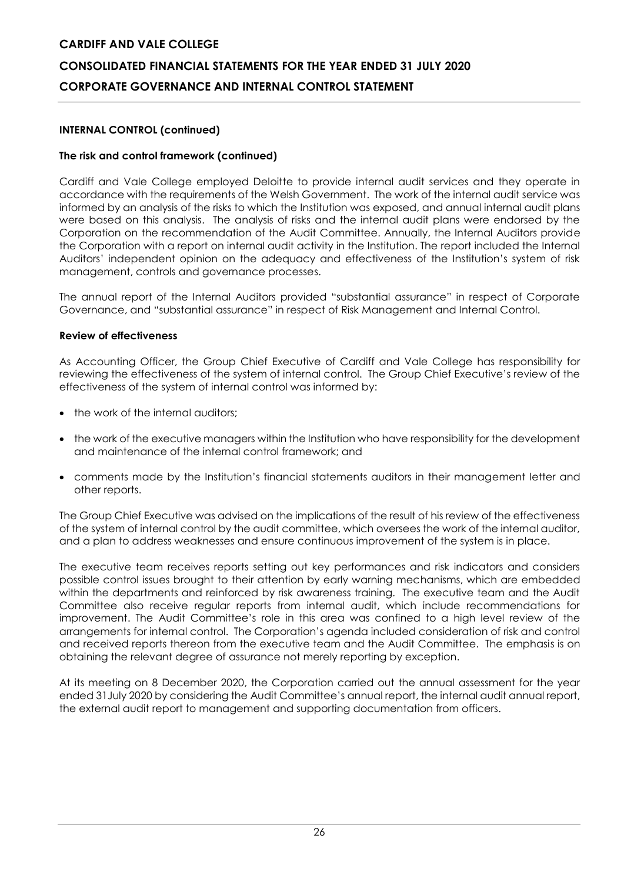## INTERNAL CONTROL (continued)

### The risk and control framework (continued)

Cardiff and Vale College employed Deloitte to provide internal audit services and they operate in accordance with the requirements of the Welsh Government. The work of the internal audit service was informed by an analysis of the risks to which the Institution was exposed, and annual internal audit plans were based on this analysis. The analysis of risks and the internal audit plans were endorsed by the Corporation on the recommendation of the Audit Committee. Annually, the Internal Auditors provide the Corporation with a report on internal audit activity in the Institution. The report included the Internal Auditors' independent opinion on the adequacy and effectiveness of the Institution's system of risk management, controls and governance processes.

The annual report of the Internal Auditors provided "substantial assurance" in respect of Corporate Governance, and "substantial assurance" in respect of Risk Management and Internal Control.

### Review of effectiveness

As Accounting Officer, the Group Chief Executive of Cardiff and Vale College has responsibility for reviewing the effectiveness of the system of internal control. The Group Chief Executive's review of the effectiveness of the system of internal control was informed by:

- the work of the internal auditors;
- the work of the executive managers within the Institution who have responsibility for the development and maintenance of the internal control framework; and
- comments made by the Institution's financial statements auditors in their management letter and other reports.

The Group Chief Executive was advised on the implications of the result of his review of the effectiveness of the system of internal control by the audit committee, which oversees the work of the internal auditor, and a plan to address weaknesses and ensure continuous improvement of the system is in place.

The executive team receives reports setting out key performances and risk indicators and considers possible control issues brought to their attention by early warning mechanisms, which are embedded within the departments and reinforced by risk awareness training. The executive team and the Audit Committee also receive regular reports from internal audit, which include recommendations for improvement. The Audit Committee's role in this area was confined to a high level review of the arrangements for internal control. The Corporation's agenda included consideration of risk and control and received reports thereon from the executive team and the Audit Committee. The emphasis is on obtaining the relevant degree of assurance not merely reporting by exception.

At its meeting on 8 December 2020, the Corporation carried out the annual assessment for the year ended 31July 2020 by considering the Audit Committee's annual report, the internal audit annual report, the external audit report to management and supporting documentation from officers.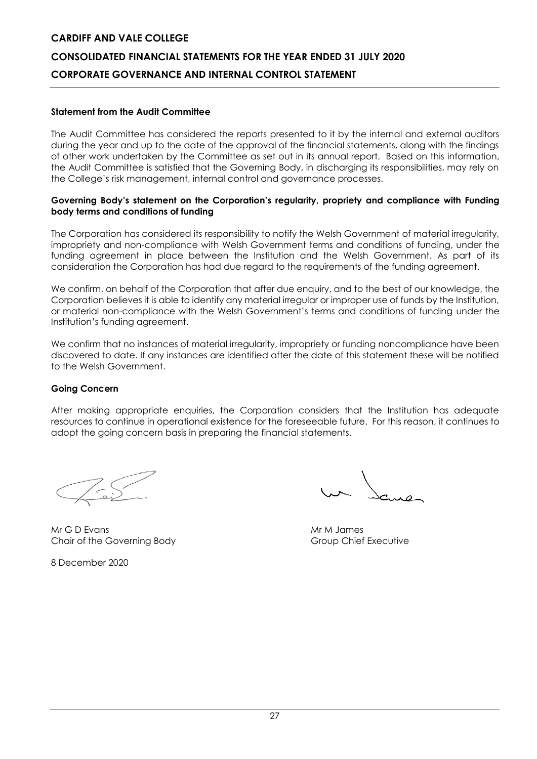**Statement from the Audit Committee**

The Audit Committee has considered the reports presented to it by the internal and external auditors during the year and up to the date of the approval of the financial statements, along with the findings of other work undertaken by the Committee as set out in its annual report. Based on this information, the Audit Committee is satisfied that the Governing Body, in discharging its responsibilities, may rely on the College's risk management, internal control and governance processes.

**Governing Body's statement on the Corporation's regularity, propriety and compliance with Funding body terms and conditions of funding**

The Corporation has considered its responsibility to notify the Welsh Government of material irregularity, impropriety and non-compliance with Welsh Government terms and conditions of funding, under the funding agreement in place between the Institution and the Welsh Government. As part of its consideration the Corporation has had due regard to the requirements of the funding agreement.

We confirm, on behalf of the Corporation that after due enquiry, and to the best of our knowledge, the Corporation believes it is able to identify any material irregular or improper use of funds by the Institution, or material non-compliance with the Welsh Government's terms and conditions of funding under the Institution's funding agreement.

We confirm that no instances of material irregularity, impropriety or funding noncompliance have been discovered to date. If any instances are identified after the date of this statement these will be notified to the Welsh Government.

**Going Concern**

After making appropriate enquiries, the Corporation considers that the Institution has adequate resources to continue in operational existence for the foreseeable future. For this reason, it continues to adopt the going concern basis in preparing the financial statements.

Mr G D Evans
Chair of the Governing Body

Mr M James
Group Chief Executive

8 December 2020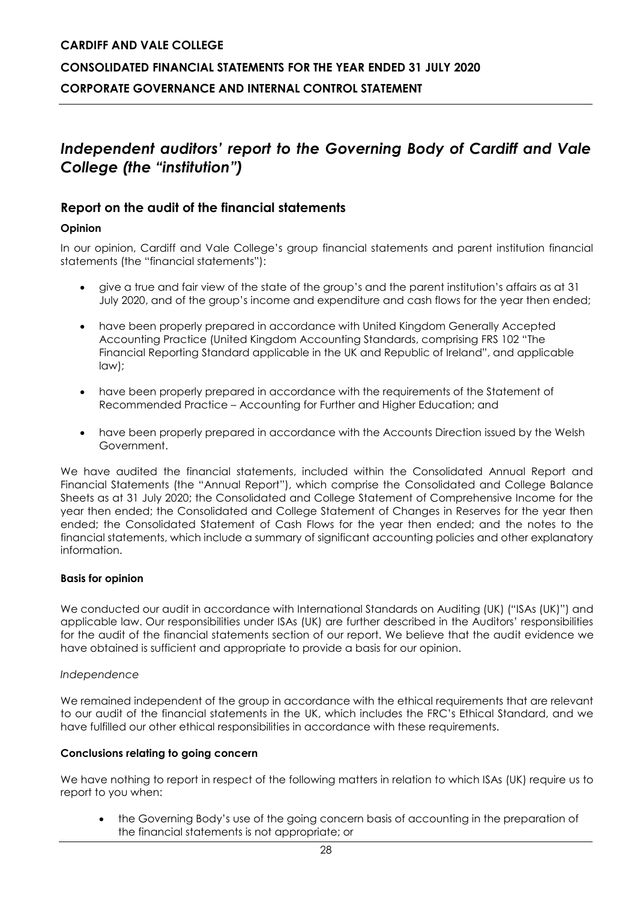# *Independent auditors' report to the Governing Body of Cardiff and Vale College (the "institution")*

## Report on the audit of the financial statements

### Opinion

In our opinion, Cardiff and Vale College's group financial statements and parent institution financial statements (the "financial statements"):

- give a true and fair view of the state of the group's and the parent institution's affairs as at 31 July 2020, and of the group's income and expenditure and cash flows for the year then ended;
- have been properly prepared in accordance with United Kingdom Generally Accepted Accounting Practice (United Kingdom Accounting Standards, comprising FRS 102 "The Financial Reporting Standard applicable in the UK and Republic of Ireland", and applicable law);
- have been properly prepared in accordance with the requirements of the Statement of Recommended Practice – Accounting for Further and Higher Education; and
- have been properly prepared in accordance with the Accounts Direction issued by the Welsh Government.

We have audited the financial statements, included within the Consolidated Annual Report and Financial Statements (the "Annual Report"), which comprise the Consolidated and College Balance Sheets as at 31 July 2020; the Consolidated and College Statement of Comprehensive Income for the year then ended; the Consolidated and College Statement of Changes in Reserves for the year then ended; the Consolidated Statement of Cash Flows for the year then ended; and the notes to the financial statements, which include a summary of significant accounting policies and other explanatory information.

### Basis for opinion

We conducted our audit in accordance with International Standards on Auditing (UK) ("ISAs (UK)") and applicable law. Our responsibilities under ISAs (UK) are further described in the Auditors' responsibilities for the audit of the financial statements section of our report. We believe that the audit evidence we have obtained is sufficient and appropriate to provide a basis for our opinion.

*Independence*

We remained independent of the group in accordance with the ethical requirements that are relevant to our audit of the financial statements in the UK, which includes the FRC's Ethical Standard, and we have fulfilled our other ethical responsibilities in accordance with these requirements.

### Conclusions relating to going concern

We have nothing to report in respect of the following matters in relation to which ISAs (UK) require us to report to you when:

- the Governing Body's use of the going concern basis of accounting in the preparation of the financial statements is not appropriate; or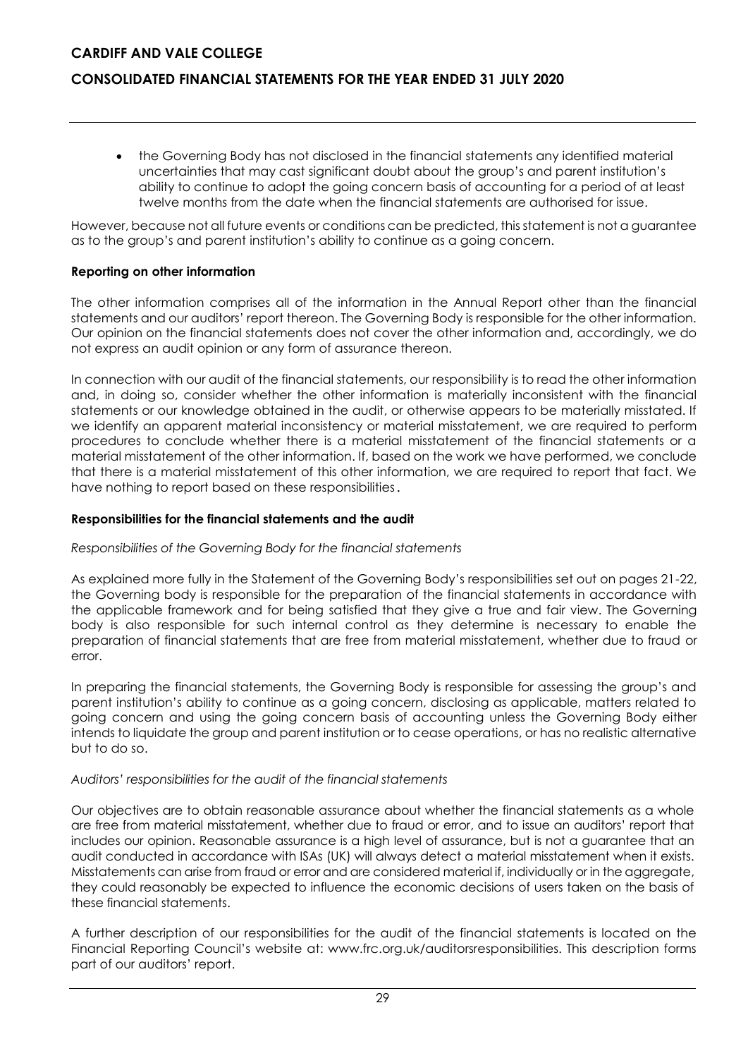- the Governing Body has not disclosed in the financial statements any identified material uncertainties that may cast significant doubt about the group's and parent institution's ability to continue to adopt the going concern basis of accounting for a period of at least twelve months from the date when the financial statements are authorised for issue.

However, because not all future events or conditions can be predicted, this statement is not a guarantee as to the group's and parent institution's ability to continue as a going concern.

**Reporting on other information**

The other information comprises all of the information in the Annual Report other than the financial statements and our auditors' report thereon. The Governing Body is responsible for the other information. Our opinion on the financial statements does not cover the other information and, accordingly, we do not express an audit opinion or any form of assurance thereon.

In connection with our audit of the financial statements, our responsibility is to read the other information and, in doing so, consider whether the other information is materially inconsistent with the financial statements or our knowledge obtained in the audit, or otherwise appears to be materially misstated. If we identify an apparent material inconsistency or material misstatement, we are required to perform procedures to conclude whether there is a material misstatement of the financial statements or a material misstatement of the other information. If, based on the work we have performed, we conclude that there is a material misstatement of this other information, we are required to report that fact. We have nothing to report based on these responsibilities.

**Responsibilities for the financial statements and the audit**

*Responsibilities of the Governing Body for the financial statements*

As explained more fully in the Statement of the Governing Body's responsibilities set out on pages 21-22, the Governing body is responsible for the preparation of the financial statements in accordance with the applicable framework and for being satisfied that they give a true and fair view. The Governing body is also responsible for such internal control as they determine is necessary to enable the preparation of financial statements that are free from material misstatement, whether due to fraud or error.

In preparing the financial statements, the Governing Body is responsible for assessing the group's and parent institution's ability to continue as a going concern, disclosing as applicable, matters related to going concern and using the going concern basis of accounting unless the Governing Body either intends to liquidate the group and parent institution or to cease operations, or has no realistic alternative but to do so.

*Auditors' responsibilities for the audit of the financial statements*

Our objectives are to obtain reasonable assurance about whether the financial statements as a whole are free from material misstatement, whether due to fraud or error, and to issue an auditors' report that includes our opinion. Reasonable assurance is a high level of assurance, but is not a guarantee that an audit conducted in accordance with ISAs (UK) will always detect a material misstatement when it exists. Misstatements can arise from fraud or error and are considered material if, individually or in the aggregate, they could reasonably be expected to influence the economic decisions of users taken on the basis of these financial statements.

A further description of our responsibilities for the audit of the financial statements is located on the Financial Reporting Council's website at: www.frc.org.uk/auditorsresponsibilities. This description forms part of our auditors' report.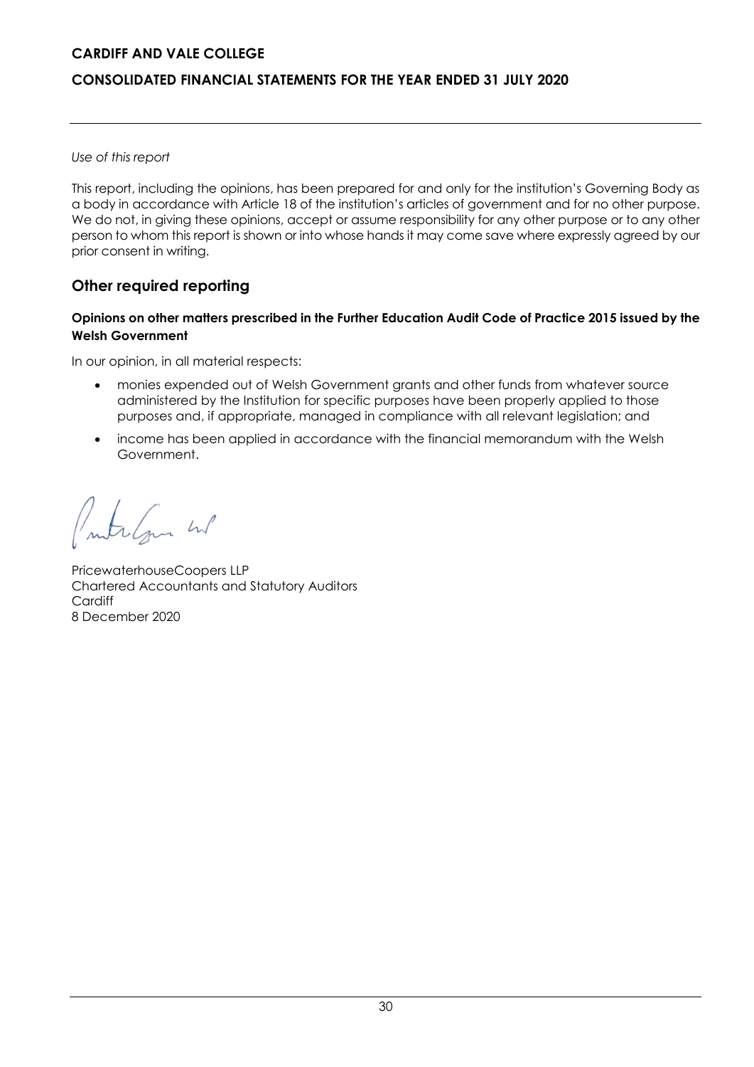*Use of this report*

This report, including the opinions, has been prepared for and only for the institution's Governing Body as a body in accordance with Article 18 of the institution's articles of government and for no other purpose. We do not, in giving these opinions, accept or assume responsibility for any other purpose or to any other person to whom this report is shown or into whose hands it may come save where expressly agreed by our prior consent in writing.

## Other required reporting

**Opinions on other matters prescribed in the Further Education Audit Code of Practice 2015 issued by the Welsh Government**

In our opinion, in all material respects:

- monies expended out of Welsh Government grants and other funds from whatever source administered by the Institution for specific purposes have been properly applied to those purposes and, if appropriate, managed in compliance with all relevant legislation; and
- income has been applied in accordance with the financial memorandum with the Welsh Government.

PricewaterhouseCoopers LLP
Chartered Accountants and Statutory Auditors
Cardiff
8 December 2020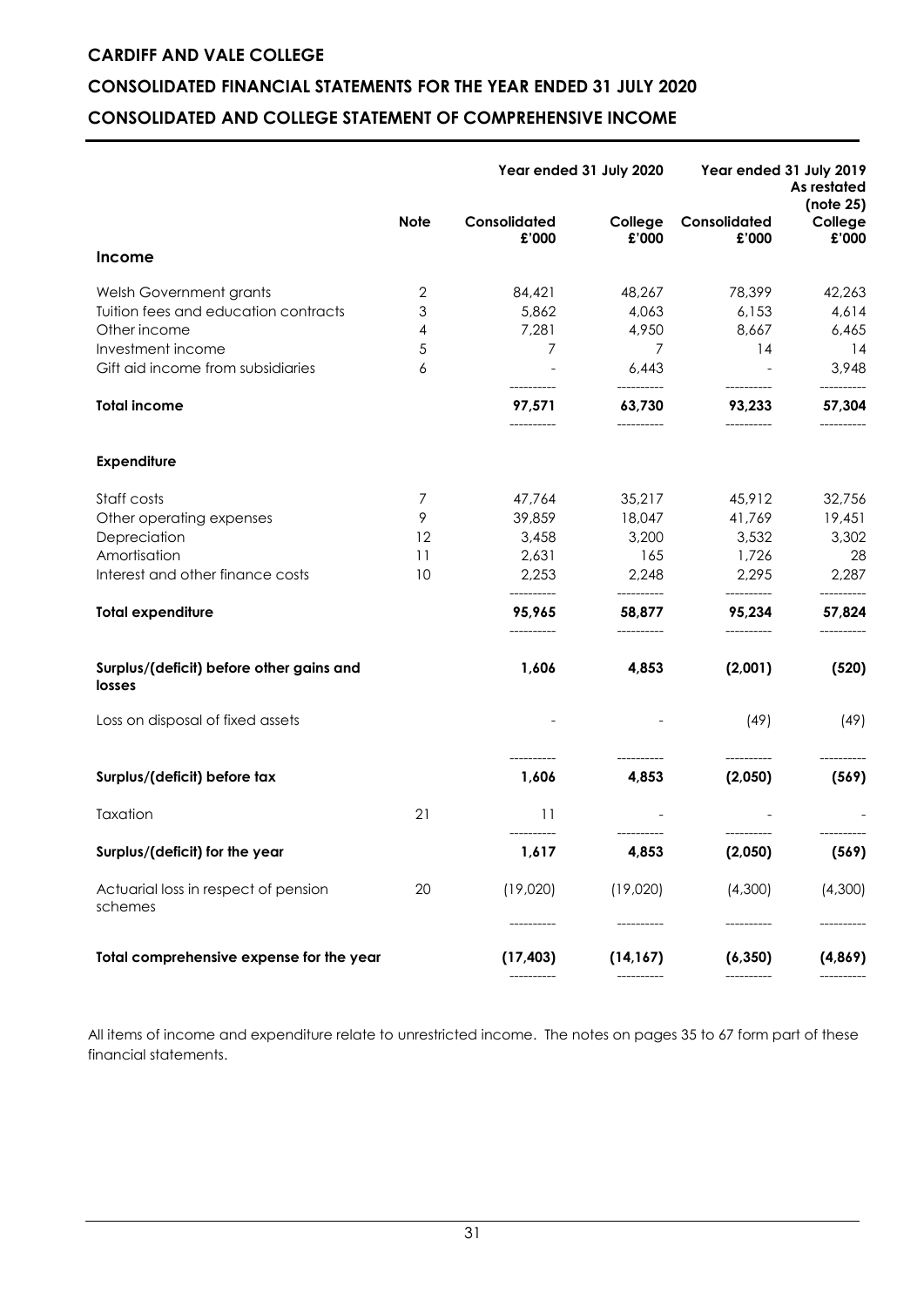**CARDIFF AND VALE COLLEGE**

**CONSOLIDATED FINANCIAL STATEMENTS FOR THE YEAR ENDED 31 JULY 2020**

**CONSOLIDATED AND COLLEGE STATEMENT OF COMPREHENSIVE INCOME**

| | Note | Year ended 31 July 2020 | | Year ended 31 July 2019 As restated (note 25) | |
|---|---|---|---|---|---|
| | | Consolidated £'000 | College £'000 | Consolidated £'000 | College £'000 |
| **Income** | | | | | |
| Welsh Government grants | 2 | 84,421 | 48,267 | 78,399 | 42,263 |
| Tuition fees and education contracts | 3 | 5,862 | 4,063 | 6,153 | 4,614 |
| Other income | 4 | 7,281 | 4,950 | 8,667 | 6,465 |
| Investment income | 5 | 7 | 7 | 14 | 14 |
| Gift aid income from subsidiaries | 6 | - | 6,443 | - | 3,948 |
| **Total income** | | **97,571** | **63,730** | **93,233** | **57,304** |
| **Expenditure** | | | | | |
| Staff costs | 7 | 47,764 | 35,217 | 45,912 | 32,756 |
| Other operating expenses | 9 | 39,859 | 18,047 | 41,769 | 19,451 |
| Depreciation | 12 | 3,458 | 3,200 | 3,532 | 3,302 |
| Amortisation | 11 | 2,631 | 165 | 1,726 | 28 |
| Interest and other finance costs | 10 | 2,253 | 2,248 | 2,295 | 2,287 |
| **Total expenditure** | | **95,965** | **58,877** | **95,234** | **57,824** |
| **Surplus/(deficit) before other gains and losses** | | **1,606** | **4,853** | **(2,001)** | **(520)** |
| Loss on disposal of fixed assets | | - | - | (49) | (49) |
| **Surplus/(deficit) before tax** | | **1,606** | **4,853** | **(2,050)** | **(569)** |
| Taxation | 21 | 11 | - | - | - |
| **Surplus/(deficit) for the year** | | **1,617** | **4,853** | **(2,050)** | **(569)** |
| Actuarial loss in respect of pension schemes | 20 | (19,020) | (19,020) | (4,300) | (4,300) |
| **Total comprehensive expense for the year** | | **(17,403)** | **(14,167)** | **(6,350)** | **(4,869)** |

All items of income and expenditure relate to unrestricted income. The notes on pages 35 to 67 form part of these financial statements.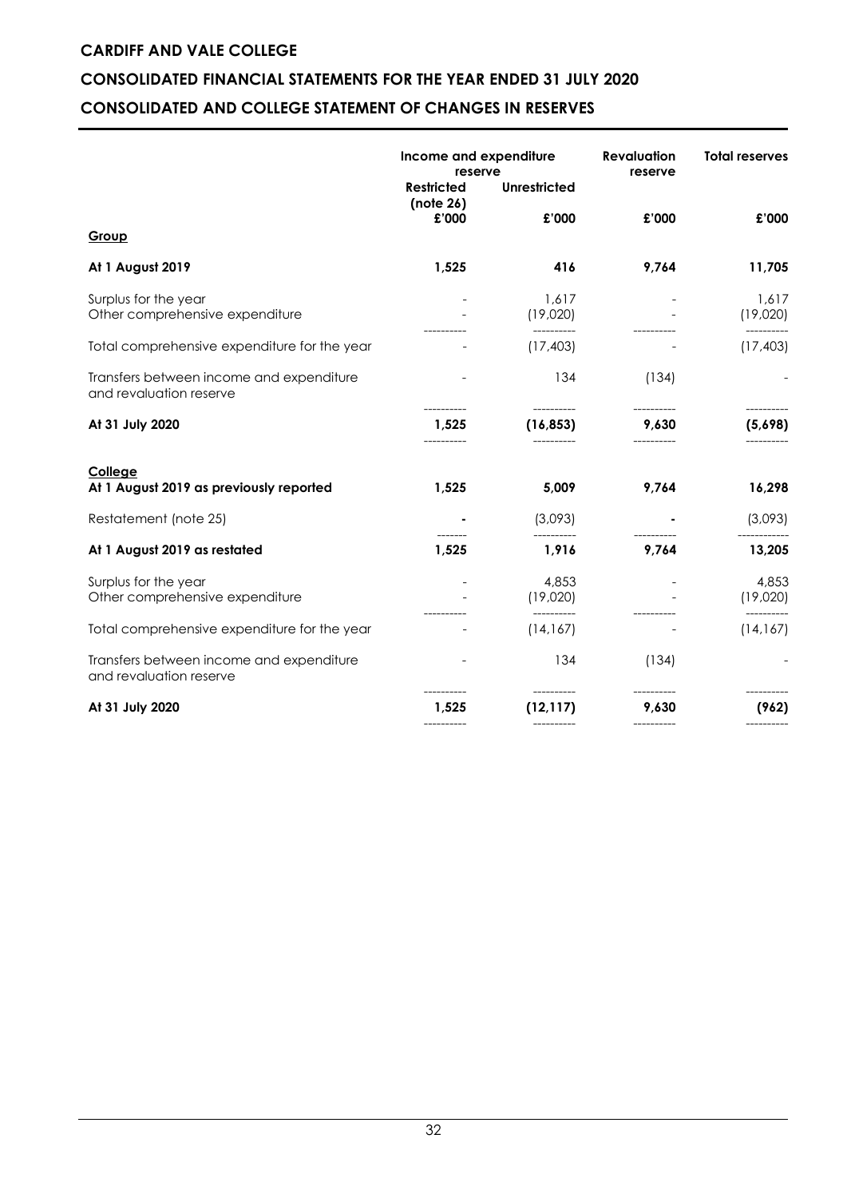# CARDIFF AND VALE COLLEGE

## CONSOLIDATED FINANCIAL STATEMENTS FOR THE YEAR ENDED 31 JULY 2020

## CONSOLIDATED AND COLLEGE STATEMENT OF CHANGES IN RESERVES

| | Income and expenditure reserve | | Revaluation reserve | Total reserves |
|---|---|---|---|---|
| | Restricted (note 26) | Unrestricted | | |
| | £'000 | £'000 | £'000 | £'000 |
| **Group** | | | | |
| **At 1 August 2019** | **1,525** | **416** | **9,764** | **11,705** |
| Surplus for the year | - | 1,617 | - | 1,617 |
| Other comprehensive expenditure | - | (19,020) | - | (19,020) |
| Total comprehensive expenditure for the year | - | (17,403) | - | (17,403) |
| Transfers between income and expenditure and revaluation reserve | - | 134 | (134) | - |
| **At 31 July 2020** | **1,525** | **(16,853)** | **9,630** | **(5,698)** |
| **College** | | | | |
| **At 1 August 2019 as previously reported** | **1,525** | **5,009** | **9,764** | **16,298** |
| Restatement (note 25) | - | (3,093) | - | (3,093) |
| **At 1 August 2019 as restated** | **1,525** | **1,916** | **9,764** | **13,205** |
| Surplus for the year | - | 4,853 | - | 4,853 |
| Other comprehensive expenditure | - | (19,020) | - | (19,020) |
| Total comprehensive expenditure for the year | - | (14,167) | - | (14,167) |
| Transfers between income and expenditure and revaluation reserve | - | 134 | (134) | - |
| **At 31 July 2020** | **1,525** | **(12,117)** | **9,630** | **(962)** |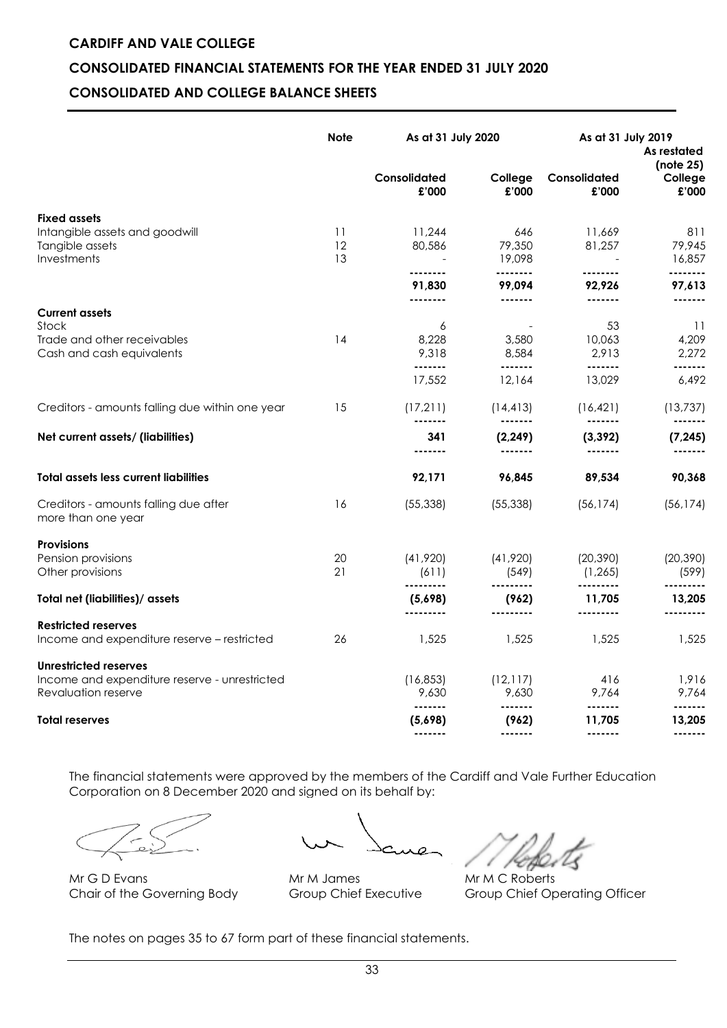**CARDIFF AND VALE COLLEGE**

**CONSOLIDATED FINANCIAL STATEMENTS FOR THE YEAR ENDED 31 JULY 2020**

**CONSOLIDATED AND COLLEGE BALANCE SHEETS**

| | Note | As at 31 July 2020 | | As at 31 July 2019 | As restated (note 25) |
|---|---|---|---|---|---|
| | | Consolidated £'000 | College £'000 | Consolidated £'000 | College £'000 |
| **Fixed assets** | | | | | |
| Intangible assets and goodwill | 11 | 11,244 | 646 | 11,669 | 811 |
| Tangible assets | 12 | 80,586 | 79,350 | 81,257 | 79,945 |
| Investments | 13 | - | 19,098 | - | 16,857 |
| | | 91,830 | 99,094 | 92,926 | 97,613 |
| **Current assets** | | | | | |
| Stock | | 6 | - | 53 | 11 |
| Trade and other receivables | 14 | 8,228 | 3,580 | 10,063 | 4,209 |
| Cash and cash equivalents | | 9,318 | 8,584 | 2,913 | 2,272 |
| | | 17,552 | 12,164 | 13,029 | 6,492 |
| Creditors - amounts falling due within one year | 15 | (17,211) | (14,413) | (16,421) | (13,737) |
| **Net current assets/ (liabilities)** | | **341** | **(2,249)** | **(3,392)** | **(7,245)** |
| **Total assets less current liabilities** | | **92,171** | **96,845** | **89,534** | **90,368** |
| Creditors - amounts falling due after more than one year | 16 | (55,338) | (55,338) | (56,174) | (56,174) |
| **Provisions** | | | | | |
| Pension provisions | 20 | (41,920) | (41,920) | (20,390) | (20,390) |
| Other provisions | 21 | (611) | (549) | (1,265) | (599) |
| **Total net (liabilities)/ assets** | | **(5,698)** | **(962)** | **11,705** | **13,205** |
| **Restricted reserves** | | | | | |
| Income and expenditure reserve – restricted | 26 | 1,525 | 1,525 | 1,525 | 1,525 |
| **Unrestricted reserves** | | | | | |
| Income and expenditure reserve - unrestricted | | (16,853) | (12,117) | 416 | 1,916 |
| Revaluation reserve | | 9,630 | 9,630 | 9,764 | 9,764 |
| **Total reserves** | | **(5,698)** | **(962)** | **11,705** | **13,205** |

The financial statements were approved by the members of the Cardiff and Vale Further Education Corporation on 8 December 2020 and signed on its behalf by:

Mr G D Evans
Chair of the Governing Body

Mr M James
Group Chief Executive

Mr M C Roberts
Group Chief Operating Officer

The notes on pages 35 to 67 form part of these financial statements.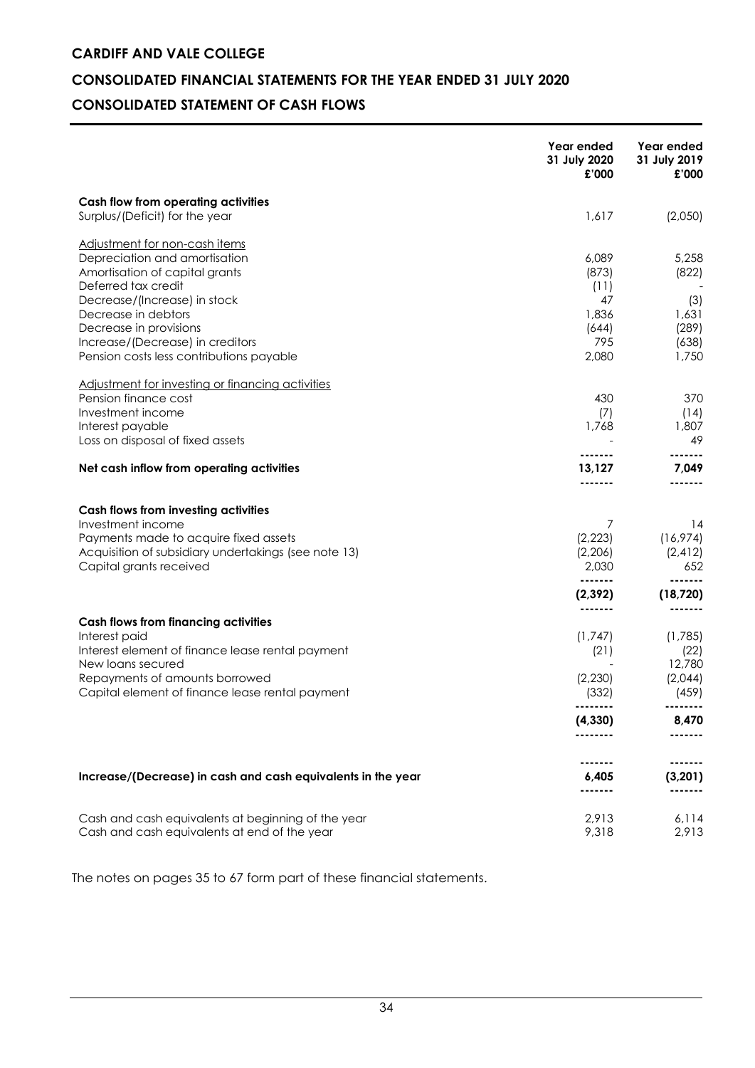# CARDIFF AND VALE COLLEGE

## CONSOLIDATED FINANCIAL STATEMENTS FOR THE YEAR ENDED 31 JULY 2020

## CONSOLIDATED STATEMENT OF CASH FLOWS

| | Year ended 31 July 2020 £'000 | Year ended 31 July 2019 £'000 |
|---|---|---|
| **Cash flow from operating activities** | | |
| Surplus/(Deficit) for the year | 1,617 | (2,050) |
| Adjustment for non-cash items | | |
| Depreciation and amortisation | 6,089 | 5,258 |
| Amortisation of capital grants | (873) | (822) |
| Deferred tax credit | (11) | - |
| Decrease/(Increase) in stock | 47 | (3) |
| Decrease in debtors | 1,836 | 1,631 |
| Decrease in provisions | (644) | (289) |
| Increase/(Decrease) in creditors | 795 | (638) |
| Pension costs less contributions payable | 2,080 | 1,750 |
| Adjustment for investing or financing activities | | |
| Pension finance cost | 430 | 370 |
| Investment income | (7) | (14) |
| Interest payable | 1,768 | 1,807 |
| Loss on disposal of fixed assets | - | 49 |
| **Net cash inflow from operating activities** | **13,127** | **7,049** |
| **Cash flows from investing activities** | | |
| Investment income | 7 | 14 |
| Payments made to acquire fixed assets | (2,223) | (16,974) |
| Acquisition of subsidiary undertakings (see note 13) | (2,206) | (2,412) |
| Capital grants received | 2,030 | 652 |
| | **(2,392)** | **(18,720)** |
| **Cash flows from financing activities** | | |
| Interest paid | (1,747) | (1,785) |
| Interest element of finance lease rental payment | (21) | (22) |
| New loans secured | - | 12,780 |
| Repayments of amounts borrowed | (2,230) | (2,044) |
| Capital element of finance lease rental payment | (332) | (459) |
| | **(4,330)** | **8,470** |
| **Increase/(Decrease) in cash and cash equivalents in the year** | **6,405** | **(3,201)** |
| Cash and cash equivalents at beginning of the year | 2,913 | 6,114 |
| Cash and cash equivalents at end of the year | 9,318 | 2,913 |

The notes on pages 35 to 67 form part of these financial statements.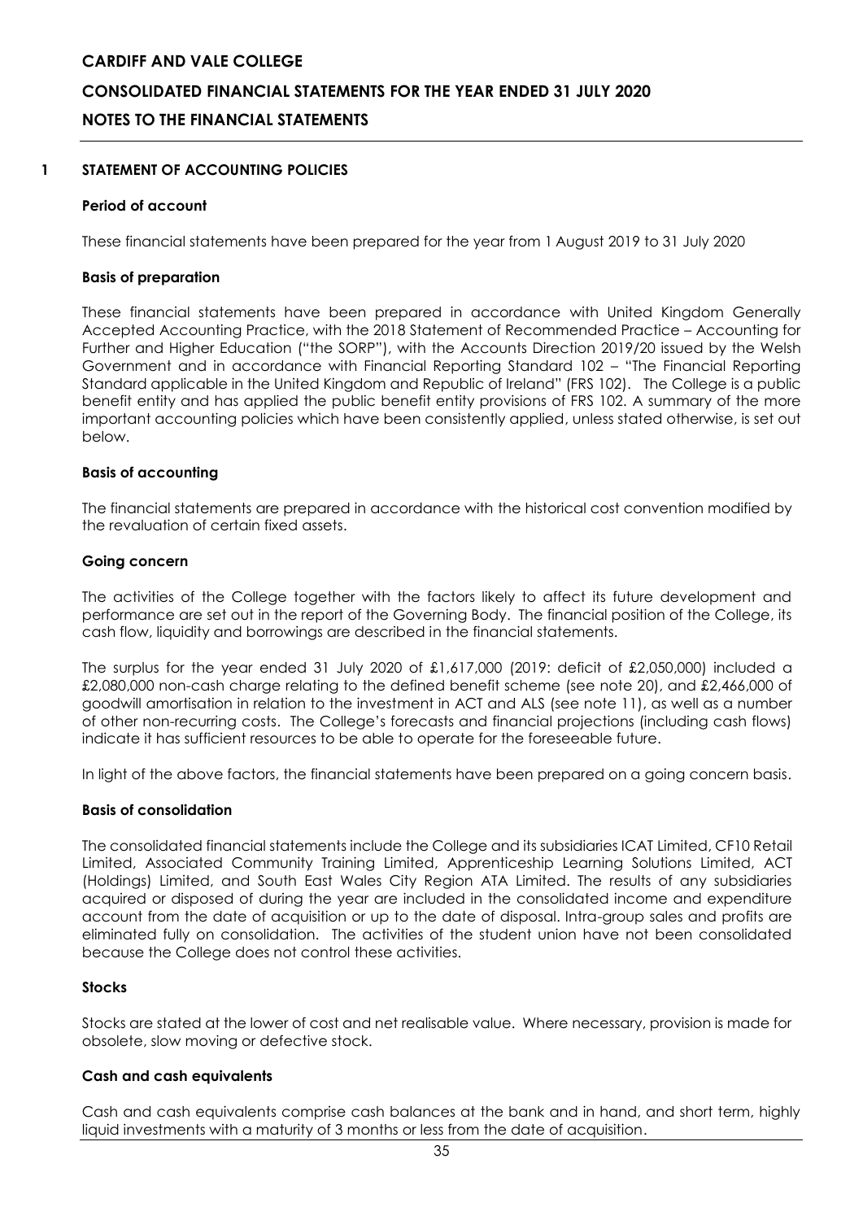# 1 STATEMENT OF ACCOUNTING POLICIES

### Period of account

These financial statements have been prepared for the year from 1 August 2019 to 31 July 2020

### Basis of preparation

These financial statements have been prepared in accordance with United Kingdom Generally Accepted Accounting Practice, with the 2018 Statement of Recommended Practice – Accounting for Further and Higher Education ("the SORP"), with the Accounts Direction 2019/20 issued by the Welsh Government and in accordance with Financial Reporting Standard 102 – "The Financial Reporting Standard applicable in the United Kingdom and Republic of Ireland" (FRS 102). The College is a public benefit entity and has applied the public benefit entity provisions of FRS 102. A summary of the more important accounting policies which have been consistently applied, unless stated otherwise, is set out below.

### Basis of accounting

The financial statements are prepared in accordance with the historical cost convention modified by the revaluation of certain fixed assets.

### Going concern

The activities of the College together with the factors likely to affect its future development and performance are set out in the report of the Governing Body. The financial position of the College, its cash flow, liquidity and borrowings are described in the financial statements.

The surplus for the year ended 31 July 2020 of £1,617,000 (2019: deficit of £2,050,000) included a £2,080,000 non-cash charge relating to the defined benefit scheme (see note 20), and £2,466,000 of goodwill amortisation in relation to the investment in ACT and ALS (see note 11), as well as a number of other non-recurring costs. The College's forecasts and financial projections (including cash flows) indicate it has sufficient resources to be able to operate for the foreseeable future.

In light of the above factors, the financial statements have been prepared on a going concern basis.

### Basis of consolidation

The consolidated financial statements include the College and its subsidiaries ICAT Limited, CF10 Retail Limited, Associated Community Training Limited, Apprenticeship Learning Solutions Limited, ACT (Holdings) Limited, and South East Wales City Region ATA Limited. The results of any subsidiaries acquired or disposed of during the year are included in the consolidated income and expenditure account from the date of acquisition or up to the date of disposal. Intra-group sales and profits are eliminated fully on consolidation. The activities of the student union have not been consolidated because the College does not control these activities.

### Stocks

Stocks are stated at the lower of cost and net realisable value. Where necessary, provision is made for obsolete, slow moving or defective stock.

### Cash and cash equivalents

Cash and cash equivalents comprise cash balances at the bank and in hand, and short term, highly liquid investments with a maturity of 3 months or less from the date of acquisition.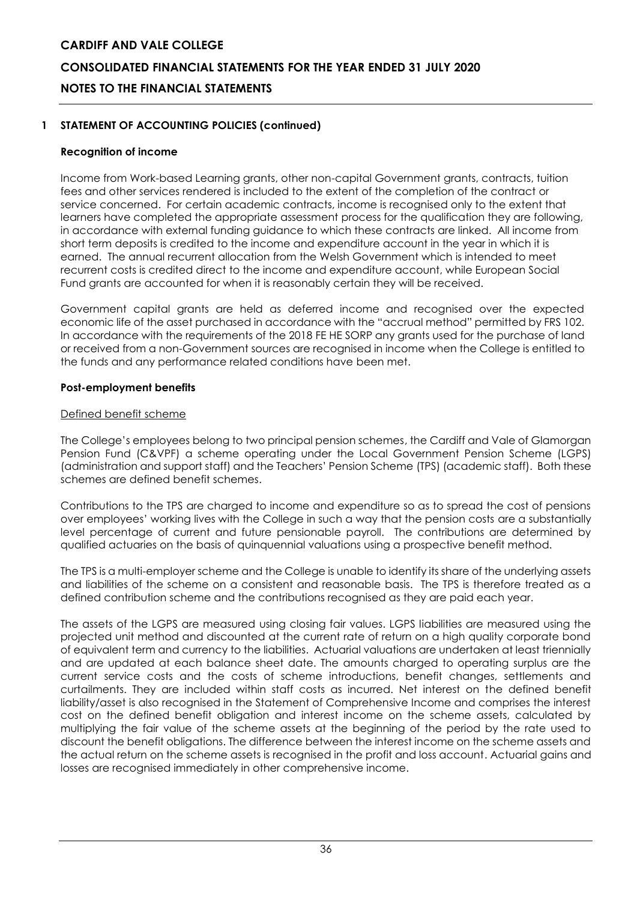## 1 STATEMENT OF ACCOUNTING POLICIES (continued)

### Recognition of income

Income from Work-based Learning grants, other non-capital Government grants, contracts, tuition fees and other services rendered is included to the extent of the completion of the contract or service concerned. For certain academic contracts, income is recognised only to the extent that learners have completed the appropriate assessment process for the qualification they are following, in accordance with external funding guidance to which these contracts are linked. All income from short term deposits is credited to the income and expenditure account in the year in which it is earned. The annual recurrent allocation from the Welsh Government which is intended to meet recurrent costs is credited direct to the income and expenditure account, while European Social Fund grants are accounted for when it is reasonably certain they will be received.

Government capital grants are held as deferred income and recognised over the expected economic life of the asset purchased in accordance with the "accrual method" permitted by FRS 102. In accordance with the requirements of the 2018 FE HE SORP any grants used for the purchase of land or received from a non-Government sources are recognised in income when the College is entitled to the funds and any performance related conditions have been met.

### Post-employment benefits

Defined benefit scheme

The College's employees belong to two principal pension schemes, the Cardiff and Vale of Glamorgan Pension Fund (C&VPF) a scheme operating under the Local Government Pension Scheme (LGPS) (administration and support staff) and the Teachers' Pension Scheme (TPS) (academic staff). Both these schemes are defined benefit schemes.

Contributions to the TPS are charged to income and expenditure so as to spread the cost of pensions over employees' working lives with the College in such a way that the pension costs are a substantially level percentage of current and future pensionable payroll. The contributions are determined by qualified actuaries on the basis of quinquennial valuations using a prospective benefit method.

The TPS is a multi-employer scheme and the College is unable to identify its share of the underlying assets and liabilities of the scheme on a consistent and reasonable basis. The TPS is therefore treated as a defined contribution scheme and the contributions recognised as they are paid each year.

The assets of the LGPS are measured using closing fair values. LGPS liabilities are measured using the projected unit method and discounted at the current rate of return on a high quality corporate bond of equivalent term and currency to the liabilities. Actuarial valuations are undertaken at least triennially and are updated at each balance sheet date. The amounts charged to operating surplus are the current service costs and the costs of scheme introductions, benefit changes, settlements and curtailments. They are included within staff costs as incurred. Net interest on the defined benefit liability/asset is also recognised in the Statement of Comprehensive Income and comprises the interest cost on the defined benefit obligation and interest income on the scheme assets, calculated by multiplying the fair value of the scheme assets at the beginning of the period by the rate used to discount the benefit obligations. The difference between the interest income on the scheme assets and the actual return on the scheme assets is recognised in the profit and loss account. Actuarial gains and losses are recognised immediately in other comprehensive income.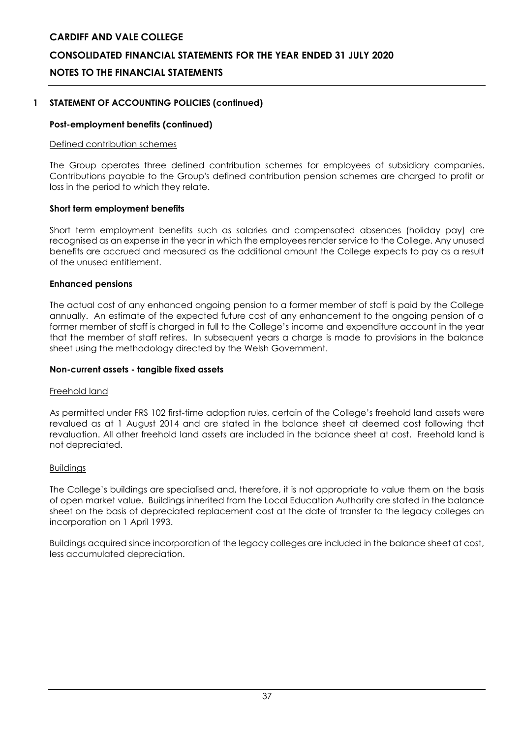## 1 STATEMENT OF ACCOUNTING POLICIES (continued)

### Post-employment benefits (continued)

Defined contribution schemes

The Group operates three defined contribution schemes for employees of subsidiary companies. Contributions payable to the Group's defined contribution pension schemes are charged to profit or loss in the period to which they relate.

### Short term employment benefits

Short term employment benefits such as salaries and compensated absences (holiday pay) are recognised as an expense in the year in which the employees render service to the College. Any unused benefits are accrued and measured as the additional amount the College expects to pay as a result of the unused entitlement.

### Enhanced pensions

The actual cost of any enhanced ongoing pension to a former member of staff is paid by the College annually. An estimate of the expected future cost of any enhancement to the ongoing pension of a former member of staff is charged in full to the College's income and expenditure account in the year that the member of staff retires. In subsequent years a charge is made to provisions in the balance sheet using the methodology directed by the Welsh Government.

### Non-current assets - tangible fixed assets

Freehold land

As permitted under FRS 102 first-time adoption rules, certain of the College's freehold land assets were revalued as at 1 August 2014 and are stated in the balance sheet at deemed cost following that revaluation. All other freehold land assets are included in the balance sheet at cost. Freehold land is not depreciated.

Buildings

The College's buildings are specialised and, therefore, it is not appropriate to value them on the basis of open market value. Buildings inherited from the Local Education Authority are stated in the balance sheet on the basis of depreciated replacement cost at the date of transfer to the legacy colleges on incorporation on 1 April 1993.

Buildings acquired since incorporation of the legacy colleges are included in the balance sheet at cost, less accumulated depreciation.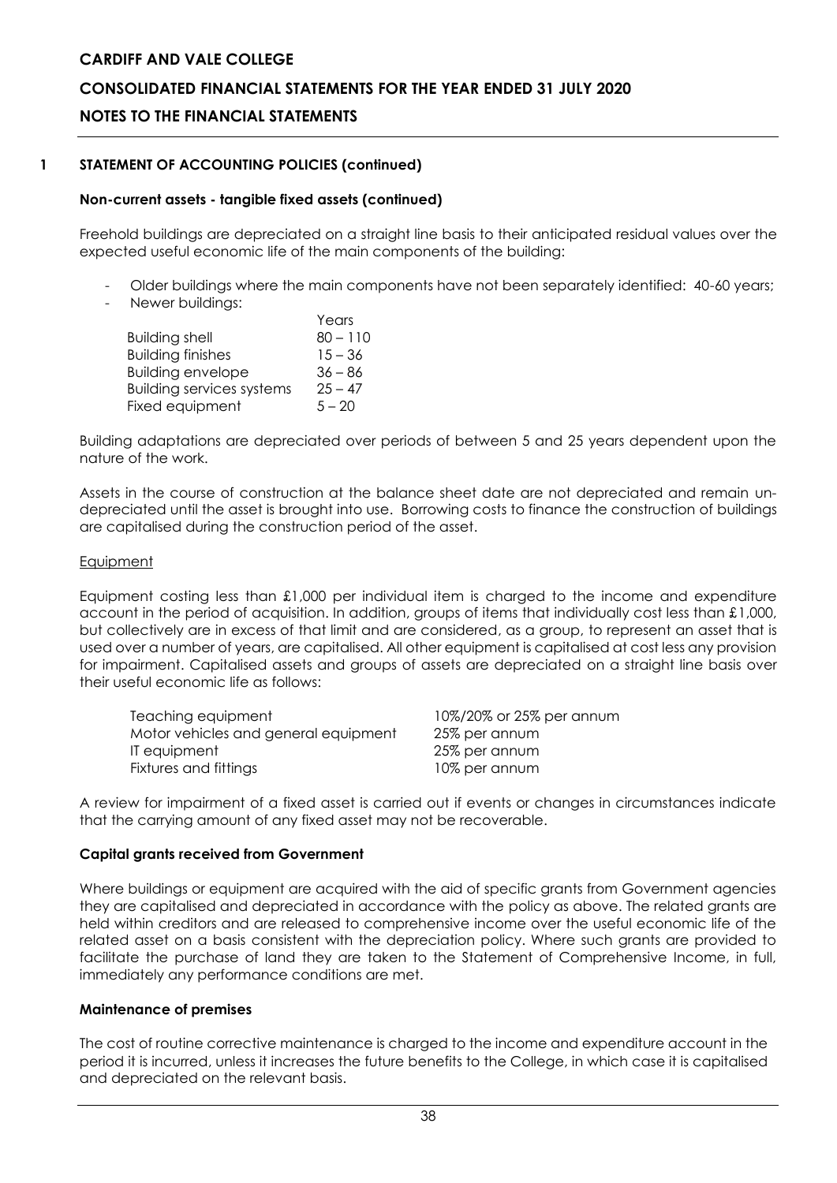## 1 STATEMENT OF ACCOUNTING POLICIES (continued)

### Non-current assets - tangible fixed assets (continued)

Freehold buildings are depreciated on a straight line basis to their anticipated residual values over the expected useful economic life of the main components of the building:

- Older buildings where the main components have not been separately identified: 40-60 years;
- Newer buildings:

| | Years |
|---|---|
| Building shell | 80 – 110 |
| Building finishes | 15 – 36 |
| Building envelope | 36 – 86 |
| Building services systems | 25 – 47 |
| Fixed equipment | 5 – 20 |

Building adaptations are depreciated over periods of between 5 and 25 years dependent upon the nature of the work.

Assets in the course of construction at the balance sheet date are not depreciated and remain un-depreciated until the asset is brought into use. Borrowing costs to finance the construction of buildings are capitalised during the construction period of the asset.

Equipment

Equipment costing less than £1,000 per individual item is charged to the income and expenditure account in the period of acquisition. In addition, groups of items that individually cost less than £1,000, but collectively are in excess of that limit and are considered, as a group, to represent an asset that is used over a number of years, are capitalised. All other equipment is capitalised at cost less any provision for impairment. Capitalised assets and groups of assets are depreciated on a straight line basis over their useful economic life as follows:

| | |
|---|---|
| Teaching equipment | 10%/20% or 25% per annum |
| Motor vehicles and general equipment | 25% per annum |
| IT equipment | 25% per annum |
| Fixtures and fittings | 10% per annum |

A review for impairment of a fixed asset is carried out if events or changes in circumstances indicate that the carrying amount of any fixed asset may not be recoverable.

### Capital grants received from Government

Where buildings or equipment are acquired with the aid of specific grants from Government agencies they are capitalised and depreciated in accordance with the policy as above. The related grants are held within creditors and are released to comprehensive income over the useful economic life of the related asset on a basis consistent with the depreciation policy. Where such grants are provided to facilitate the purchase of land they are taken to the Statement of Comprehensive Income, in full, immediately any performance conditions are met.

### Maintenance of premises

The cost of routine corrective maintenance is charged to the income and expenditure account in the period it is incurred, unless it increases the future benefits to the College, in which case it is capitalised and depreciated on the relevant basis.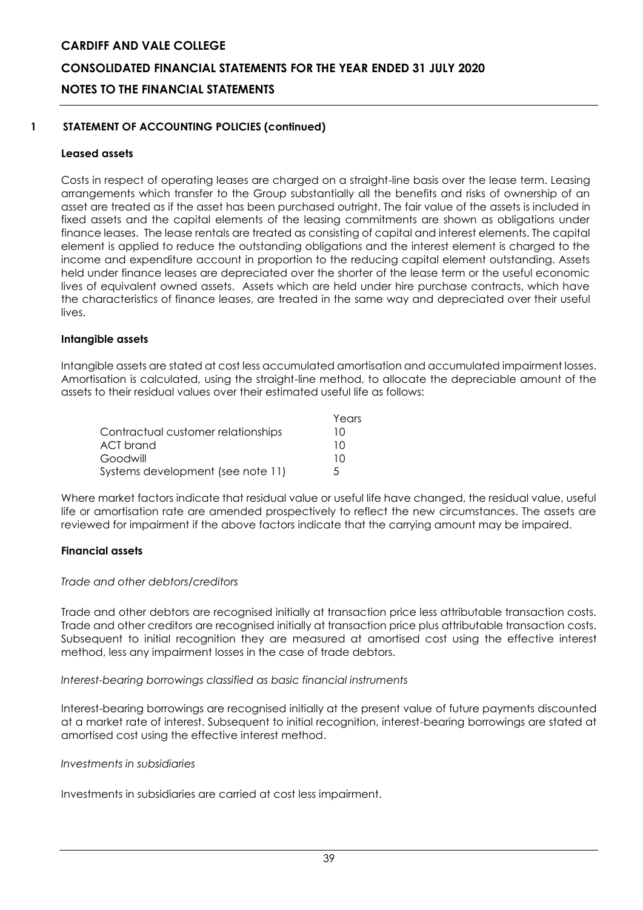## 1 STATEMENT OF ACCOUNTING POLICIES (continued)

### Leased assets

Costs in respect of operating leases are charged on a straight-line basis over the lease term. Leasing arrangements which transfer to the Group substantially all the benefits and risks of ownership of an asset are treated as if the asset has been purchased outright. The fair value of the assets is included in fixed assets and the capital elements of the leasing commitments are shown as obligations under finance leases. The lease rentals are treated as consisting of capital and interest elements. The capital element is applied to reduce the outstanding obligations and the interest element is charged to the income and expenditure account in proportion to the reducing capital element outstanding. Assets held under finance leases are depreciated over the shorter of the lease term or the useful economic lives of equivalent owned assets. Assets which are held under hire purchase contracts, which have the characteristics of finance leases, are treated in the same way and depreciated over their useful lives.

### Intangible assets

Intangible assets are stated at cost less accumulated amortisation and accumulated impairment losses. Amortisation is calculated, using the straight-line method, to allocate the depreciable amount of the assets to their residual values over their estimated useful life as follows:

| | Years |
|---|---|
| Contractual customer relationships | 10 |
| ACT brand | 10 |
| Goodwill | 10 |
| Systems development (see note 11) | 5 |

Where market factors indicate that residual value or useful life have changed, the residual value, useful life or amortisation rate are amended prospectively to reflect the new circumstances. The assets are reviewed for impairment if the above factors indicate that the carrying amount may be impaired.

### Financial assets

*Trade and other debtors/creditors*

Trade and other debtors are recognised initially at transaction price less attributable transaction costs. Trade and other creditors are recognised initially at transaction price plus attributable transaction costs. Subsequent to initial recognition they are measured at amortised cost using the effective interest method, less any impairment losses in the case of trade debtors.

*Interest-bearing borrowings classified as basic financial instruments*

Interest-bearing borrowings are recognised initially at the present value of future payments discounted at a market rate of interest. Subsequent to initial recognition, interest-bearing borrowings are stated at amortised cost using the effective interest method.

*Investments in subsidiaries*

Investments in subsidiaries are carried at cost less impairment.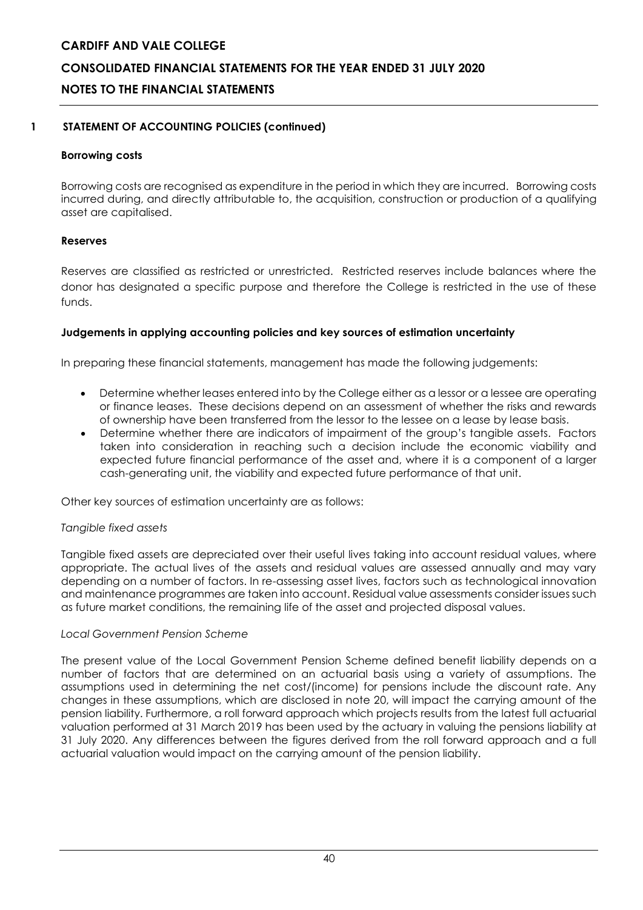## 1 STATEMENT OF ACCOUNTING POLICIES (continued)

### Borrowing costs

Borrowing costs are recognised as expenditure in the period in which they are incurred. Borrowing costs incurred during, and directly attributable to, the acquisition, construction or production of a qualifying asset are capitalised.

### Reserves

Reserves are classified as restricted or unrestricted. Restricted reserves include balances where the donor has designated a specific purpose and therefore the College is restricted in the use of these funds.

### Judgements in applying accounting policies and key sources of estimation uncertainty

In preparing these financial statements, management has made the following judgements:

- Determine whether leases entered into by the College either as a lessor or a lessee are operating or finance leases. These decisions depend on an assessment of whether the risks and rewards of ownership have been transferred from the lessor to the lessee on a lease by lease basis.
- Determine whether there are indicators of impairment of the group's tangible assets. Factors taken into consideration in reaching such a decision include the economic viability and expected future financial performance of the asset and, where it is a component of a larger cash-generating unit, the viability and expected future performance of that unit.

Other key sources of estimation uncertainty are as follows:

*Tangible fixed assets*

Tangible fixed assets are depreciated over their useful lives taking into account residual values, where appropriate. The actual lives of the assets and residual values are assessed annually and may vary depending on a number of factors. In re-assessing asset lives, factors such as technological innovation and maintenance programmes are taken into account. Residual value assessments consider issues such as future market conditions, the remaining life of the asset and projected disposal values.

*Local Government Pension Scheme*

The present value of the Local Government Pension Scheme defined benefit liability depends on a number of factors that are determined on an actuarial basis using a variety of assumptions. The assumptions used in determining the net cost/(income) for pensions include the discount rate. Any changes in these assumptions, which are disclosed in note 20, will impact the carrying amount of the pension liability. Furthermore, a roll forward approach which projects results from the latest full actuarial valuation performed at 31 March 2019 has been used by the actuary in valuing the pensions liability at 31 July 2020. Any differences between the figures derived from the roll forward approach and a full actuarial valuation would impact on the carrying amount of the pension liability.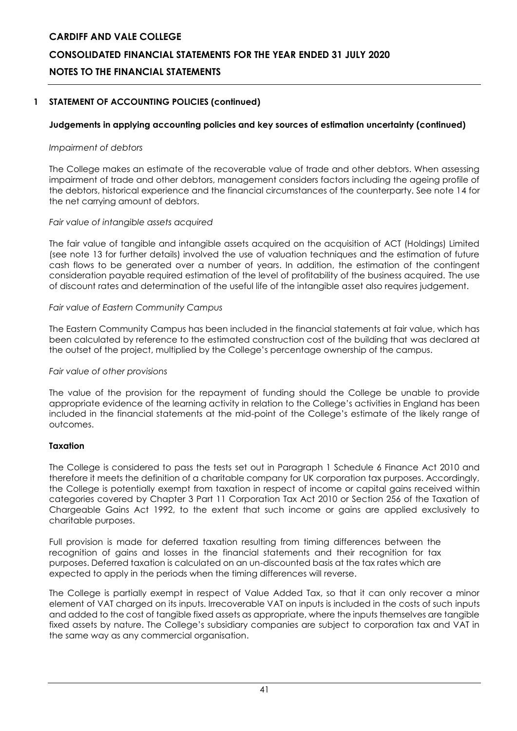## 1 STATEMENT OF ACCOUNTING POLICIES (continued)

### Judgements in applying accounting policies and key sources of estimation uncertainty (continued)

*Impairment of debtors*

The College makes an estimate of the recoverable value of trade and other debtors. When assessing impairment of trade and other debtors, management considers factors including the ageing profile of the debtors, historical experience and the financial circumstances of the counterparty. See note 14 for the net carrying amount of debtors.

*Fair value of intangible assets acquired*

The fair value of tangible and intangible assets acquired on the acquisition of ACT (Holdings) Limited (see note 13 for further details) involved the use of valuation techniques and the estimation of future cash flows to be generated over a number of years. In addition, the estimation of the contingent consideration payable required estimation of the level of profitability of the business acquired. The use of discount rates and determination of the useful life of the intangible asset also requires judgement.

*Fair value of Eastern Community Campus*

The Eastern Community Campus has been included in the financial statements at fair value, which has been calculated by reference to the estimated construction cost of the building that was declared at the outset of the project, multiplied by the College's percentage ownership of the campus.

*Fair value of other provisions*

The value of the provision for the repayment of funding should the College be unable to provide appropriate evidence of the learning activity in relation to the College's activities in England has been included in the financial statements at the mid-point of the College's estimate of the likely range of outcomes.

### Taxation

The College is considered to pass the tests set out in Paragraph 1 Schedule 6 Finance Act 2010 and therefore it meets the definition of a charitable company for UK corporation tax purposes. Accordingly, the College is potentially exempt from taxation in respect of income or capital gains received within categories covered by Chapter 3 Part 11 Corporation Tax Act 2010 or Section 256 of the Taxation of Chargeable Gains Act 1992, to the extent that such income or gains are applied exclusively to charitable purposes.

Full provision is made for deferred taxation resulting from timing differences between the recognition of gains and losses in the financial statements and their recognition for tax purposes. Deferred taxation is calculated on an un-discounted basis at the tax rates which are expected to apply in the periods when the timing differences will reverse.

The College is partially exempt in respect of Value Added Tax, so that it can only recover a minor element of VAT charged on its inputs. Irrecoverable VAT on inputs is included in the costs of such inputs and added to the cost of tangible fixed assets as appropriate, where the inputs themselves are tangible fixed assets by nature. The College's subsidiary companies are subject to corporation tax and VAT in the same way as any commercial organisation.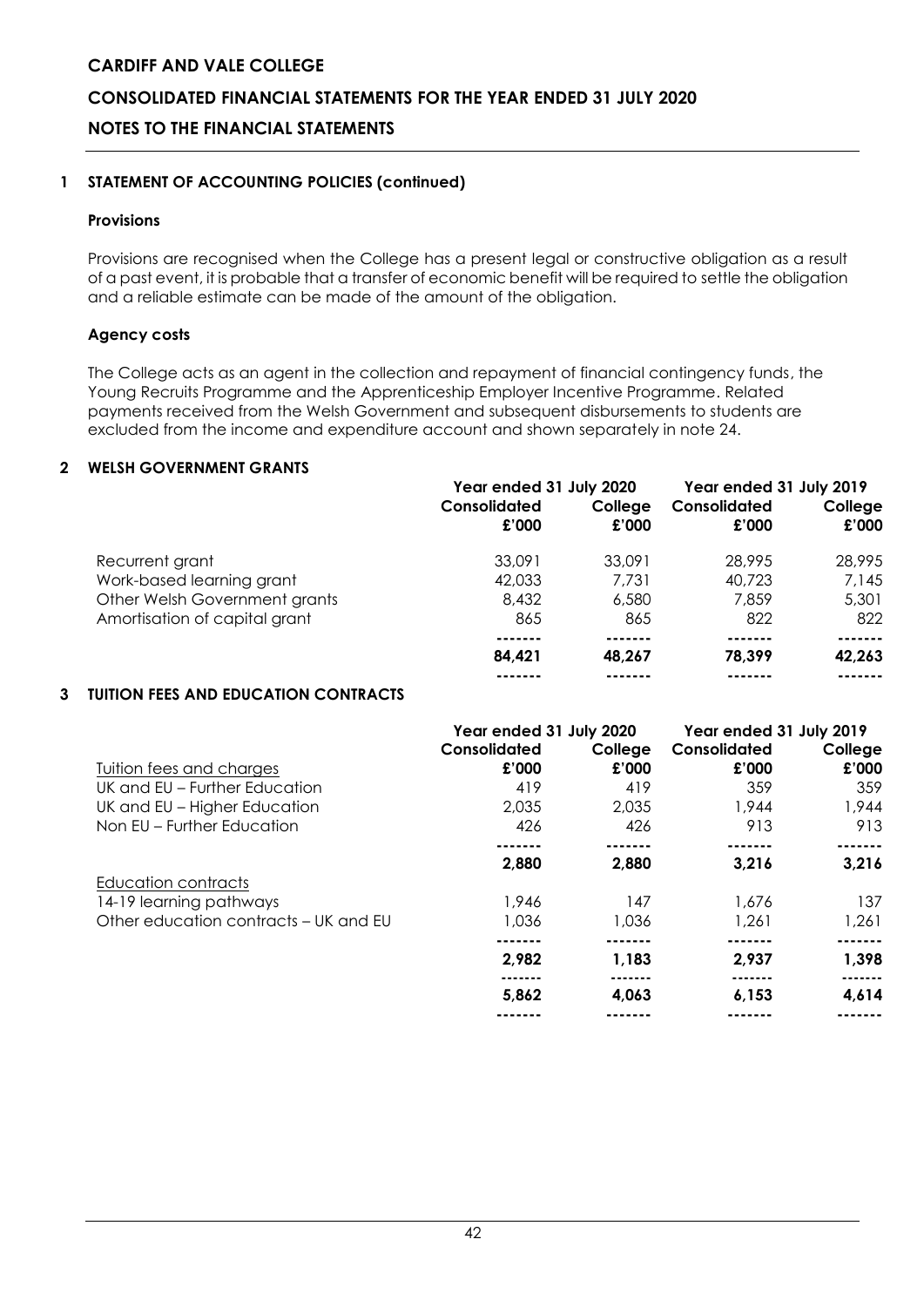## 1 STATEMENT OF ACCOUNTING POLICIES (continued)

### Provisions

Provisions are recognised when the College has a present legal or constructive obligation as a result of a past event, it is probable that a transfer of economic benefit will be required to settle the obligation and a reliable estimate can be made of the amount of the obligation.

### Agency costs

The College acts as an agent in the collection and repayment of financial contingency funds, the Young Recruits Programme and the Apprenticeship Employer Incentive Programme. Related payments received from the Welsh Government and subsequent disbursements to students are excluded from the income and expenditure account and shown separately in note 24.

## 2 WELSH GOVERNMENT GRANTS

| | Year ended 31 July 2020 | | Year ended 31 July 2019 | |
|---|---|---|---|---|
| | **Consolidated £'000** | **College £'000** | **Consolidated £'000** | **College £'000** |
| Recurrent grant | 33,091 | 33,091 | 28,995 | 28,995 |
| Work-based learning grant | 42,033 | 7,731 | 40,723 | 7,145 |
| Other Welsh Government grants | 8,432 | 6,580 | 7,859 | 5,301 |
| Amortisation of capital grant | 865 | 865 | 822 | 822 |
| | **84,421** | **48,267** | **78,399** | **42,263** |

## 3 TUITION FEES AND EDUCATION CONTRACTS

| | Year ended 31 July 2020 | | Year ended 31 July 2019 | |
|---|---|---|---|---|
| <u>Tuition fees and charges</u> | **Consolidated £'000** | **College £'000** | **Consolidated £'000** | **College £'000** |
| UK and EU – Further Education | 419 | 419 | 359 | 359 |
| UK and EU – Higher Education | 2,035 | 2,035 | 1,944 | 1,944 |
| Non EU – Further Education | 426 | 426 | 913 | 913 |
| | **2,880** | **2,880** | **3,216** | **3,216** |
| <u>Education contracts</u> | | | | |
| 14-19 learning pathways | 1,946 | 147 | 1,676 | 137 |
| Other education contracts – UK and EU | 1,036 | 1,036 | 1,261 | 1,261 |
| | **2,982** | **1,183** | **2,937** | **1,398** |
| | **5,862** | **4,063** | **6,153** | **4,614** |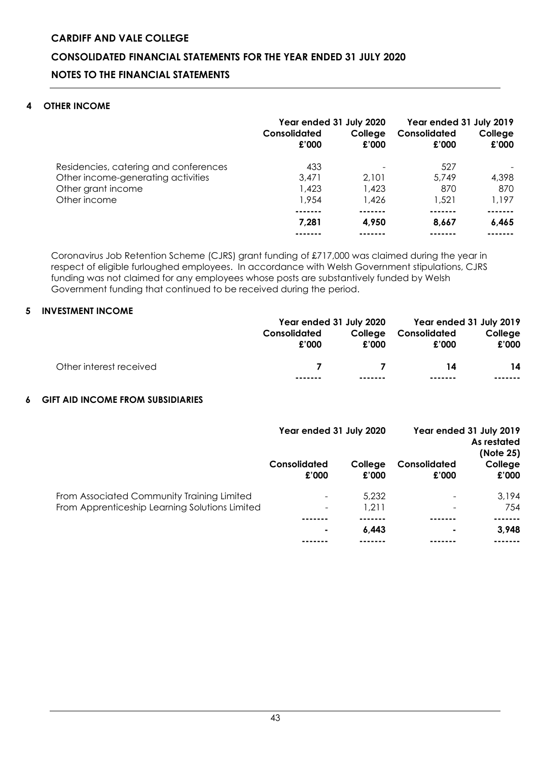## 4 OTHER INCOME

| | Year ended 31 July 2020 | | Year ended 31 July 2019 | |
|---|---|---|---|---|
| | Consolidated £'000 | College £'000 | Consolidated £'000 | College £'000 |
| Residencies, catering and conferences | 433 | - | 527 | - |
| Other income-generating activities | 3,471 | 2,101 | 5,749 | 4,398 |
| Other grant income | 1,423 | 1,423 | 870 | 870 |
| Other income | 1,954 | 1,426 | 1,521 | 1,197 |
| | **7,281** | **4,950** | **8,667** | **6,465** |

Coronavirus Job Retention Scheme (CJRS) grant funding of £717,000 was claimed during the year in respect of eligible furloughed employees. In accordance with Welsh Government stipulations, CJRS funding was not claimed for any employees whose posts are substantively funded by Welsh Government funding that continued to be received during the period.

## 5 INVESTMENT INCOME

| | Year ended 31 July 2020 | | Year ended 31 July 2019 | |
|---|---|---|---|---|
| | Consolidated £'000 | College £'000 | Consolidated £'000 | College £'000 |
| Other interest received | **7** | **7** | **14** | **14** |

## 6 GIFT AID INCOME FROM SUBSIDIARIES

| | Year ended 31 July 2020 | | Year ended 31 July 2019 As restated (Note 25) | |
|---|---|---|---|---|
| | Consolidated £'000 | College £'000 | Consolidated £'000 | College £'000 |
| From Associated Community Training Limited | - | 5,232 | - | 3,194 |
| From Apprenticeship Learning Solutions Limited | - | 1,211 | - | 754 |
| | **-** | **6,443** | **-** | **3,948** |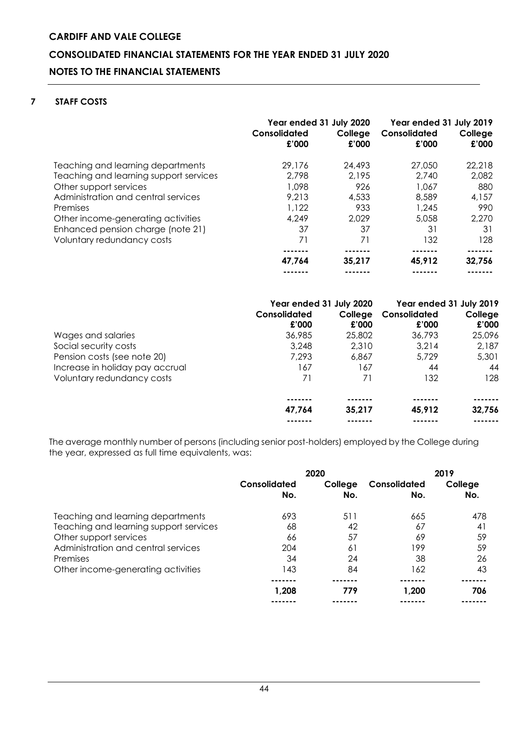## 7 STAFF COSTS

| | Year ended 31 July 2020 | | Year ended 31 July 2019 | |
|---|---|---|---|---|
| | Consolidated £'000 | College £'000 | Consolidated £'000 | College £'000 |
| Teaching and learning departments | 29,176 | 24,493 | 27,050 | 22,218 |
| Teaching and learning support services | 2,798 | 2,195 | 2,740 | 2,082 |
| Other support services | 1,098 | 926 | 1,067 | 880 |
| Administration and central services | 9,213 | 4,533 | 8,589 | 4,157 |
| Premises | 1,122 | 933 | 1,245 | 990 |
| Other income-generating activities | 4,249 | 2,029 | 5,058 | 2,270 |
| Enhanced pension charge (note 21) | 37 | 37 | 31 | 31 |
| Voluntary redundancy costs | 71 | 71 | 132 | 128 |
| | **47,764** | **35,217** | **45,912** | **32,756** |

| | Year ended 31 July 2020 | | Year ended 31 July 2019 | |
|---|---|---|---|---|
| | Consolidated £'000 | College £'000 | Consolidated £'000 | College £'000 |
| Wages and salaries | 36,985 | 25,802 | 36,793 | 25,096 |
| Social security costs | 3,248 | 2,310 | 3,214 | 2,187 |
| Pension costs (see note 20) | 7,293 | 6,867 | 5,729 | 5,301 |
| Increase in holiday pay accrual | 167 | 167 | 44 | 44 |
| Voluntary redundancy costs | 71 | 71 | 132 | 128 |
| | **47,764** | **35,217** | **45,912** | **32,756** |

The average monthly number of persons (including senior post-holders) employed by the College during the year, expressed as full time equivalents, was:

| | 2020 | | 2019 | |
|---|---|---|---|---|
| | Consolidated No. | College No. | Consolidated No. | College No. |
| Teaching and learning departments | 693 | 511 | 665 | 478 |
| Teaching and learning support services | 68 | 42 | 67 | 41 |
| Other support services | 66 | 57 | 69 | 59 |
| Administration and central services | 204 | 61 | 199 | 59 |
| Premises | 34 | 24 | 38 | 26 |
| Other income-generating activities | 143 | 84 | 162 | 43 |
| | **1,208** | **779** | **1,200** | **706** |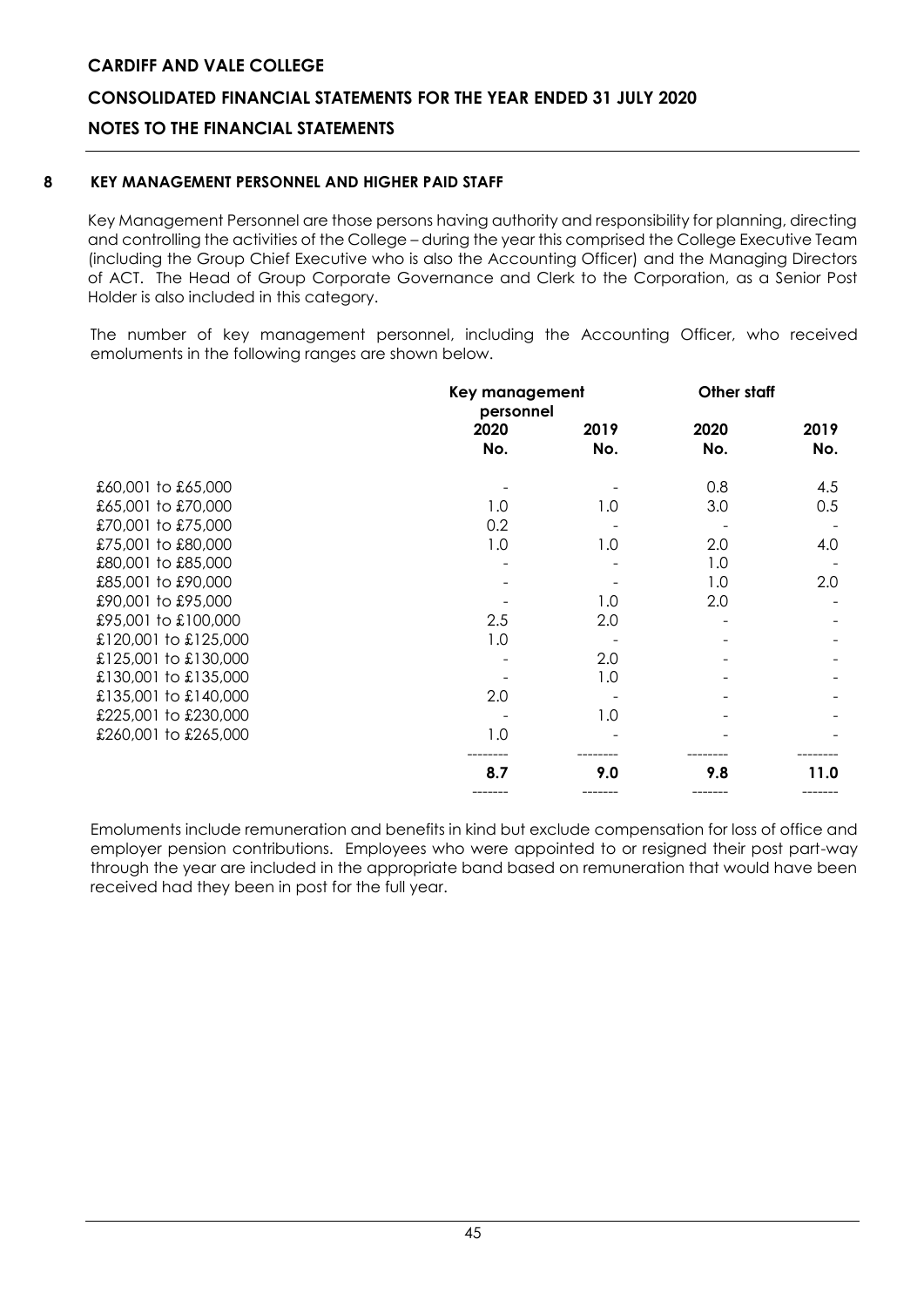## 8 KEY MANAGEMENT PERSONNEL AND HIGHER PAID STAFF

Key Management Personnel are those persons having authority and responsibility for planning, directing and controlling the activities of the College – during the year this comprised the College Executive Team (including the Group Chief Executive who is also the Accounting Officer) and the Managing Directors of ACT. The Head of Group Corporate Governance and Clerk to the Corporation, as a Senior Post Holder is also included in this category.

The number of key management personnel, including the Accounting Officer, who received emoluments in the following ranges are shown below.

| | Key management personnel | | Other staff | |
|---|---|---|---|---|
| | 2020 No. | 2019 No. | 2020 No. | 2019 No. |
| £60,001 to £65,000 | - | - | 0.8 | 4.5 |
| £65,001 to £70,000 | 1.0 | 1.0 | 3.0 | 0.5 |
| £70,001 to £75,000 | 0.2 | - | - | - |
| £75,001 to £80,000 | 1.0 | 1.0 | 2.0 | 4.0 |
| £80,001 to £85,000 | - | - | 1.0 | - |
| £85,001 to £90,000 | - | - | 1.0 | 2.0 |
| £90,001 to £95,000 | - | 1.0 | 2.0 | - |
| £95,001 to £100,000 | 2.5 | 2.0 | - | - |
| £120,001 to £125,000 | 1.0 | - | - | - |
| £125,001 to £130,000 | - | 2.0 | - | - |
| £130,001 to £135,000 | - | 1.0 | - | - |
| £135,001 to £140,000 | 2.0 | - | - | - |
| £225,001 to £230,000 | - | 1.0 | - | - |
| £260,001 to £265,000 | 1.0 | - | - | - |
| | **8.7** | **9.0** | **9.8** | **11.0** |

Emoluments include remuneration and benefits in kind but exclude compensation for loss of office and employer pension contributions. Employees who were appointed to or resigned their post part-way through the year are included in the appropriate band based on remuneration that would have been received had they been in post for the full year.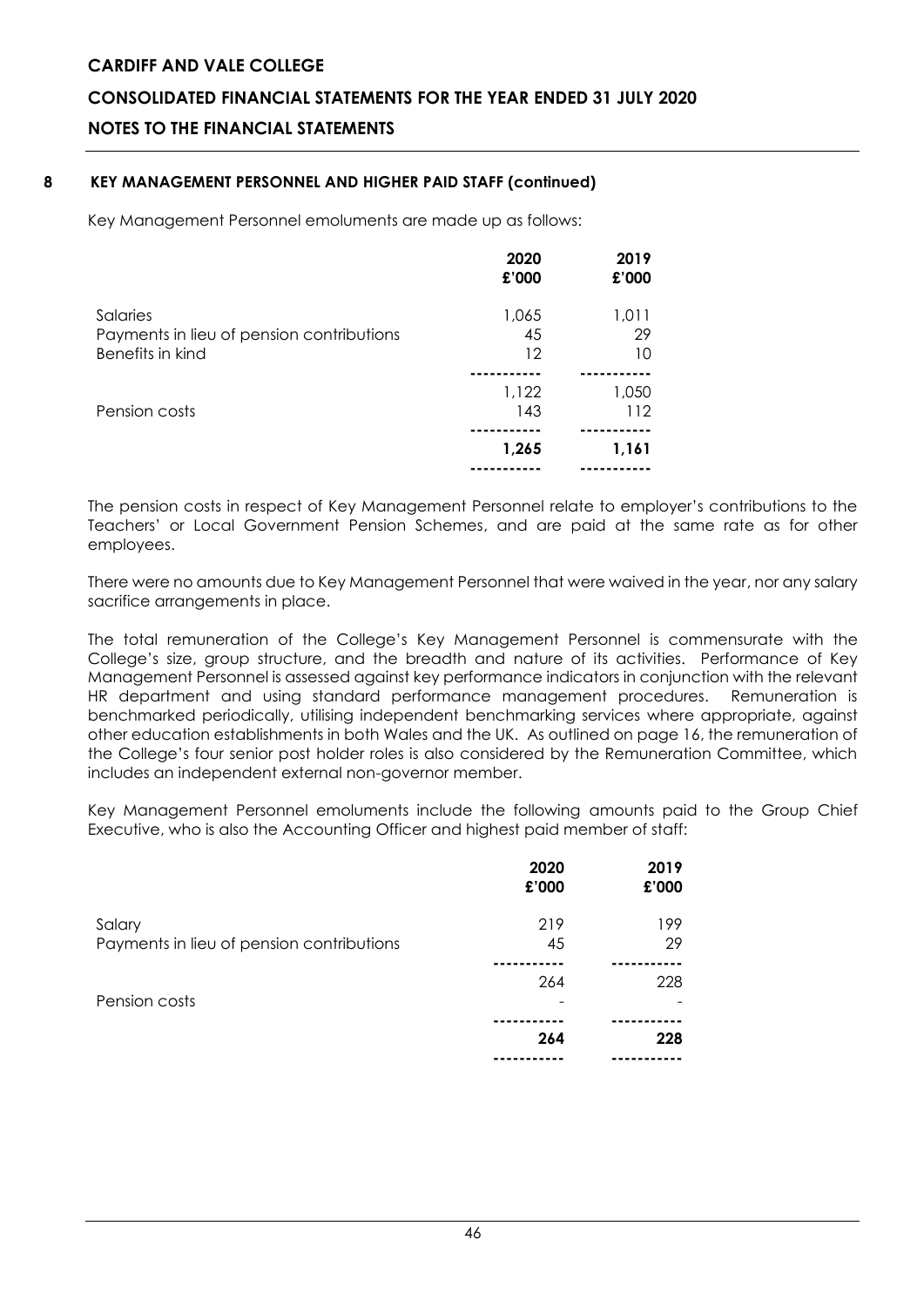## 8 KEY MANAGEMENT PERSONNEL AND HIGHER PAID STAFF (continued)

Key Management Personnel emoluments are made up as follows:

| | 2020 £'000 | 2019 £'000 |
|---|---|---|
| Salaries | 1,065 | 1,011 |
| Payments in lieu of pension contributions | 45 | 29 |
| Benefits in kind | 12 | 10 |
| | 1,122 | 1,050 |
| Pension costs | 143 | 112 |
| | **1,265** | **1,161** |

The pension costs in respect of Key Management Personnel relate to employer's contributions to the Teachers' or Local Government Pension Schemes, and are paid at the same rate as for other employees.

There were no amounts due to Key Management Personnel that were waived in the year, nor any salary sacrifice arrangements in place.

The total remuneration of the College's Key Management Personnel is commensurate with the College's size, group structure, and the breadth and nature of its activities. Performance of Key Management Personnel is assessed against key performance indicators in conjunction with the relevant HR department and using standard performance management procedures. Remuneration is benchmarked periodically, utilising independent benchmarking services where appropriate, against other education establishments in both Wales and the UK. As outlined on page 16, the remuneration of the College's four senior post holder roles is also considered by the Remuneration Committee, which includes an independent external non-governor member.

Key Management Personnel emoluments include the following amounts paid to the Group Chief Executive, who is also the Accounting Officer and highest paid member of staff:

| | 2020 £'000 | 2019 £'000 |
|---|---|---|
| Salary | 219 | 199 |
| Payments in lieu of pension contributions | 45 | 29 |
| | 264 | 228 |
| Pension costs | - | - |
| | **264** | **228** |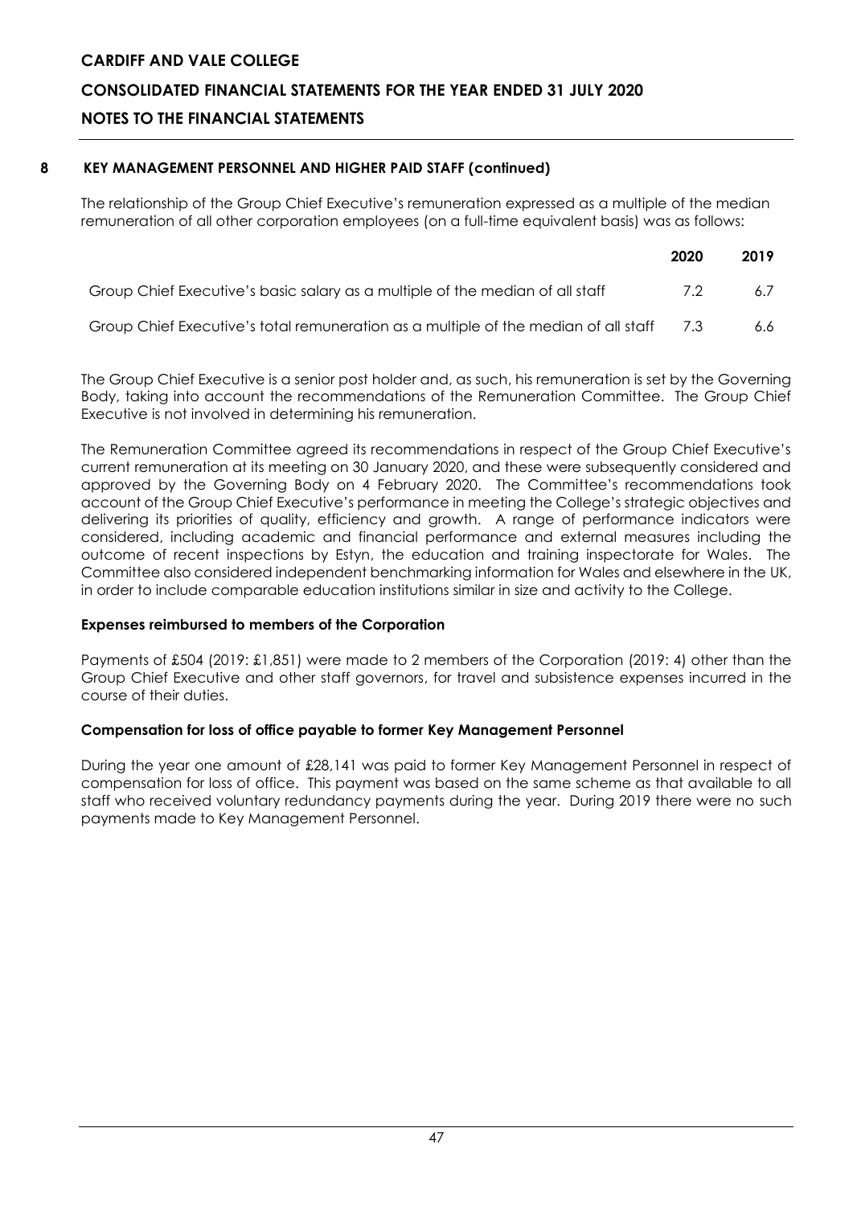## 8 KEY MANAGEMENT PERSONNEL AND HIGHER PAID STAFF (continued)

The relationship of the Group Chief Executive's remuneration expressed as a multiple of the median remuneration of all other corporation employees (on a full-time equivalent basis) was as follows:

| | 2020 | 2019 |
|---|---|---|
| Group Chief Executive's basic salary as a multiple of the median of all staff | 7.2 | 6.7 |
| Group Chief Executive's total remuneration as a multiple of the median of all staff | 7.3 | 6.6 |

The Group Chief Executive is a senior post holder and, as such, his remuneration is set by the Governing Body, taking into account the recommendations of the Remuneration Committee. The Group Chief Executive is not involved in determining his remuneration.

The Remuneration Committee agreed its recommendations in respect of the Group Chief Executive's current remuneration at its meeting on 30 January 2020, and these were subsequently considered and approved by the Governing Body on 4 February 2020. The Committee's recommendations took account of the Group Chief Executive's performance in meeting the College's strategic objectives and delivering its priorities of quality, efficiency and growth. A range of performance indicators were considered, including academic and financial performance and external measures including the outcome of recent inspections by Estyn, the education and training inspectorate for Wales. The Committee also considered independent benchmarking information for Wales and elsewhere in the UK, in order to include comparable education institutions similar in size and activity to the College.

### Expenses reimbursed to members of the Corporation

Payments of £504 (2019: £1,851) were made to 2 members of the Corporation (2019: 4) other than the Group Chief Executive and other staff governors, for travel and subsistence expenses incurred in the course of their duties.

### Compensation for loss of office payable to former Key Management Personnel

During the year one amount of £28,141 was paid to former Key Management Personnel in respect of compensation for loss of office. This payment was based on the same scheme as that available to all staff who received voluntary redundancy payments during the year. During 2019 there were no such payments made to Key Management Personnel.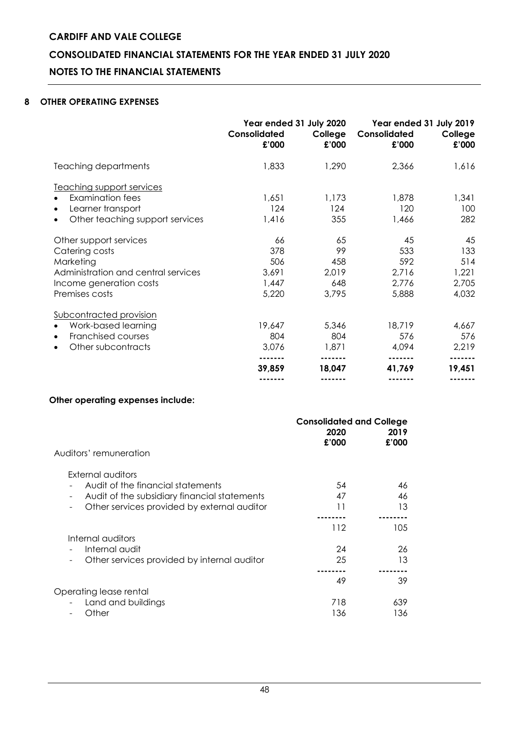## 8 OTHER OPERATING EXPENSES

| | Year ended 31 July 2020 | | Year ended 31 July 2019 | |
|---|---|---|---|---|
| | Consolidated £'000 | College £'000 | Consolidated £'000 | College £'000 |
| Teaching departments | 1,833 | 1,290 | 2,366 | 1,616 |
| Teaching support services | | | | |
| • Examination fees | 1,651 | 1,173 | 1,878 | 1,341 |
| • Learner transport | 124 | 124 | 120 | 100 |
| • Other teaching support services | 1,416 | 355 | 1,466 | 282 |
| Other support services | 66 | 65 | 45 | 45 |
| Catering costs | 378 | 99 | 533 | 133 |
| Marketing | 506 | 458 | 592 | 514 |
| Administration and central services | 3,691 | 2,019 | 2,716 | 1,221 |
| Income generation costs | 1,447 | 648 | 2,776 | 2,705 |
| Premises costs | 5,220 | 3,795 | 5,888 | 4,032 |
| Subcontracted provision | | | | |
| • Work-based learning | 19,647 | 5,346 | 18,719 | 4,667 |
| • Franchised courses | 804 | 804 | 576 | 576 |
| • Other subcontracts | 3,076 | 1,871 | 4,094 | 2,219 |
| | **39,859** | **18,047** | **41,769** | **19,451** |

**Other operating expenses include:**

| | Consolidated and College | |
|---|---|---|
| | 2020 £'000 | 2019 £'000 |
| Auditors' remuneration | | |
| External auditors | | |
| - Audit of the financial statements | 54 | 46 |
| - Audit of the subsidiary financial statements | 47 | 46 |
| - Other services provided by external auditor | 11 | 13 |
| | 112 | 105 |
| Internal auditors | | |
| - Internal audit | 24 | 26 |
| - Other services provided by internal auditor | 25 | 13 |
| | 49 | 39 |
| Operating lease rental | | |
| - Land and buildings | 718 | 639 |
| - Other | 136 | 136 |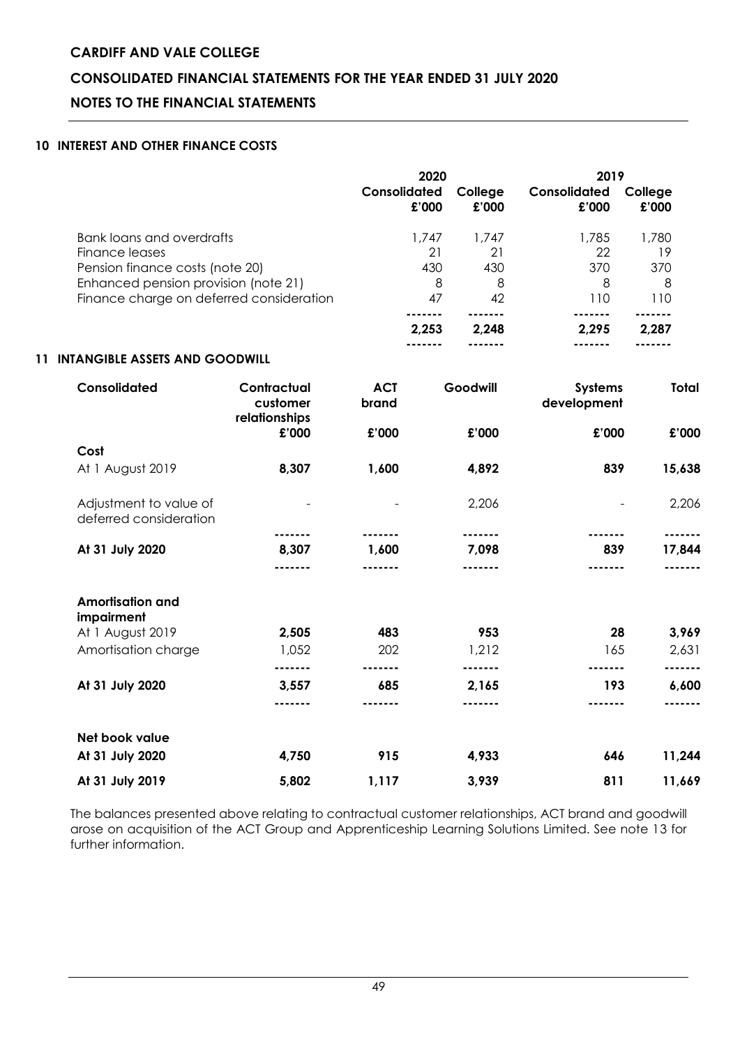## 10 INTEREST AND OTHER FINANCE COSTS

| | 2020 | | 2019 | |
|---|---|---|---|---|
| | Consolidated £'000 | College £'000 | Consolidated £'000 | College £'000 |
| Bank loans and overdrafts | 1,747 | 1,747 | 1,785 | 1,780 |
| Finance leases | 21 | 21 | 22 | 19 |
| Pension finance costs (note 20) | 430 | 430 | 370 | 370 |
| Enhanced pension provision (note 21) | 8 | 8 | 8 | 8 |
| Finance charge on deferred consideration | 47 | 42 | 110 | 110 |
| | **2,253** | **2,248** | **2,295** | **2,287** |

## 11 INTANGIBLE ASSETS AND GOODWILL

| Consolidated | Contractual customer relationships | ACT brand | Goodwill | Systems development | Total |
|---|---|---|---|---|---|
| | £'000 | £'000 | £'000 | £'000 | £'000 |
| **Cost** | | | | | |
| At 1 August 2019 | **8,307** | **1,600** | **4,892** | **839** | **15,638** |
| Adjustment to value of deferred consideration | - | - | 2,206 | - | 2,206 |
| **At 31 July 2020** | **8,307** | **1,600** | **7,098** | **839** | **17,844** |
| | | | | | |
| **Amortisation and impairment** | | | | | |
| At 1 August 2019 | **2,505** | **483** | **953** | **28** | **3,969** |
| Amortisation charge | 1,052 | 202 | 1,212 | 165 | 2,631 |
| **At 31 July 2020** | **3,557** | **685** | **2,165** | **193** | **6,600** |
| | | | | | |
| **Net book value** | | | | | |
| **At 31 July 2020** | **4,750** | **915** | **4,933** | **646** | **11,244** |
| **At 31 July 2019** | **5,802** | **1,117** | **3,939** | **811** | **11,669** |

The balances presented above relating to contractual customer relationships, ACT brand and goodwill arose on acquisition of the ACT Group and Apprenticeship Learning Solutions Limited. See note 13 for further information.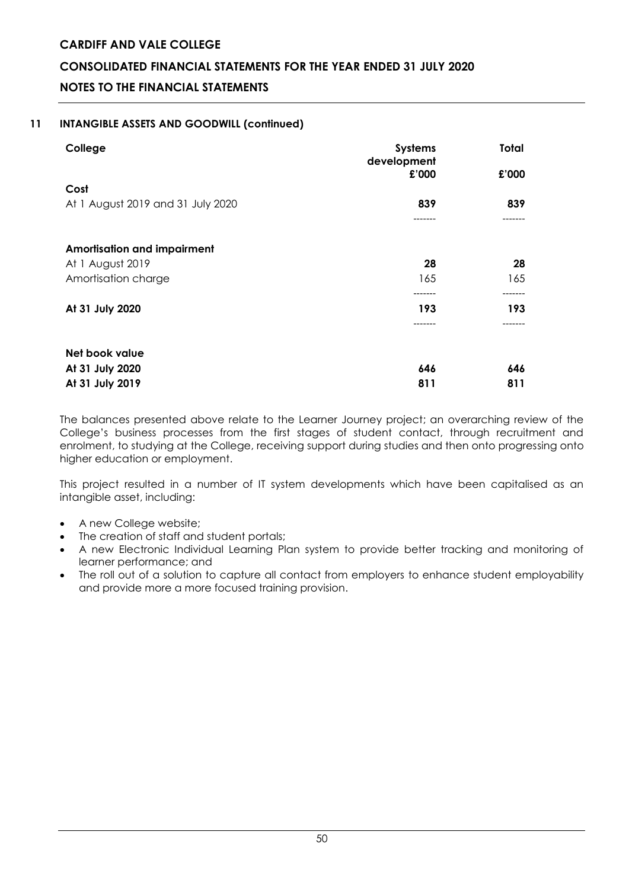# CARDIFF AND VALE COLLEGE

## CONSOLIDATED FINANCIAL STATEMENTS FOR THE YEAR ENDED 31 JULY 2020

## NOTES TO THE FINANCIAL STATEMENTS

### 11 INTANGIBLE ASSETS AND GOODWILL (continued)

| College | Systems development £'000 | Total £'000 |
|---|---|---|
| **Cost** | | |
| At 1 August 2019 and 31 July 2020 | **839** | **839** |
| | | |
| **Amortisation and impairment** | | |
| At 1 August 2019 | **28** | **28** |
| Amortisation charge | 165 | 165 |
| **At 31 July 2020** | **193** | **193** |
| | | |
| **Net book value** | | |
| **At 31 July 2020** | **646** | **646** |
| **At 31 July 2019** | **811** | **811** |

The balances presented above relate to the Learner Journey project; an overarching review of the College's business processes from the first stages of student contact, through recruitment and enrolment, to studying at the College, receiving support during studies and then onto progressing onto higher education or employment.

This project resulted in a number of IT system developments which have been capitalised as an intangible asset, including:

- A new College website;
- The creation of staff and student portals;
- A new Electronic Individual Learning Plan system to provide better tracking and monitoring of learner performance; and
- The roll out of a solution to capture all contact from employers to enhance student employability and provide more a more focused training provision.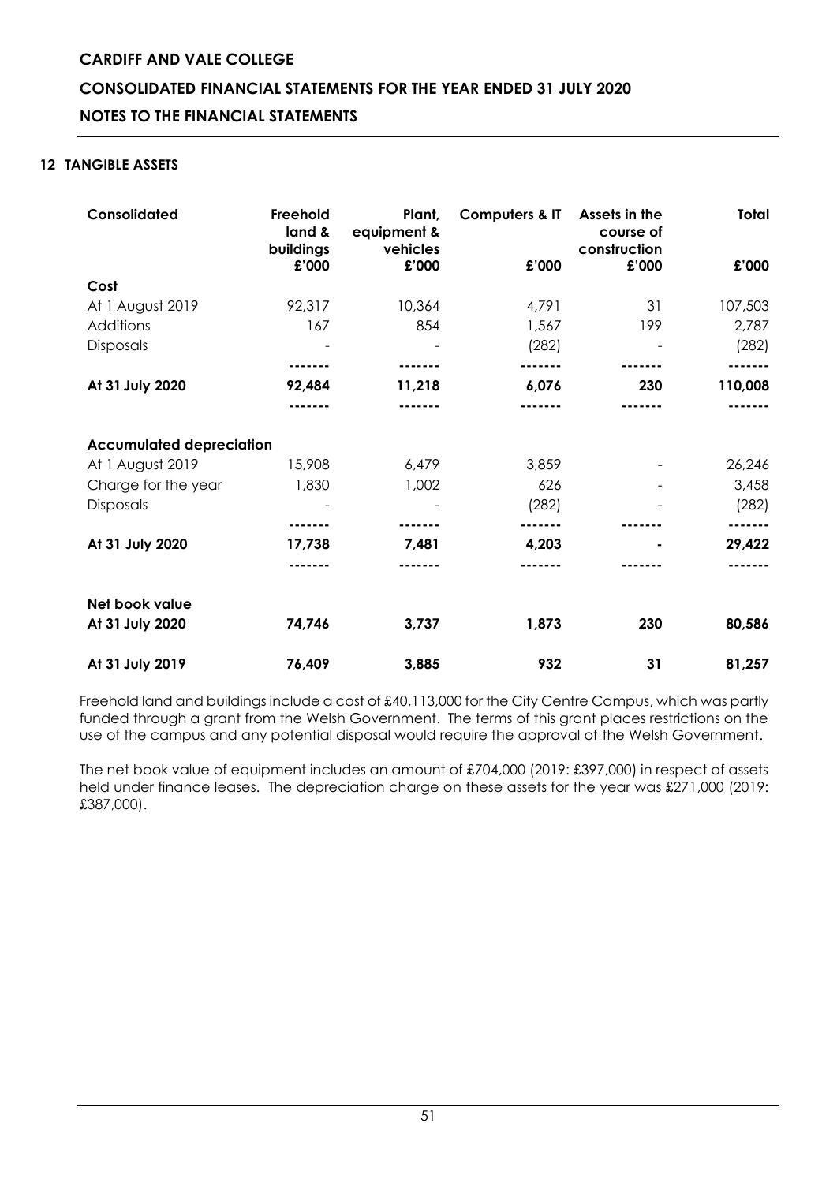## 12 TANGIBLE ASSETS

| Consolidated | Freehold land & buildings | Plant, equipment & vehicles | Computers & IT | Assets in the course of construction | Total |
|---|---|---|---|---|---|
| | £'000 | £'000 | £'000 | £'000 | £'000 |
| **Cost** | | | | | |
| At 1 August 2019 | 92,317 | 10,364 | 4,791 | 31 | 107,503 |
| Additions | 167 | 854 | 1,567 | 199 | 2,787 |
| Disposals | - | - | (282) | - | (282) |
| **At 31 July 2020** | **92,484** | **11,218** | **6,076** | **230** | **110,008** |
| **Accumulated depreciation** | | | | | |
| At 1 August 2019 | 15,908 | 6,479 | 3,859 | - | 26,246 |
| Charge for the year | 1,830 | 1,002 | 626 | - | 3,458 |
| Disposals | - | - | (282) | - | (282) |
| **At 31 July 2020** | **17,738** | **7,481** | **4,203** | **-** | **29,422** |
| **Net book value** | | | | | |
| **At 31 July 2020** | **74,746** | **3,737** | **1,873** | **230** | **80,586** |
| **At 31 July 2019** | **76,409** | **3,885** | **932** | **31** | **81,257** |

Freehold land and buildings include a cost of £40,113,000 for the City Centre Campus, which was partly funded through a grant from the Welsh Government. The terms of this grant places restrictions on the use of the campus and any potential disposal would require the approval of the Welsh Government.

The net book value of equipment includes an amount of £704,000 (2019: £397,000) in respect of assets held under finance leases. The depreciation charge on these assets for the year was £271,000 (2019: £387,000).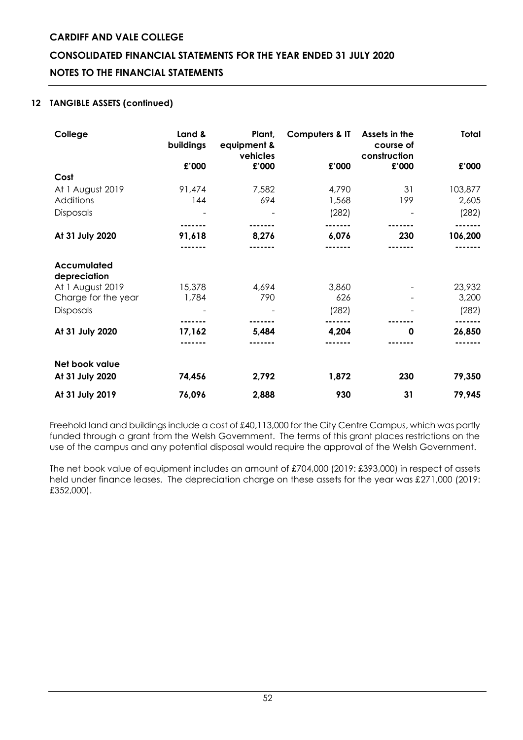## 12 TANGIBLE ASSETS (continued)

| College | Land & buildings | Plant, equipment & vehicles | Computers & IT | Assets in the course of construction | Total |
|---|---|---|---|---|---|
| | £'000 | £'000 | £'000 | £'000 | £'000 |
| **Cost** | | | | | |
| At 1 August 2019 | 91,474 | 7,582 | 4,790 | 31 | 103,877 |
| Additions | 144 | 694 | 1,568 | 199 | 2,605 |
| Disposals | - | - | (282) | - | (282) |
| **At 31 July 2020** | **91,618** | **8,276** | **6,076** | **230** | **106,200** |
| **Accumulated depreciation** | | | | | |
| At 1 August 2019 | 15,378 | 4,694 | 3,860 | - | 23,932 |
| Charge for the year | 1,784 | 790 | 626 | - | 3,200 |
| Disposals | - | - | (282) | - | (282) |
| **At 31 July 2020** | **17,162** | **5,484** | **4,204** | **0** | **26,850** |
| **Net book value** | | | | | |
| **At 31 July 2020** | **74,456** | **2,792** | **1,872** | **230** | **79,350** |
| **At 31 July 2019** | **76,096** | **2,888** | **930** | **31** | **79,945** |

Freehold land and buildings include a cost of £40,113,000 for the City Centre Campus, which was partly funded through a grant from the Welsh Government. The terms of this grant places restrictions on the use of the campus and any potential disposal would require the approval of the Welsh Government.

The net book value of equipment includes an amount of £704,000 (2019: £393,000) in respect of assets held under finance leases. The depreciation charge on these assets for the year was £271,000 (2019: £352,000).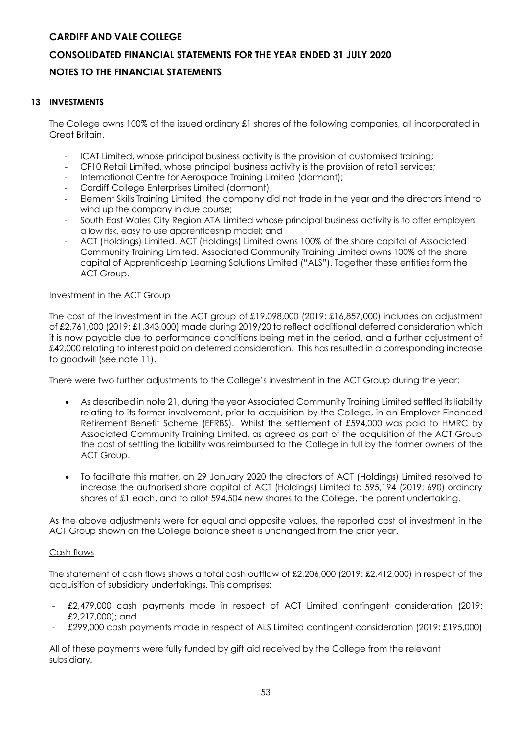## 13 INVESTMENTS

The College owns 100% of the issued ordinary £1 shares of the following companies, all incorporated in Great Britain.

- ICAT Limited, whose principal business activity is the provision of customised training;
- CF10 Retail Limited, whose principal business activity is the provision of retail services;
- International Centre for Aerospace Training Limited (dormant);
- Cardiff College Enterprises Limited (dormant);
- Element Skills Training Limited, the company did not trade in the year and the directors intend to wind up the company in due course;
- South East Wales City Region ATA Limited whose principal business activity is to offer employers a low risk, easy to use apprenticeship model; and
- ACT (Holdings) Limited. ACT (Holdings) Limited owns 100% of the share capital of Associated Community Training Limited. Associated Community Training Limited owns 100% of the share capital of Apprenticeship Learning Solutions Limited ("ALS"). Together these entities form the ACT Group.

### Investment in the ACT Group

The cost of the investment in the ACT group of £19,098,000 (2019: £16,857,000) includes an adjustment of £2,761,000 (2019: £1,343,000) made during 2019/20 to reflect additional deferred consideration which it is now payable due to performance conditions being met in the period, and a further adjustment of £42,000 relating to interest paid on deferred consideration. This has resulted in a corresponding increase to goodwill (see note 11).

There were two further adjustments to the College's investment in the ACT Group during the year:

- As described in note 21, during the year Associated Community Training Limited settled its liability relating to its former involvement, prior to acquisition by the College, in an Employer-Financed Retirement Benefit Scheme (EFRBS). Whilst the settlement of £594,000 was paid to HMRC by Associated Community Training Limited, as agreed as part of the acquisition of the ACT Group the cost of settling the liability was reimbursed to the College in full by the former owners of the ACT Group.
- To facilitate this matter, on 29 January 2020 the directors of ACT (Holdings) Limited resolved to increase the authorised share capital of ACT (Holdings) Limited to 595,194 (2019: 690) ordinary shares of £1 each, and to allot 594,504 new shares to the College, the parent undertaking.

As the above adjustments were for equal and opposite values, the reported cost of investment in the ACT Group shown on the College balance sheet is unchanged from the prior year.

### Cash flows

The statement of cash flows shows a total cash outflow of £2,206,000 (2019: £2,412,000) in respect of the acquisition of subsidiary undertakings. This comprises:

- £2,479,000 cash payments made in respect of ACT Limited contingent consideration (2019: £2,217,000); and
- £299,000 cash payments made in respect of ALS Limited contingent consideration (2019: £195,000)

All of these payments were fully funded by gift aid received by the College from the relevant subsidiary.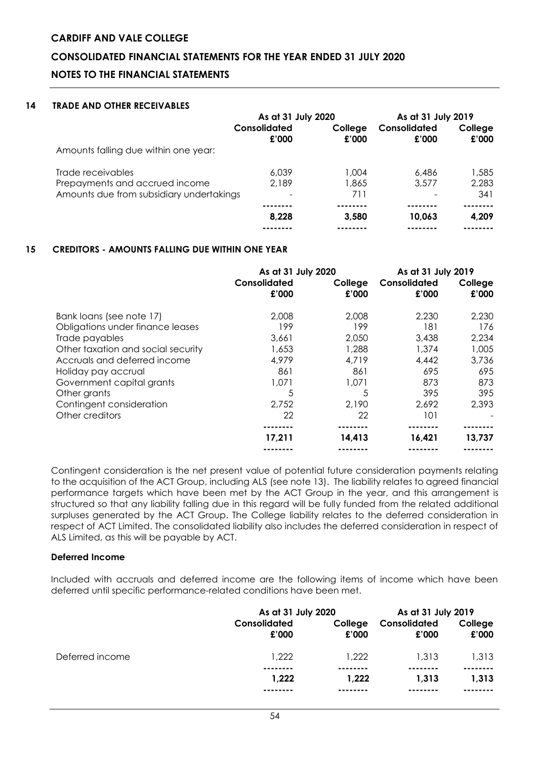## 14 TRADE AND OTHER RECEIVABLES

| | As at 31 July 2020 | | As at 31 July 2019 | |
|---|---|---|---|---|
| | Consolidated £'000 | College £'000 | Consolidated £'000 | College £'000 |
| Amounts falling due within one year: | | | | |
| Trade receivables | 6,039 | 1,004 | 6,486 | 1,585 |
| Prepayments and accrued income | 2,189 | 1,865 | 3,577 | 2,283 |
| Amounts due from subsidiary undertakings | - | 711 | - | 341 |
| | 8,228 | 3,580 | 10,063 | 4,209 |

## 15 CREDITORS - AMOUNTS FALLING DUE WITHIN ONE YEAR

| | As at 31 July 2020 | | As at 31 July 2019 | |
|---|---|---|---|---|
| | Consolidated £'000 | College £'000 | Consolidated £'000 | College £'000 |
| Bank loans (see note 17) | 2,008 | 2,008 | 2,230 | 2,230 |
| Obligations under finance leases | 199 | 199 | 181 | 176 |
| Trade payables | 3,661 | 2,050 | 3,438 | 2,234 |
| Other taxation and social security | 1,653 | 1,288 | 1,374 | 1,005 |
| Accruals and deferred income | 4,979 | 4,719 | 4,442 | 3,736 |
| Holiday pay accrual | 861 | 861 | 695 | 695 |
| Government capital grants | 1,071 | 1,071 | 873 | 873 |
| Other grants | 5 | 5 | 395 | 395 |
| Contingent consideration | 2,752 | 2,190 | 2,692 | 2,393 |
| Other creditors | 22 | 22 | 101 | - |
| | 17,211 | 14,413 | 16,421 | 13,737 |

Contingent consideration is the net present value of potential future consideration payments relating to the acquisition of the ACT Group, including ALS (see note 13). The liability relates to agreed financial performance targets which have been met by the ACT Group in the year, and this arrangement is structured so that any liability falling due in this regard will be fully funded from the related additional surpluses generated by the ACT Group. The College liability relates to the deferred consideration in respect of ACT Limited. The consolidated liability also includes the deferred consideration in respect of ALS Limited, as this will be payable by ACT.

**Deferred Income**

Included with accruals and deferred income are the following items of income which have been deferred until specific performance-related conditions have been met.

| | As at 31 July 2020 | | As at 31 July 2019 | |
|---|---|---|---|---|
| | Consolidated £'000 | College £'000 | Consolidated £'000 | College £'000 |
| Deferred income | 1,222 | 1,222 | 1,313 | 1,313 |
| | 1,222 | 1,222 | 1,313 | 1,313 |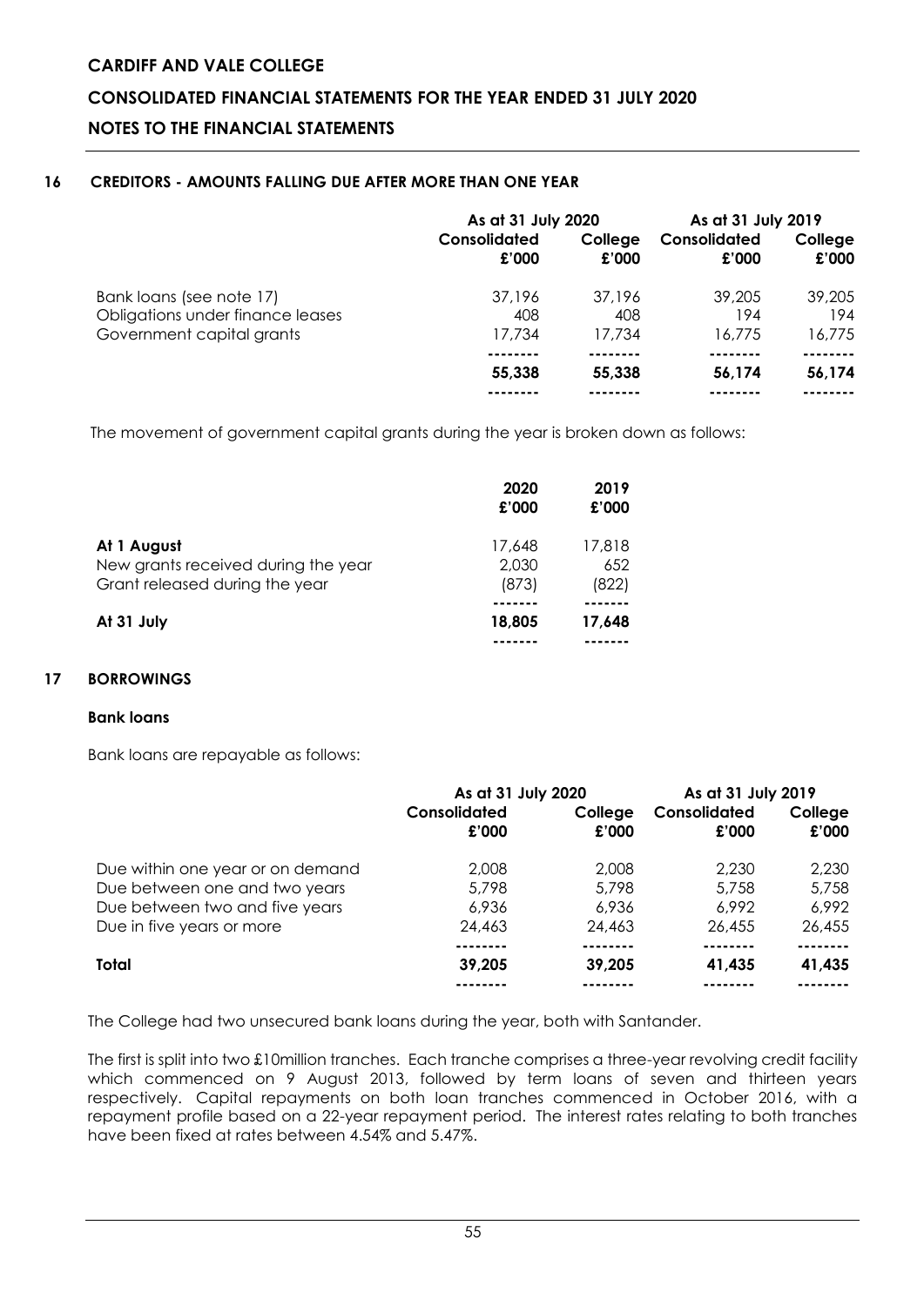## 16 CREDITORS - AMOUNTS FALLING DUE AFTER MORE THAN ONE YEAR

| | As at 31 July 2020 | | As at 31 July 2019 | |
|---|---|---|---|---|
| | Consolidated £'000 | College £'000 | Consolidated £'000 | College £'000 |
| Bank loans (see note 17) | 37,196 | 37,196 | 39,205 | 39,205 |
| Obligations under finance leases | 408 | 408 | 194 | 194 |
| Government capital grants | 17,734 | 17,734 | 16,775 | 16,775 |
| | **55,338** | **55,338** | **56,174** | **56,174** |

The movement of government capital grants during the year is broken down as follows:

| | 2020 £'000 | 2019 £'000 |
|---|---|---|
| **At 1 August** | 17,648 | 17,818 |
| New grants received during the year | 2,030 | 652 |
| Grant released during the year | (873) | (822) |
| **At 31 July** | **18,805** | **17,648** |

## 17 BORROWINGS

### Bank loans

Bank loans are repayable as follows:

| | As at 31 July 2020 | | As at 31 July 2019 | |
|---|---|---|---|---|
| | Consolidated £'000 | College £'000 | Consolidated £'000 | College £'000 |
| Due within one year or on demand | 2,008 | 2,008 | 2,230 | 2,230 |
| Due between one and two years | 5,798 | 5,798 | 5,758 | 5,758 |
| Due between two and five years | 6,936 | 6,936 | 6,992 | 6,992 |
| Due in five years or more | 24,463 | 24,463 | 26,455 | 26,455 |
| **Total** | **39,205** | **39,205** | **41,435** | **41,435** |

The College had two unsecured bank loans during the year, both with Santander.

The first is split into two £10million tranches. Each tranche comprises a three-year revolving credit facility which commenced on 9 August 2013, followed by term loans of seven and thirteen years respectively. Capital repayments on both loan tranches commenced in October 2016, with a repayment profile based on a 22-year repayment period. The interest rates relating to both tranches have been fixed at rates between 4.54% and 5.47%.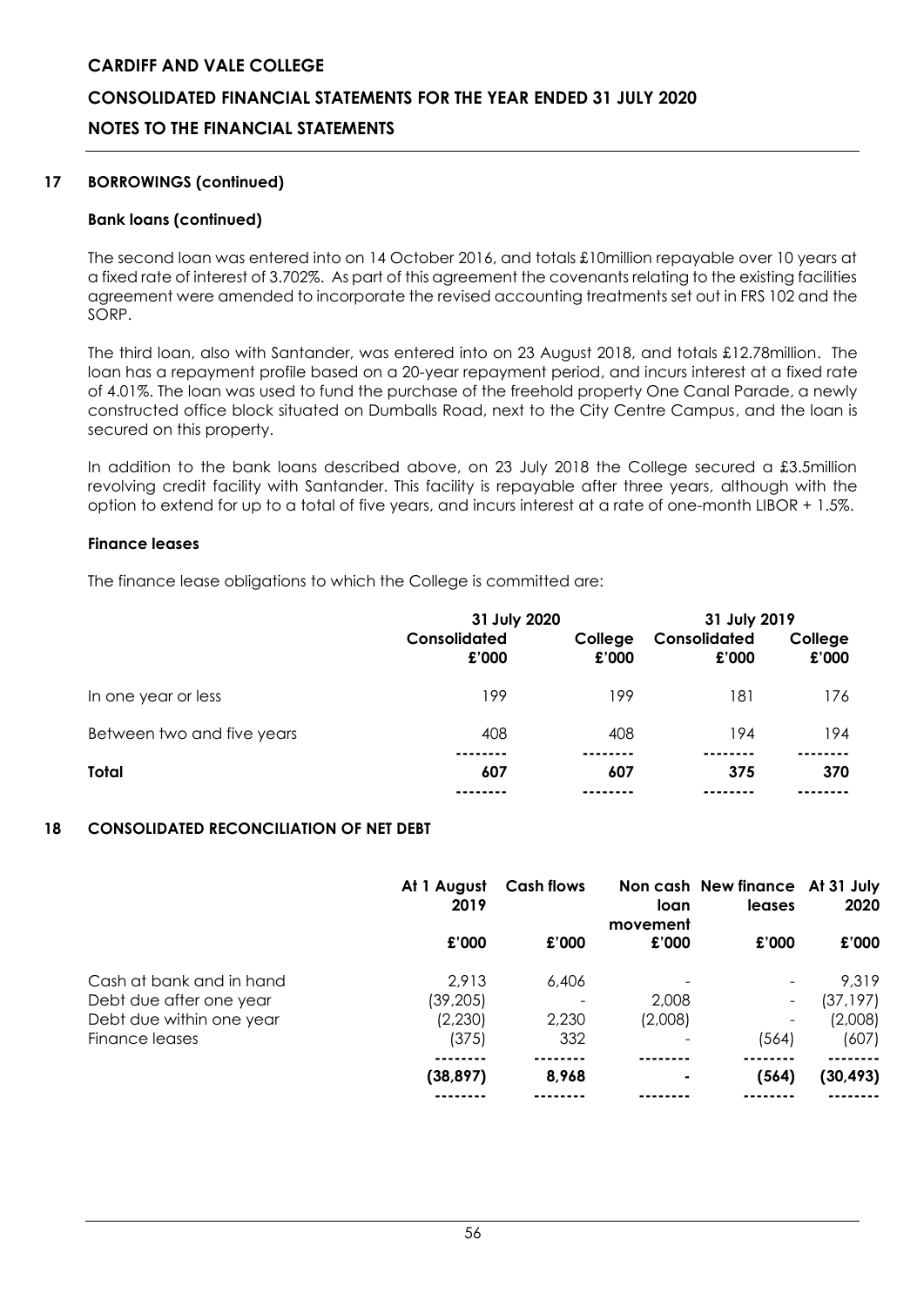## 17 BORROWINGS (continued)

### Bank loans (continued)

The second loan was entered into on 14 October 2016, and totals £10million repayable over 10 years at a fixed rate of interest of 3.702%. As part of this agreement the covenants relating to the existing facilities agreement were amended to incorporate the revised accounting treatments set out in FRS 102 and the SORP.

The third loan, also with Santander, was entered into on 23 August 2018, and totals £12.78million. The loan has a repayment profile based on a 20-year repayment period, and incurs interest at a fixed rate of 4.01%. The loan was used to fund the purchase of the freehold property One Canal Parade, a newly constructed office block situated on Dumballs Road, next to the City Centre Campus, and the loan is secured on this property.

In addition to the bank loans described above, on 23 July 2018 the College secured a £3.5million revolving credit facility with Santander. This facility is repayable after three years, although with the option to extend for up to a total of five years, and incurs interest at a rate of one-month LIBOR + 1.5%.

### Finance leases

The finance lease obligations to which the College is committed are:

| | 31 July 2020 | | 31 July 2019 | |
|---|---|---|---|---|
| | Consolidated £'000 | College £'000 | Consolidated £'000 | College £'000 |
| In one year or less | 199 | 199 | 181 | 176 |
| Between two and five years | 408 | 408 | 194 | 194 |
| **Total** | **607** | **607** | **375** | **370** |

## 18 CONSOLIDATED RECONCILIATION OF NET DEBT

| | At 1 August 2019 | Cash flows | Non cash loan movement | New finance leases | At 31 July 2020 |
|---|---|---|---|---|---|
| | £'000 | £'000 | £'000 | £'000 | £'000 |
| Cash at bank and in hand | 2,913 | 6,406 | - | - | 9,319 |
| Debt due after one year | (39,205) | - | 2,008 | - | (37,197) |
| Debt due within one year | (2,230) | 2,230 | (2,008) | - | (2,008) |
| Finance leases | (375) | 332 | - | (564) | (607) |
| | **(38,897)** | **8,968** | **-** | **(564)** | **(30,493)** |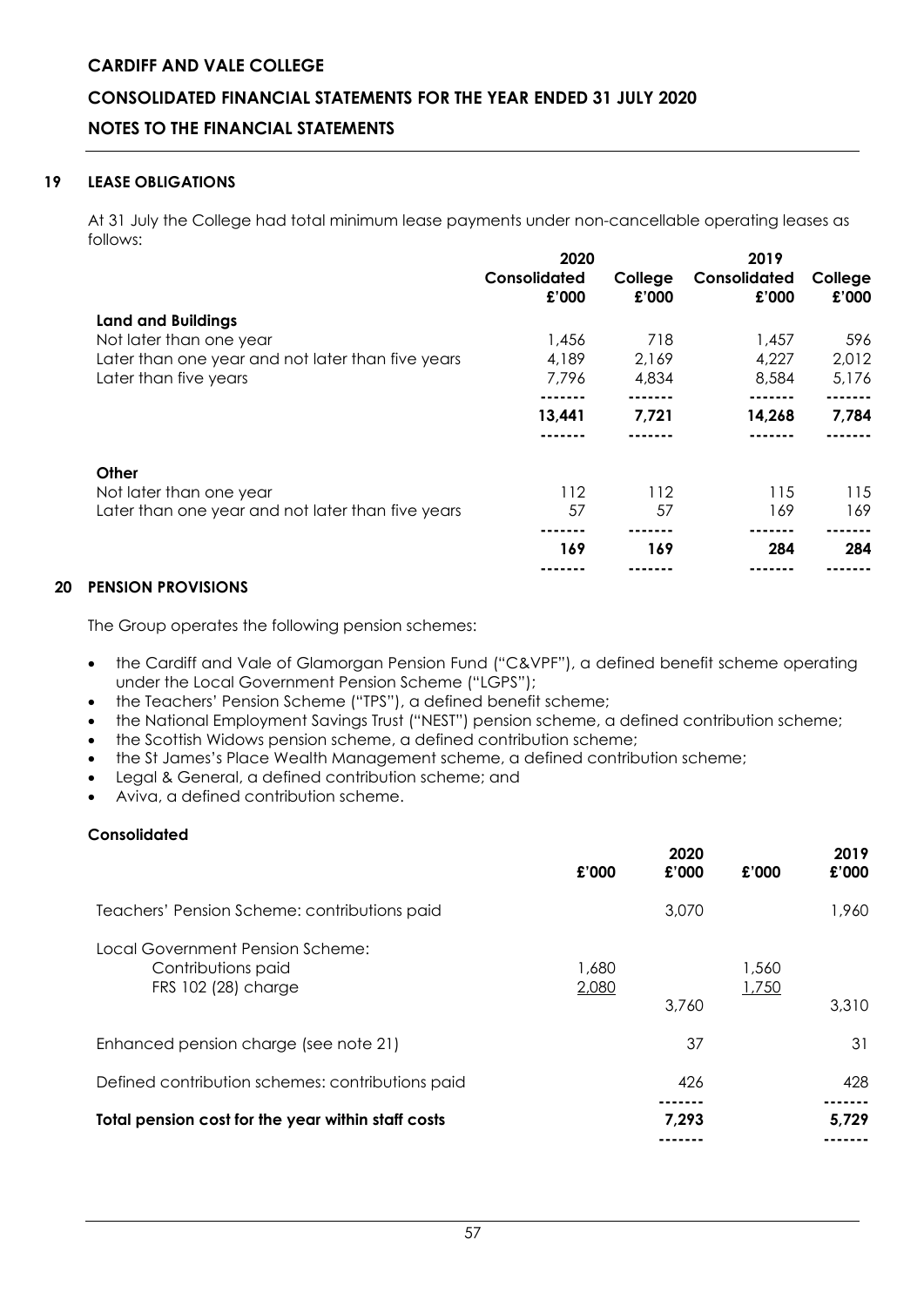## 19 LEASE OBLIGATIONS

At 31 July the College had total minimum lease payments under non-cancellable operating leases as follows:

| | 2020 Consolidated £'000 | 2020 College £'000 | 2019 Consolidated £'000 | 2019 College £'000 |
|---|---|---|---|---|
| **Land and Buildings** | | | | |
| Not later than one year | 1,456 | 718 | 1,457 | 596 |
| Later than one year and not later than five years | 4,189 | 2,169 | 4,227 | 2,012 |
| Later than five years | 7,796 | 4,834 | 8,584 | 5,176 |
| | **13,441** | **7,721** | **14,268** | **7,784** |
| **Other** | | | | |
| Not later than one year | 112 | 112 | 115 | 115 |
| Later than one year and not later than five years | 57 | 57 | 169 | 169 |
| | **169** | **169** | **284** | **284** |

## 20 PENSION PROVISIONS

The Group operates the following pension schemes:

- the Cardiff and Vale of Glamorgan Pension Fund ("C&VPF"), a defined benefit scheme operating under the Local Government Pension Scheme ("LGPS");
- the Teachers' Pension Scheme ("TPS"), a defined benefit scheme;
- the National Employment Savings Trust ("NEST") pension scheme, a defined contribution scheme;
- the Scottish Widows pension scheme, a defined contribution scheme;
- the St James's Place Wealth Management scheme, a defined contribution scheme;
- Legal & General, a defined contribution scheme; and
- Aviva, a defined contribution scheme.

**Consolidated**

| | £'000 | 2020 £'000 | £'000 | 2019 £'000 |
|---|---|---|---|---|
| Teachers' Pension Scheme: contributions paid | | 3,070 | | 1,960 |
| Local Government Pension Scheme: | | | | |
| Contributions paid | 1,680 | | 1,560 | |
| FRS 102 (28) charge | 2,080 | 3,760 | 1,750 | 3,310 |
| Enhanced pension charge (see note 21) | | 37 | | 31 |
| Defined contribution schemes: contributions paid | | 426 | | 428 |
| **Total pension cost for the year within staff costs** | | **7,293** | | **5,729** |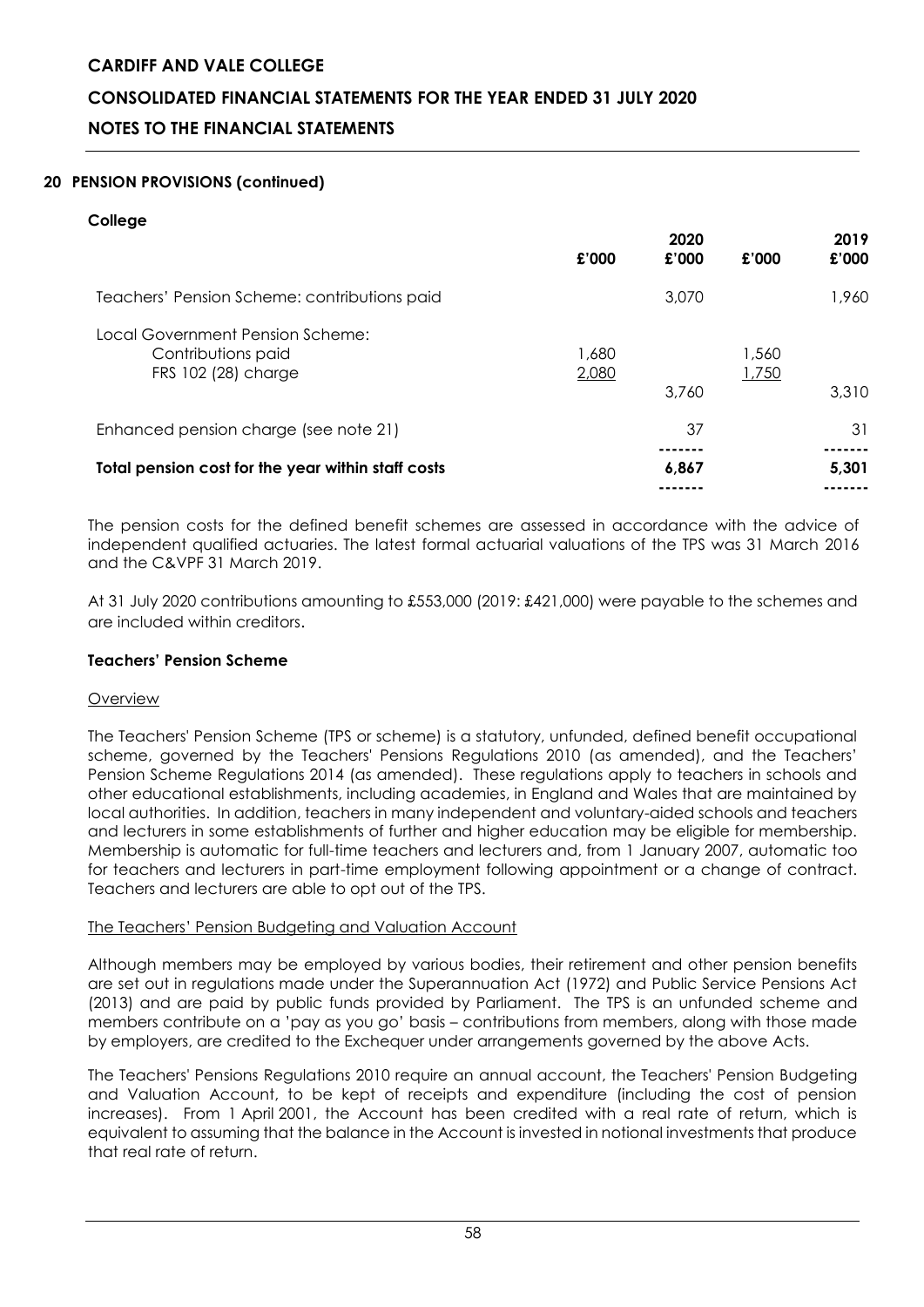## 20 PENSION PROVISIONS (continued)

**College**

| | £'000 | 2020 £'000 | £'000 | 2019 £'000 |
|---|---|---|---|---|
| Teachers' Pension Scheme: contributions paid | | 3,070 | | 1,960 |
| Local Government Pension Scheme: | | | | |
| Contributions paid | 1,680 | | 1,560 | |
| FRS 102 (28) charge | 2,080 | | 1,750 | |
| | | 3,760 | | 3,310 |
| Enhanced pension charge (see note 21) | | 37 | | 31 |
| **Total pension cost for the year within staff costs** | | **6,867** | | **5,301** |

The pension costs for the defined benefit schemes are assessed in accordance with the advice of independent qualified actuaries. The latest formal actuarial valuations of the TPS was 31 March 2016 and the C&VPF 31 March 2019.

At 31 July 2020 contributions amounting to £553,000 (2019: £421,000) were payable to the schemes and are included within creditors.

### Teachers' Pension Scheme

Overview

The Teachers' Pension Scheme (TPS or scheme) is a statutory, unfunded, defined benefit occupational scheme, governed by the Teachers' Pensions Regulations 2010 (as amended), and the Teachers' Pension Scheme Regulations 2014 (as amended). These regulations apply to teachers in schools and other educational establishments, including academies, in England and Wales that are maintained by local authorities. In addition, teachers in many independent and voluntary-aided schools and teachers and lecturers in some establishments of further and higher education may be eligible for membership. Membership is automatic for full-time teachers and lecturers and, from 1 January 2007, automatic too for teachers and lecturers in part-time employment following appointment or a change of contract. Teachers and lecturers are able to opt out of the TPS.

The Teachers' Pension Budgeting and Valuation Account

Although members may be employed by various bodies, their retirement and other pension benefits are set out in regulations made under the Superannuation Act (1972) and Public Service Pensions Act (2013) and are paid by public funds provided by Parliament. The TPS is an unfunded scheme and members contribute on a 'pay as you go' basis – contributions from members, along with those made by employers, are credited to the Exchequer under arrangements governed by the above Acts.

The Teachers' Pensions Regulations 2010 require an annual account, the Teachers' Pension Budgeting and Valuation Account, to be kept of receipts and expenditure (including the cost of pension increases). From 1 April 2001, the Account has been credited with a real rate of return, which is equivalent to assuming that the balance in the Account is invested in notional investments that produce that real rate of return.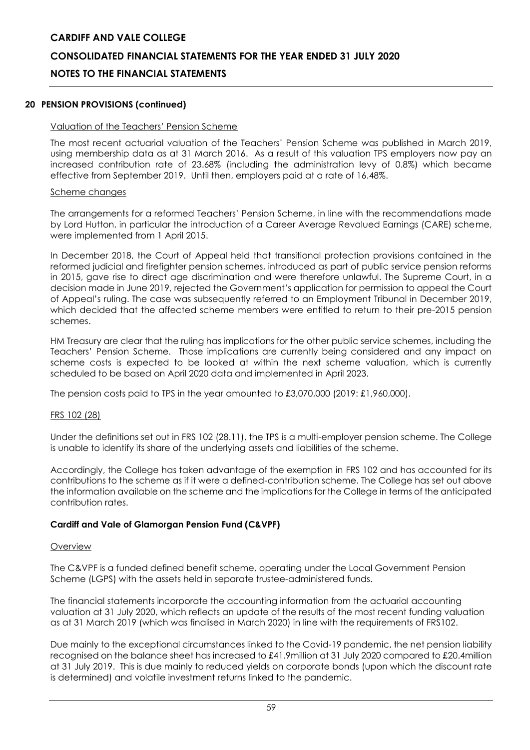## 20 PENSION PROVISIONS (continued)

Valuation of the Teachers' Pension Scheme

The most recent actuarial valuation of the Teachers' Pension Scheme was published in March 2019, using membership data as at 31 March 2016. As a result of this valuation TPS employers now pay an increased contribution rate of 23.68% (including the administration levy of 0.8%) which became effective from September 2019. Until then, employers paid at a rate of 16.48%.

Scheme changes

The arrangements for a reformed Teachers' Pension Scheme, in line with the recommendations made by Lord Hutton, in particular the introduction of a Career Average Revalued Earnings (CARE) scheme, were implemented from 1 April 2015.

In December 2018, the Court of Appeal held that transitional protection provisions contained in the reformed judicial and firefighter pension schemes, introduced as part of public service pension reforms in 2015, gave rise to direct age discrimination and were therefore unlawful. The Supreme Court, in a decision made in June 2019, rejected the Government's application for permission to appeal the Court of Appeal's ruling. The case was subsequently referred to an Employment Tribunal in December 2019, which decided that the affected scheme members were entitled to return to their pre-2015 pension schemes.

HM Treasury are clear that the ruling has implications for the other public service schemes, including the Teachers' Pension Scheme. Those implications are currently being considered and any impact on scheme costs is expected to be looked at within the next scheme valuation, which is currently scheduled to be based on April 2020 data and implemented in April 2023.

The pension costs paid to TPS in the year amounted to £3,070,000 (2019: £1,960,000).

FRS 102 (28)

Under the definitions set out in FRS 102 (28.11), the TPS is a multi-employer pension scheme. The College is unable to identify its share of the underlying assets and liabilities of the scheme.

Accordingly, the College has taken advantage of the exemption in FRS 102 and has accounted for its contributions to the scheme as if it were a defined-contribution scheme. The College has set out above the information available on the scheme and the implications for the College in terms of the anticipated contribution rates.

### Cardiff and Vale of Glamorgan Pension Fund (C&VPF)

Overview

The C&VPF is a funded defined benefit scheme, operating under the Local Government Pension Scheme (LGPS) with the assets held in separate trustee-administered funds.

The financial statements incorporate the accounting information from the actuarial accounting valuation at 31 July 2020, which reflects an update of the results of the most recent funding valuation as at 31 March 2019 (which was finalised in March 2020) in line with the requirements of FRS102.

Due mainly to the exceptional circumstances linked to the Covid-19 pandemic, the net pension liability recognised on the balance sheet has increased to £41.9million at 31 July 2020 compared to £20.4million at 31 July 2019. This is due mainly to reduced yields on corporate bonds (upon which the discount rate is determined) and volatile investment returns linked to the pandemic.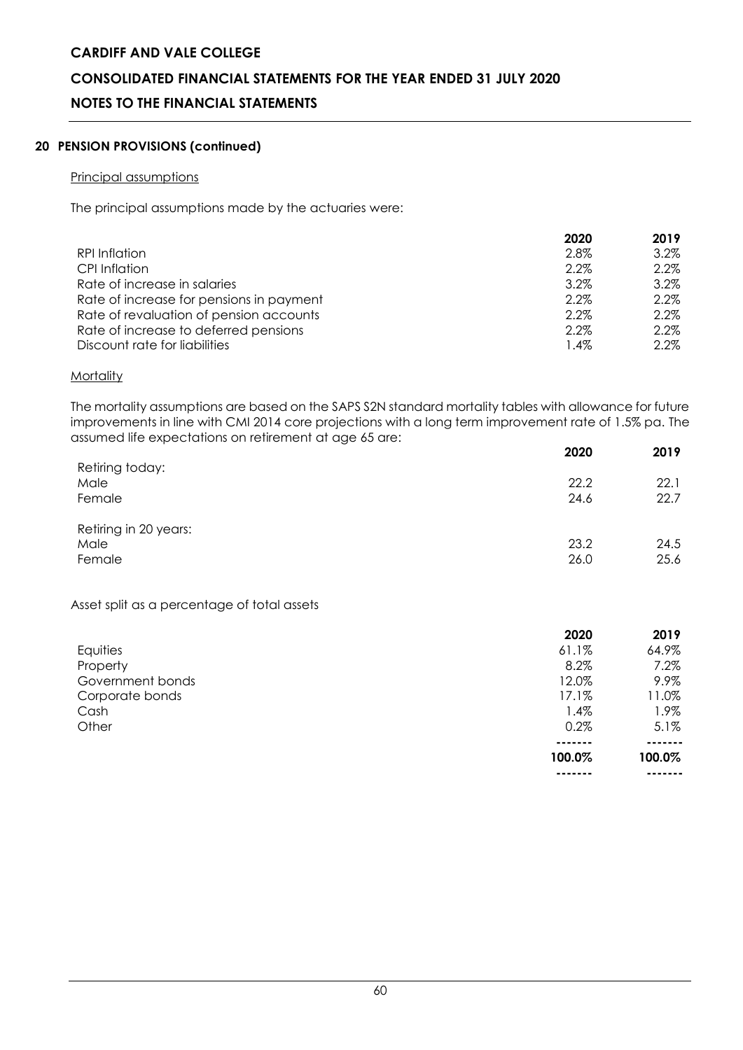## 20 PENSION PROVISIONS (continued)

### Principal assumptions

The principal assumptions made by the actuaries were:

| | 2020 | 2019 |
|---|---|---|
| RPI Inflation | 2.8% | 3.2% |
| CPI Inflation | 2.2% | 2.2% |
| Rate of increase in salaries | 3.2% | 3.2% |
| Rate of increase for pensions in payment | 2.2% | 2.2% |
| Rate of revaluation of pension accounts | 2.2% | 2.2% |
| Rate of increase to deferred pensions | 2.2% | 2.2% |
| Discount rate for liabilities | 1.4% | 2.2% |

### Mortality

The mortality assumptions are based on the SAPS S2N standard mortality tables with allowance for future improvements in line with CMI 2014 core projections with a long term improvement rate of 1.5% pa. The assumed life expectations on retirement at age 65 are:

| | 2020 | 2019 |
|---|---|---|
| Retiring today: | | |
| Male | 22.2 | 22.1 |
| Female | 24.6 | 22.7 |
| Retiring in 20 years: | | |
| Male | 23.2 | 24.5 |
| Female | 26.0 | 25.6 |

Asset split as a percentage of total assets

| | 2020 | 2019 |
|---|---|---|
| Equities | 61.1% | 64.9% |
| Property | 8.2% | 7.2% |
| Government bonds | 12.0% | 9.9% |
| Corporate bonds | 17.1% | 11.0% |
| Cash | 1.4% | 1.9% |
| Other | 0.2% | 5.1% |
| | 100.0% | 100.0% |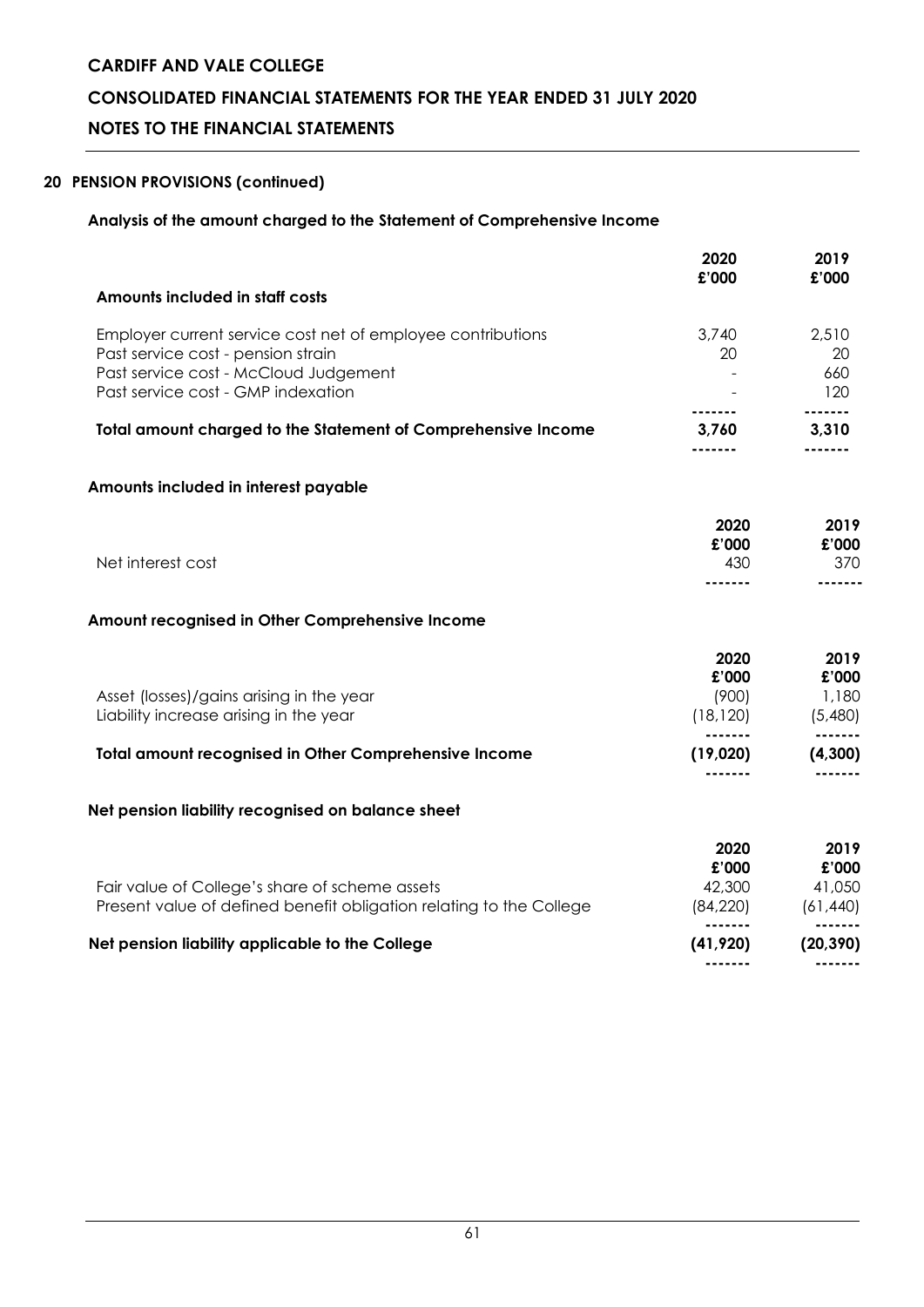## 20 PENSION PROVISIONS (continued)

### Analysis of the amount charged to the Statement of Comprehensive Income

| | 2020 £'000 | 2019 £'000 |
|---|---|---|
| **Amounts included in staff costs** | | |
| Employer current service cost net of employee contributions | 3,740 | 2,510 |
| Past service cost - pension strain | 20 | 20 |
| Past service cost - McCloud Judgement | - | 660 |
| Past service cost - GMP indexation | - | 120 |
| **Total amount charged to the Statement of Comprehensive Income** | **3,760** | **3,310** |

### Amounts included in interest payable

| | 2020 £'000 | 2019 £'000 |
|---|---|---|
| Net interest cost | 430 | 370 |

### Amount recognised in Other Comprehensive Income

| | 2020 £'000 | 2019 £'000 |
|---|---|---|
| Asset (losses)/gains arising in the year | (900) | 1,180 |
| Liability increase arising in the year | (18,120) | (5,480) |
| **Total amount recognised in Other Comprehensive Income** | **(19,020)** | **(4,300)** |

### Net pension liability recognised on balance sheet

| | 2020 £'000 | 2019 £'000 |
|---|---|---|
| Fair value of College's share of scheme assets | 42,300 | 41,050 |
| Present value of defined benefit obligation relating to the College | (84,220) | (61,440) |
| **Net pension liability applicable to the College** | **(41,920)** | **(20,390)** |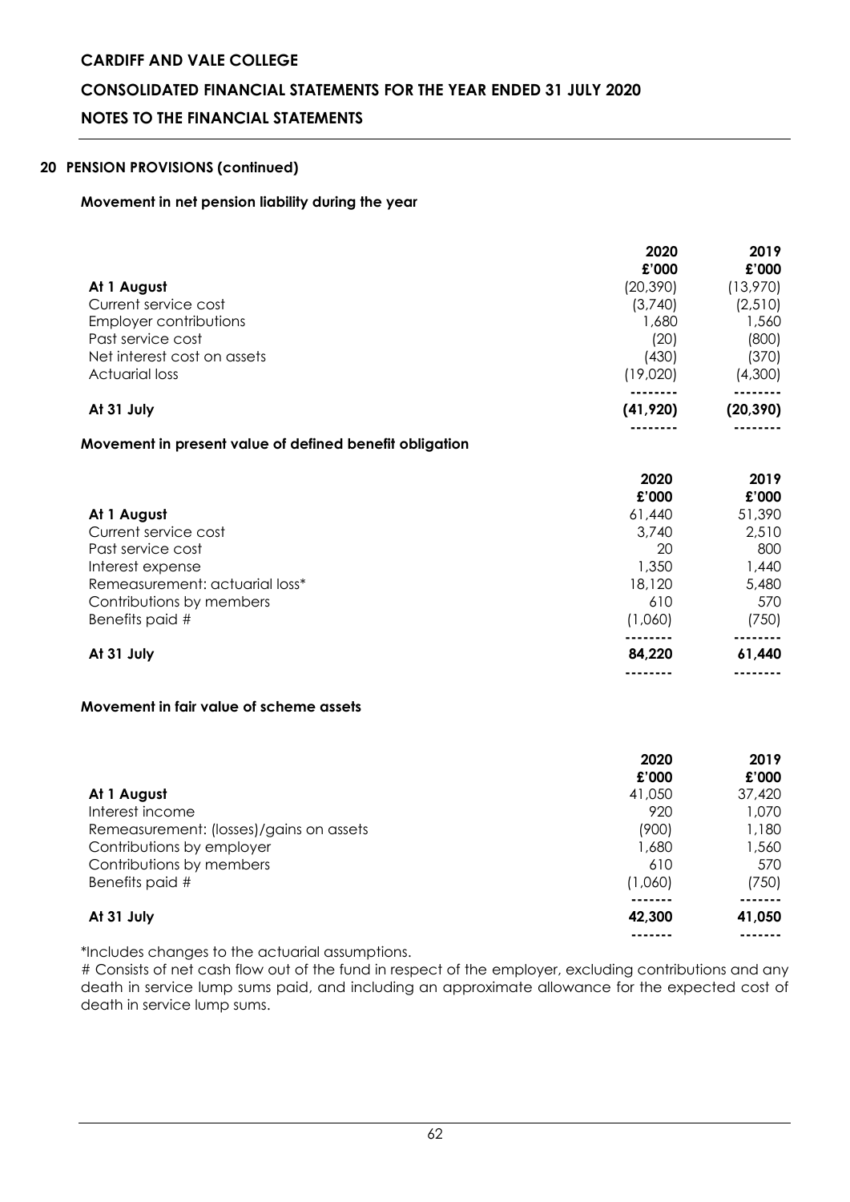## 20 PENSION PROVISIONS (continued)

### Movement in net pension liability during the year

| | 2020 £'000 | 2019 £'000 |
|---|---|---|
| **At 1 August** | (20,390) | (13,970) |
| Current service cost | (3,740) | (2,510) |
| Employer contributions | 1,680 | 1,560 |
| Past service cost | (20) | (800) |
| Net interest cost on assets | (430) | (370) |
| Actuarial loss | (19,020) | (4,300) |
| **At 31 July** | **(41,920)** | **(20,390)** |

### Movement in present value of defined benefit obligation

| | 2020 £'000 | 2019 £'000 |
|---|---|---|
| **At 1 August** | 61,440 | 51,390 |
| Current service cost | 3,740 | 2,510 |
| Past service cost | 20 | 800 |
| Interest expense | 1,350 | 1,440 |
| Remeasurement: actuarial loss* | 18,120 | 5,480 |
| Contributions by members | 610 | 570 |
| Benefits paid # | (1,060) | (750) |
| **At 31 July** | **84,220** | **61,440** |

### Movement in fair value of scheme assets

| | 2020 £'000 | 2019 £'000 |
|---|---|---|
| **At 1 August** | 41,050 | 37,420 |
| Interest income | 920 | 1,070 |
| Remeasurement: (losses)/gains on assets | (900) | 1,180 |
| Contributions by employer | 1,680 | 1,560 |
| Contributions by members | 610 | 570 |
| Benefits paid # | (1,060) | (750) |
| **At 31 July** | **42,300** | **41,050** |

*Includes changes to the actuarial assumptions.

# Consists of net cash flow out of the fund in respect of the employer, excluding contributions and any death in service lump sums paid, and including an approximate allowance for the expected cost of death in service lump sums.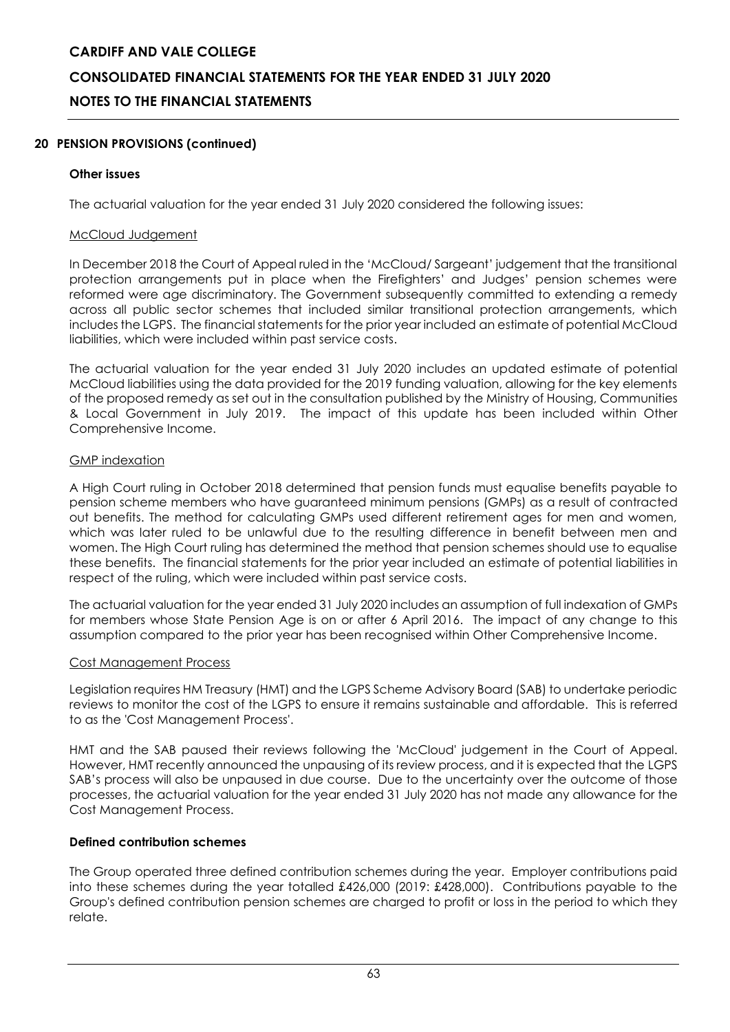## 20 PENSION PROVISIONS (continued)

### Other issues

The actuarial valuation for the year ended 31 July 2020 considered the following issues:

#### McCloud Judgement

In December 2018 the Court of Appeal ruled in the 'McCloud/ Sargeant' judgement that the transitional protection arrangements put in place when the Firefighters' and Judges' pension schemes were reformed were age discriminatory. The Government subsequently committed to extending a remedy across all public sector schemes that included similar transitional protection arrangements, which includes the LGPS. The financial statements for the prior year included an estimate of potential McCloud liabilities, which were included within past service costs.

The actuarial valuation for the year ended 31 July 2020 includes an updated estimate of potential McCloud liabilities using the data provided for the 2019 funding valuation, allowing for the key elements of the proposed remedy as set out in the consultation published by the Ministry of Housing, Communities & Local Government in July 2019. The impact of this update has been included within Other Comprehensive Income.

#### GMP indexation

A High Court ruling in October 2018 determined that pension funds must equalise benefits payable to pension scheme members who have guaranteed minimum pensions (GMPs) as a result of contracted out benefits. The method for calculating GMPs used different retirement ages for men and women, which was later ruled to be unlawful due to the resulting difference in benefit between men and women. The High Court ruling has determined the method that pension schemes should use to equalise these benefits. The financial statements for the prior year included an estimate of potential liabilities in respect of the ruling, which were included within past service costs.

The actuarial valuation for the year ended 31 July 2020 includes an assumption of full indexation of GMPs for members whose State Pension Age is on or after 6 April 2016. The impact of any change to this assumption compared to the prior year has been recognised within Other Comprehensive Income.

#### Cost Management Process

Legislation requires HM Treasury (HMT) and the LGPS Scheme Advisory Board (SAB) to undertake periodic reviews to monitor the cost of the LGPS to ensure it remains sustainable and affordable. This is referred to as the 'Cost Management Process'.

HMT and the SAB paused their reviews following the 'McCloud' judgement in the Court of Appeal. However, HMT recently announced the unpausing of its review process, and it is expected that the LGPS SAB's process will also be unpaused in due course. Due to the uncertainty over the outcome of those processes, the actuarial valuation for the year ended 31 July 2020 has not made any allowance for the Cost Management Process.

### Defined contribution schemes

The Group operated three defined contribution schemes during the year. Employer contributions paid into these schemes during the year totalled £426,000 (2019: £428,000). Contributions payable to the Group's defined contribution pension schemes are charged to profit or loss in the period to which they relate.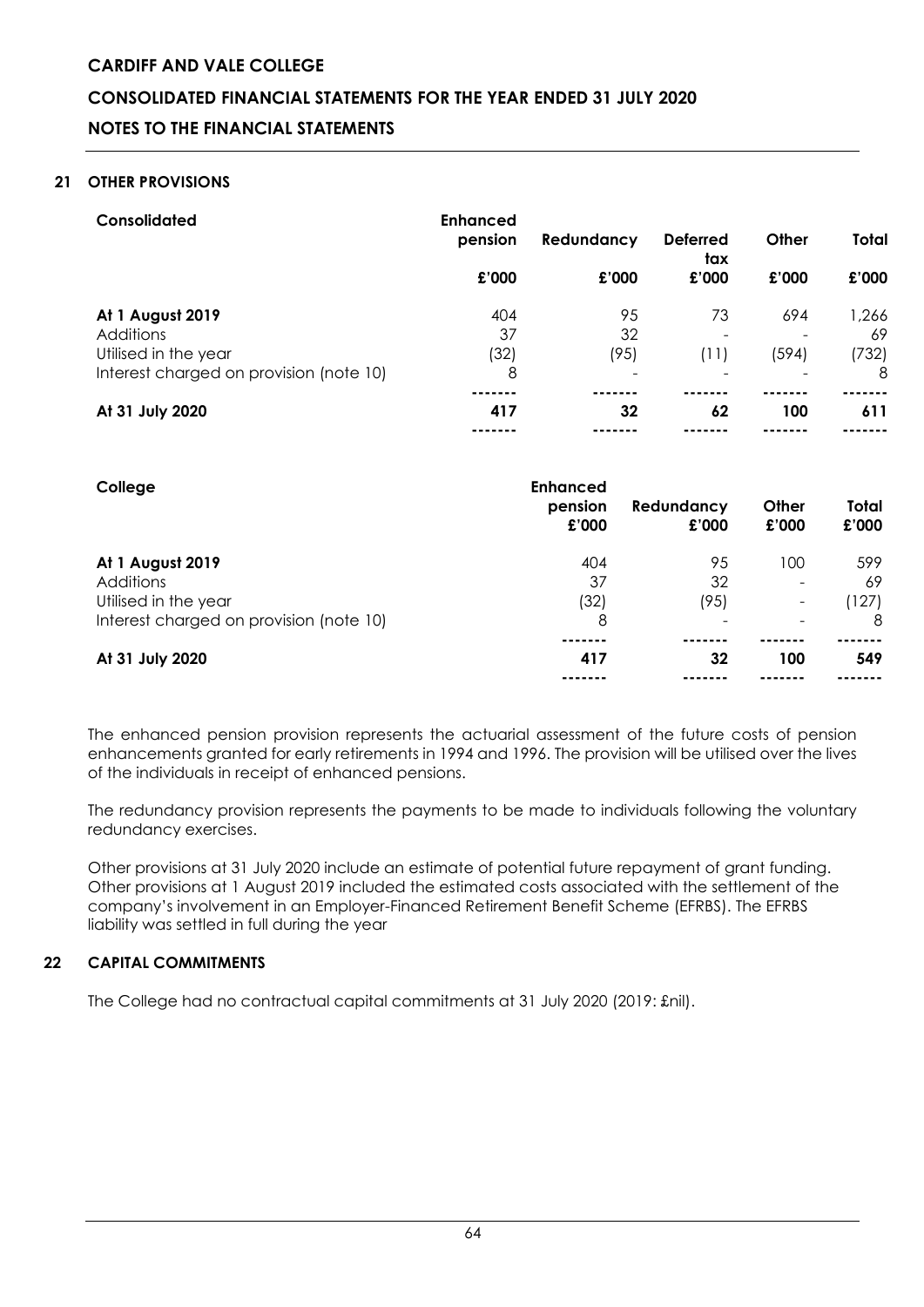## 21 OTHER PROVISIONS

| Consolidated | Enhanced pension | Redundancy | Deferred tax | Other | Total |
|---|---|---|---|---|---|
| | £'000 | £'000 | £'000 | £'000 | £'000 |
| **At 1 August 2019** | 404 | 95 | 73 | 694 | 1,266 |
| Additions | 37 | 32 | - | - | 69 |
| Utilised in the year | (32) | (95) | (11) | (594) | (732) |
| Interest charged on provision (note 10) | 8 | - | - | - | 8 |
| **At 31 July 2020** | **417** | **32** | **62** | **100** | **611** |

| College | Enhanced pension £'000 | Redundancy £'000 | Other £'000 | Total £'000 |
|---|---|---|---|---|
| **At 1 August 2019** | 404 | 95 | 100 | 599 |
| Additions | 37 | 32 | - | 69 |
| Utilised in the year | (32) | (95) | - | (127) |
| Interest charged on provision (note 10) | 8 | - | - | 8 |
| **At 31 July 2020** | **417** | **32** | **100** | **549** |

The enhanced pension provision represents the actuarial assessment of the future costs of pension enhancements granted for early retirements in 1994 and 1996. The provision will be utilised over the lives of the individuals in receipt of enhanced pensions.

The redundancy provision represents the payments to be made to individuals following the voluntary redundancy exercises.

Other provisions at 31 July 2020 include an estimate of potential future repayment of grant funding. Other provisions at 1 August 2019 included the estimated costs associated with the settlement of the company's involvement in an Employer-Financed Retirement Benefit Scheme (EFRBS). The EFRBS liability was settled in full during the year

## 22 CAPITAL COMMITMENTS

The College had no contractual capital commitments at 31 July 2020 (2019: £nil).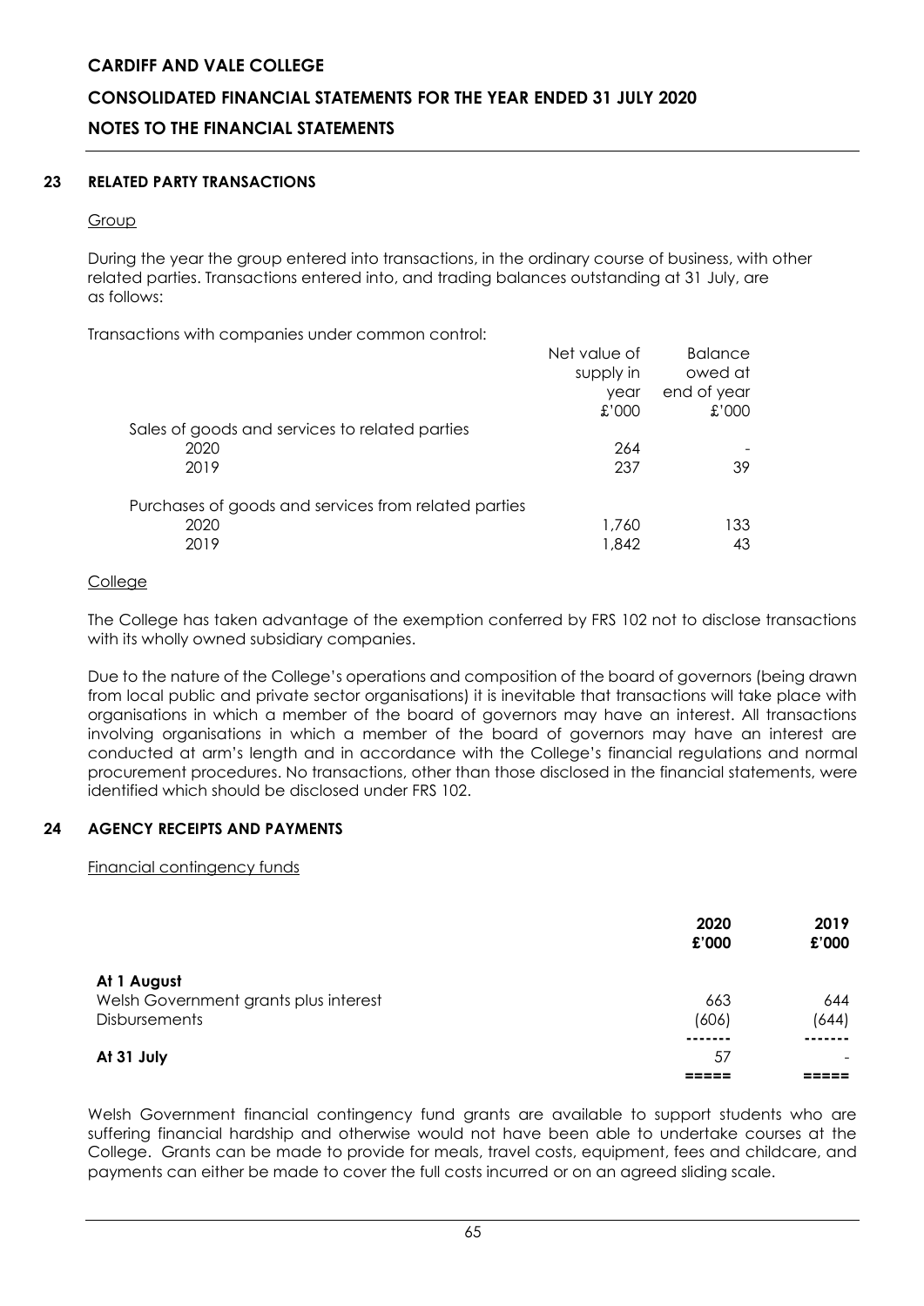# CARDIFF AND VALE COLLEGE

## CONSOLIDATED FINANCIAL STATEMENTS FOR THE YEAR ENDED 31 JULY 2020

## NOTES TO THE FINANCIAL STATEMENTS

### 23 RELATED PARTY TRANSACTIONS

Group

During the year the group entered into transactions, in the ordinary course of business, with other related parties. Transactions entered into, and trading balances outstanding at 31 July, are as follows:

Transactions with companies under common control:

| | Net value of supply in year £'000 | Balance owed at end of year £'000 |
|---|---|---|
| Sales of goods and services to related parties | | |
| 2020 | 264 | - |
| 2019 | 237 | 39 |
| Purchases of goods and services from related parties | | |
| 2020 | 1,760 | 133 |
| 2019 | 1,842 | 43 |

College

The College has taken advantage of the exemption conferred by FRS 102 not to disclose transactions with its wholly owned subsidiary companies.

Due to the nature of the College's operations and composition of the board of governors (being drawn from local public and private sector organisations) it is inevitable that transactions will take place with organisations in which a member of the board of governors may have an interest. All transactions involving organisations in which a member of the board of governors may have an interest are conducted at arm's length and in accordance with the College's financial regulations and normal procurement procedures. No transactions, other than those disclosed in the financial statements, were identified which should be disclosed under FRS 102.

### 24 AGENCY RECEIPTS AND PAYMENTS

Financial contingency funds

| | 2020 £'000 | 2019 £'000 |
|---|---|---|
| **At 1 August** | | |
| Welsh Government grants plus interest | 663 | 644 |
| Disbursements | (606) | (644) |
| **At 31 July** | 57 | - |

Welsh Government financial contingency fund grants are available to support students who are suffering financial hardship and otherwise would not have been able to undertake courses at the College. Grants can be made to provide for meals, travel costs, equipment, fees and childcare, and payments can either be made to cover the full costs incurred or on an agreed sliding scale.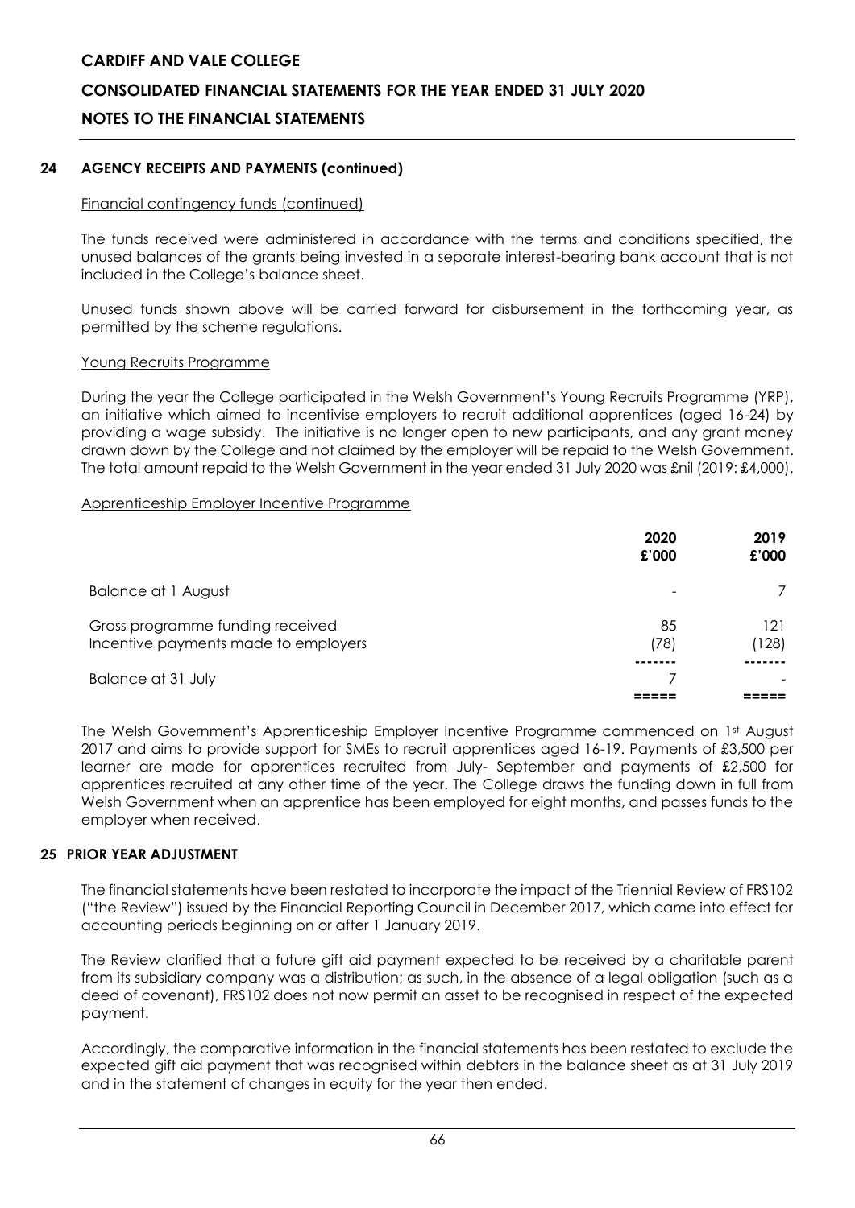## 24 AGENCY RECEIPTS AND PAYMENTS (continued)

Financial contingency funds (continued)

The funds received were administered in accordance with the terms and conditions specified, the unused balances of the grants being invested in a separate interest-bearing bank account that is not included in the College's balance sheet.

Unused funds shown above will be carried forward for disbursement in the forthcoming year, as permitted by the scheme regulations.

Young Recruits Programme

During the year the College participated in the Welsh Government's Young Recruits Programme (YRP), an initiative which aimed to incentivise employers to recruit additional apprentices (aged 16-24) by providing a wage subsidy. The initiative is no longer open to new participants, and any grant money drawn down by the College and not claimed by the employer will be repaid to the Welsh Government. The total amount repaid to the Welsh Government in the year ended 31 July 2020 was £nil (2019: £4,000).

Apprenticeship Employer Incentive Programme

| | 2020 £'000 | 2019 £'000 |
|---|---|---|
| Balance at 1 August | - | 7 |
| Gross programme funding received | 85 | 121 |
| Incentive payments made to employers | (78) | (128) |
| Balance at 31 July | 7 | - |

The Welsh Government's Apprenticeship Employer Incentive Programme commenced on 1st August 2017 and aims to provide support for SMEs to recruit apprentices aged 16-19. Payments of £3,500 per learner are made for apprentices recruited from July- September and payments of £2,500 for apprentices recruited at any other time of the year. The College draws the funding down in full from Welsh Government when an apprentice has been employed for eight months, and passes funds to the employer when received.

## 25 PRIOR YEAR ADJUSTMENT

The financial statements have been restated to incorporate the impact of the Triennial Review of FRS102 ("the Review") issued by the Financial Reporting Council in December 2017, which came into effect for accounting periods beginning on or after 1 January 2019.

The Review clarified that a future gift aid payment expected to be received by a charitable parent from its subsidiary company was a distribution; as such, in the absence of a legal obligation (such as a deed of covenant), FRS102 does not now permit an asset to be recognised in respect of the expected payment.

Accordingly, the comparative information in the financial statements has been restated to exclude the expected gift aid payment that was recognised within debtors in the balance sheet as at 31 July 2019 and in the statement of changes in equity for the year then ended.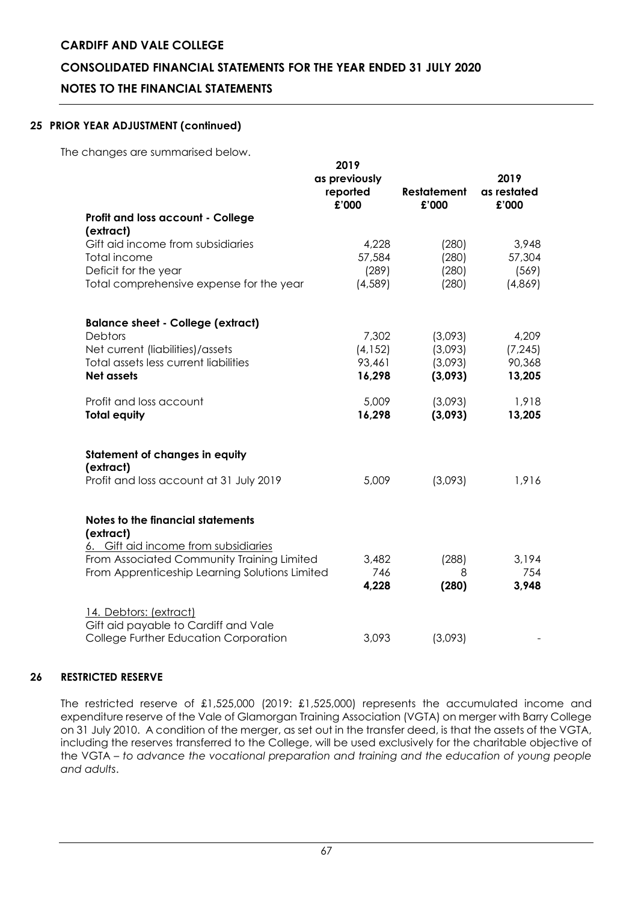## 25 PRIOR YEAR ADJUSTMENT (continued)

The changes are summarised below.

| | 2019 as previously reported £'000 | Restatement £'000 | 2019 as restated £'000 |
|---|---|---|---|
| **Profit and loss account - College (extract)** | | | |
| Gift aid income from subsidiaries | 4,228 | (280) | 3,948 |
| Total income | 57,584 | (280) | 57,304 |
| Deficit for the year | (289) | (280) | (569) |
| Total comprehensive expense for the year | (4,589) | (280) | (4,869) |
| | | | |
| **Balance sheet - College (extract)** | | | |
| Debtors | 7,302 | (3,093) | 4,209 |
| Net current (liabilities)/assets | (4,152) | (3,093) | (7,245) |
| Total assets less current liabilities | 93,461 | (3,093) | 90,368 |
| **Net assets** | **16,298** | **(3,093)** | **13,205** |
| | | | |
| Profit and loss account | 5,009 | (3,093) | 1,918 |
| **Total equity** | **16,298** | **(3,093)** | **13,205** |
| | | | |
| **Statement of changes in equity (extract)** | | | |
| Profit and loss account at 31 July 2019 | 5,009 | (3,093) | 1,916 |
| | | | |
| **Notes to the financial statements (extract)** | | | |
| 6. Gift aid income from subsidiaries | | | |
| From Associated Community Training Limited | 3,482 | (288) | 3,194 |
| From Apprenticeship Learning Solutions Limited | 746 | 8 | 754 |
| | 4,228 | (280) | 3,948 |
| | | | |
| 14. Debtors: (extract) | | | |
| Gift aid payable to Cardiff and Vale College Further Education Corporation | 3,093 | (3,093) | - |

## 26 RESTRICTED RESERVE

The restricted reserve of £1,525,000 (2019: £1,525,000) represents the accumulated income and expenditure reserve of the Vale of Glamorgan Training Association (VGTA) on merger with Barry College on 31 July 2010. A condition of the merger, as set out in the transfer deed, is that the assets of the VGTA, including the reserves transferred to the College, will be used exclusively for the charitable objective of the VGTA – *to advance the vocational preparation and training and the education of young people and adults*.